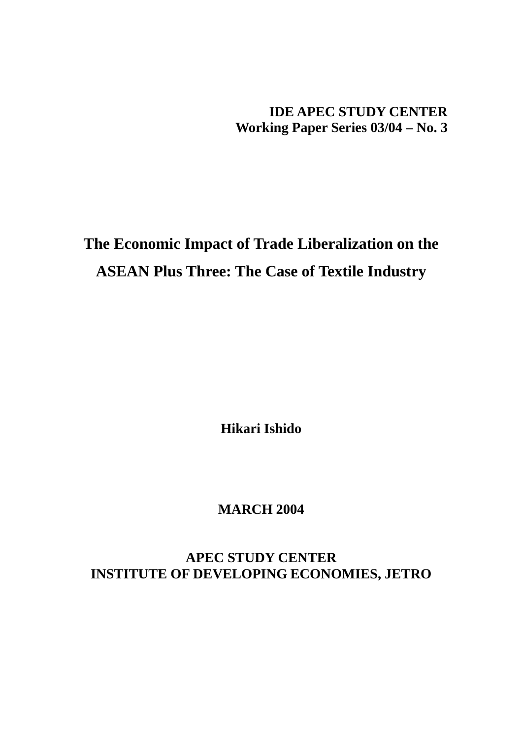**IDE APEC STUDY CENTER**
**Working Paper Series 03/04 – No. 3**

# The Economic Impact of Trade Liberalization on the ASEAN Plus Three: The Case of Textile Industry

**Hikari Ishido**

**MARCH 2004**

**APEC STUDY CENTER**
**INSTITUTE OF DEVELOPING ECONOMIES, JETRO**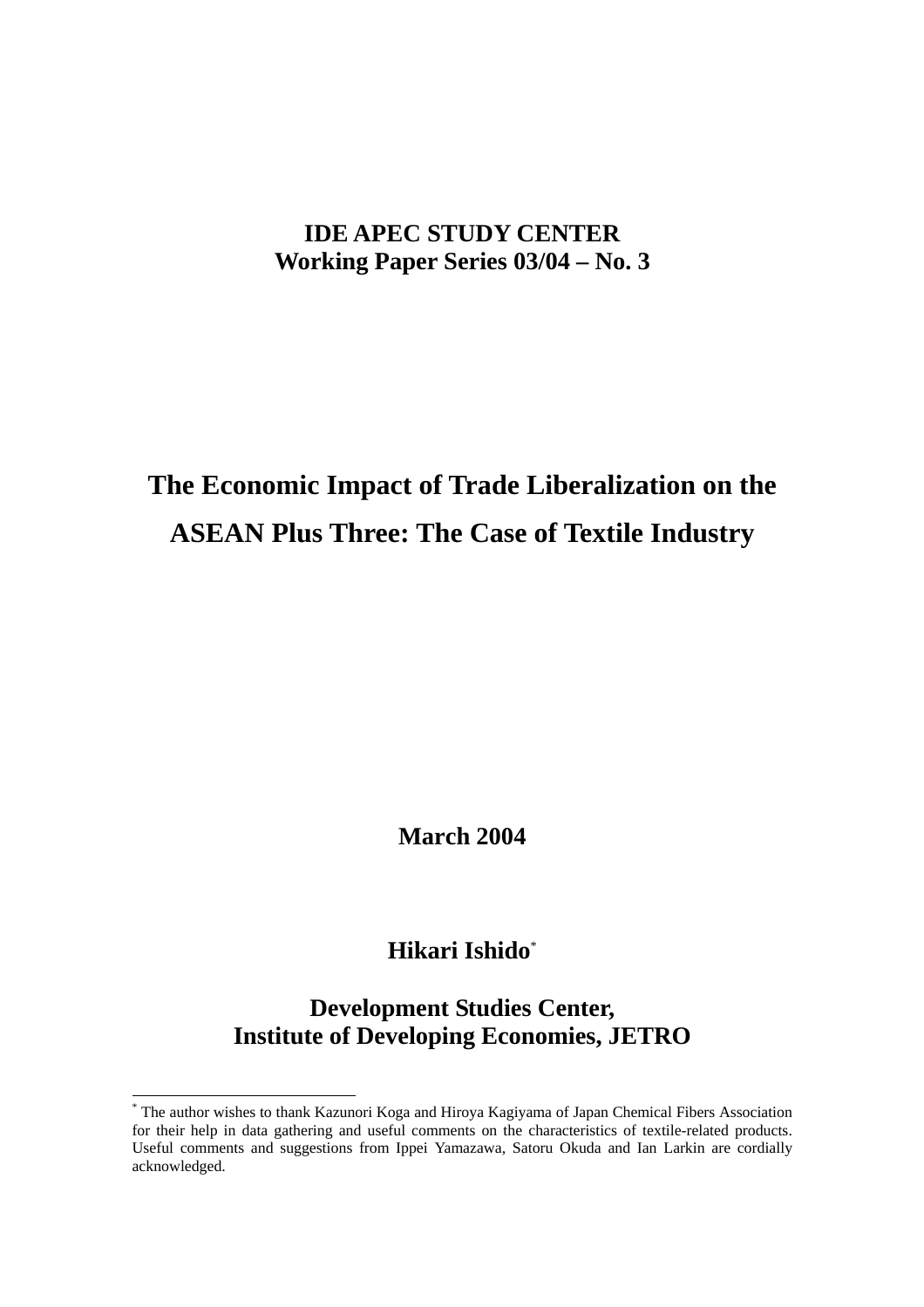**IDE APEC STUDY CENTER**
**Working Paper Series 03/04 – No. 3**

# The Economic Impact of Trade Liberalization on the ASEAN Plus Three: The Case of Textile Industry

**March 2004**

**Hikari Ishido**[*]

**Development Studies Center,**
**Institute of Developing Economies, JETRO**

---

[*] The author wishes to thank Kazunori Koga and Hiroya Kagiyama of Japan Chemical Fibers Association for their help in data gathering and useful comments on the characteristics of textile-related products. Useful comments and suggestions from Ippei Yamazawa, Satoru Okuda and Ian Larkin are cordially acknowledged.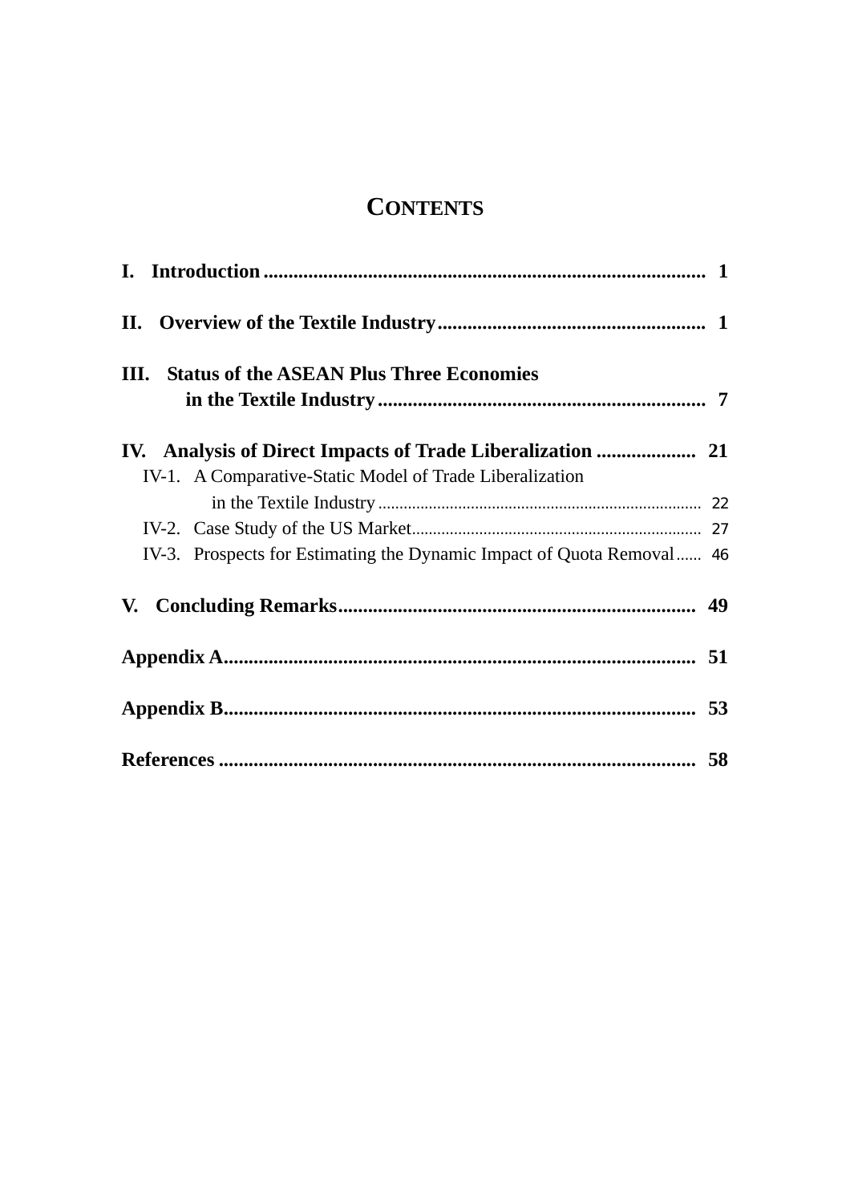# CONTENTS

**I. Introduction** .......... 1

**II. Overview of the Textile Industry** .......... 1

**III. Status of the ASEAN Plus Three Economies in the Textile Industry** .......... 7

**IV. Analysis of Direct Impacts of Trade Liberalization** .......... 21

- IV-1. A Comparative-Static Model of Trade Liberalization in the Textile Industry .......... 22
- IV-2. Case Study of the US Market .......... 27
- IV-3. Prospects for Estimating the Dynamic Impact of Quota Removal .......... 46

**V. Concluding Remarks** .......... 49

**Appendix A** .......... 51

**Appendix B** .......... 53

**References** .......... 58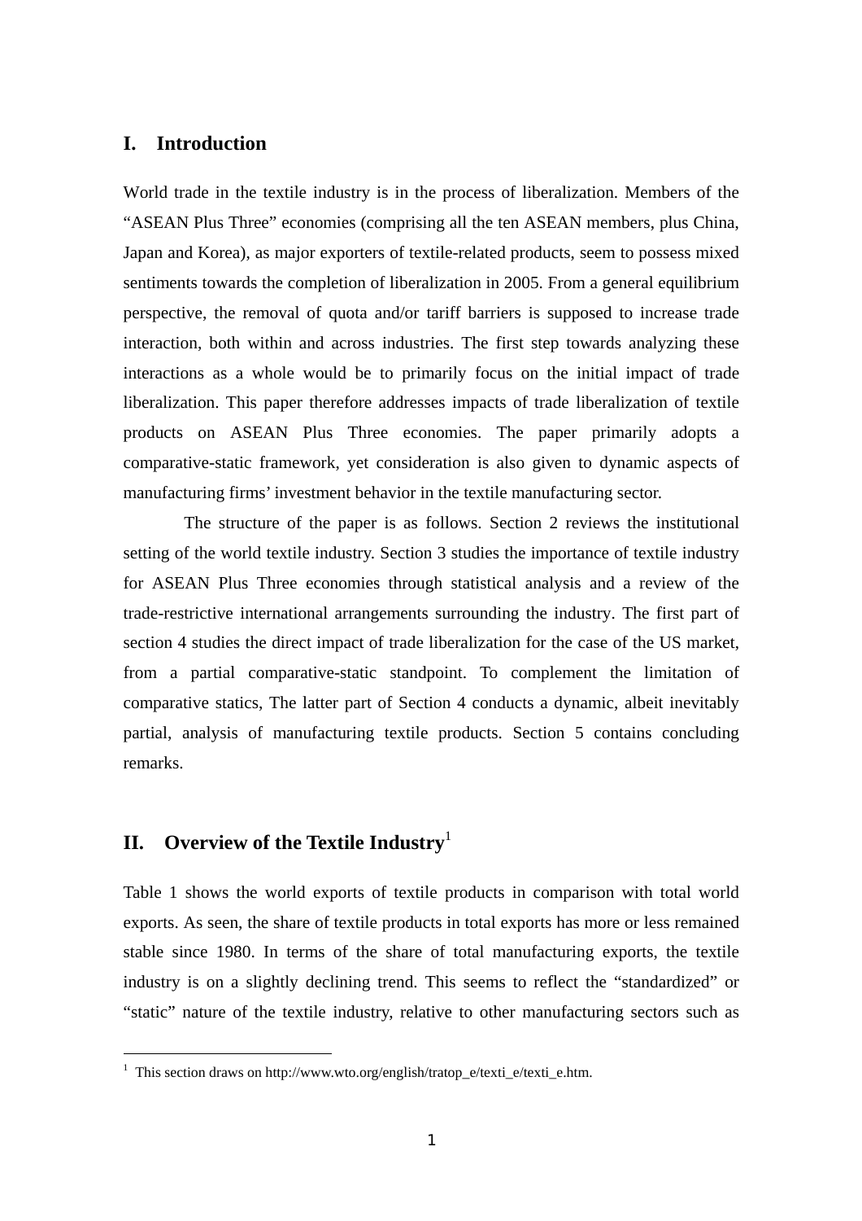## I. Introduction

World trade in the textile industry is in the process of liberalization. Members of the "ASEAN Plus Three" economies (comprising all the ten ASEAN members, plus China, Japan and Korea), as major exporters of textile-related products, seem to possess mixed sentiments towards the completion of liberalization in 2005. From a general equilibrium perspective, the removal of quota and/or tariff barriers is supposed to increase trade interaction, both within and across industries. The first step towards analyzing these interactions as a whole would be to primarily focus on the initial impact of trade liberalization. This paper therefore addresses impacts of trade liberalization of textile products on ASEAN Plus Three economies. The paper primarily adopts a comparative-static framework, yet consideration is also given to dynamic aspects of manufacturing firms' investment behavior in the textile manufacturing sector.

The structure of the paper is as follows. Section 2 reviews the institutional setting of the world textile industry. Section 3 studies the importance of textile industry for ASEAN Plus Three economies through statistical analysis and a review of the trade-restrictive international arrangements surrounding the industry. The first part of section 4 studies the direct impact of trade liberalization for the case of the US market, from a partial comparative-static standpoint. To complement the limitation of comparative statics, The latter part of Section 4 conducts a dynamic, albeit inevitably partial, analysis of manufacturing textile products. Section 5 contains concluding remarks.

## II. Overview of the Textile Industry[1]

Table 1 shows the world exports of textile products in comparison with total world exports. As seen, the share of textile products in total exports has more or less remained stable since 1980. In terms of the share of total manufacturing exports, the textile industry is on a slightly declining trend. This seems to reflect the "standardized" or "static" nature of the textile industry, relative to other manufacturing sectors such as

[1] This section draws on http://www.wto.org/english/tratop_e/texti_e/texti_e.htm.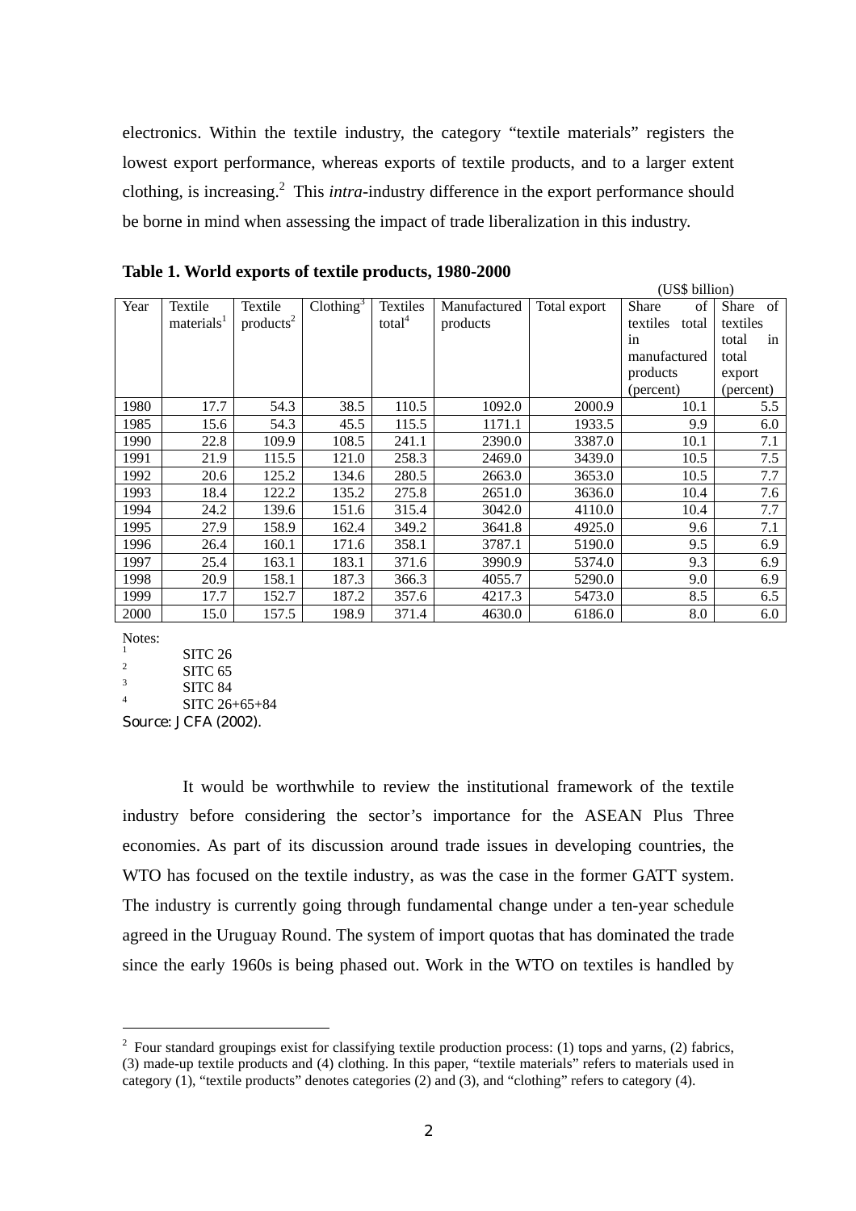electronics. Within the textile industry, the category "textile materials" registers the lowest export performance, whereas exports of textile products, and to a larger extent clothing, is increasing.[2] This *intra*-industry difference in the export performance should be borne in mind when assessing the impact of trade liberalization in this industry.

**Table 1. World exports of textile products, 1980-2000**

(US$ billion)

| Year | Textile materials[1] | Textile products[2] | Clothing[3] | Textiles total[4] | Manufactured products | Total export | Share of textiles total in manufactured products (percent) | Share of textiles in total export (percent) |
|---|---|---|---|---|---|---|---|---|
| 1980 | 17.7 | 54.3 | 38.5 | 110.5 | 1092.0 | 2000.9 | 10.1 | 5.5 |
| 1985 | 15.6 | 54.3 | 45.5 | 115.5 | 1171.1 | 1933.5 | 9.9 | 6.0 |
| 1990 | 22.8 | 109.9 | 108.5 | 241.1 | 2390.0 | 3387.0 | 10.1 | 7.1 |
| 1991 | 21.9 | 115.5 | 121.0 | 258.3 | 2469.0 | 3439.0 | 10.5 | 7.5 |
| 1992 | 20.6 | 125.2 | 134.6 | 280.5 | 2663.0 | 3653.0 | 10.5 | 7.7 |
| 1993 | 18.4 | 122.2 | 135.2 | 275.8 | 2651.0 | 3636.0 | 10.4 | 7.6 |
| 1994 | 24.2 | 139.6 | 151.6 | 315.4 | 3042.0 | 4110.0 | 10.4 | 7.7 |
| 1995 | 27.9 | 158.9 | 162.4 | 349.2 | 3641.8 | 4925.0 | 9.6 | 7.1 |
| 1996 | 26.4 | 160.1 | 171.6 | 358.1 | 3787.1 | 5190.0 | 9.5 | 6.9 |
| 1997 | 25.4 | 163.1 | 183.1 | 371.6 | 3990.9 | 5374.0 | 9.3 | 6.9 |
| 1998 | 20.9 | 158.1 | 187.3 | 366.3 | 4055.7 | 5290.0 | 9.0 | 6.9 |
| 1999 | 17.7 | 152.7 | 187.2 | 357.6 | 4217.3 | 5473.0 | 8.5 | 6.5 |
| 2000 | 15.0 | 157.5 | 198.9 | 371.4 | 4630.0 | 6186.0 | 8.0 | 6.0 |

Notes:
[1] SITC 26
[2] SITC 65
[3] SITC 84
[4] SITC 26+65+84

Source: JCFA (2002).

It would be worthwhile to review the institutional framework of the textile industry before considering the sector's importance for the ASEAN Plus Three economies. As part of its discussion around trade issues in developing countries, the WTO has focused on the textile industry, as was the case in the former GATT system. The industry is currently going through fundamental change under a ten-year schedule agreed in the Uruguay Round. The system of import quotas that has dominated the trade since the early 1960s is being phased out. Work in the WTO on textiles is handled by

[2] Four standard groupings exist for classifying textile production process: (1) tops and yarns, (2) fabrics, (3) made-up textile products and (4) clothing. In this paper, "textile materials" refers to materials used in category (1), "textile products" denotes categories (2) and (3), and "clothing" refers to category (4).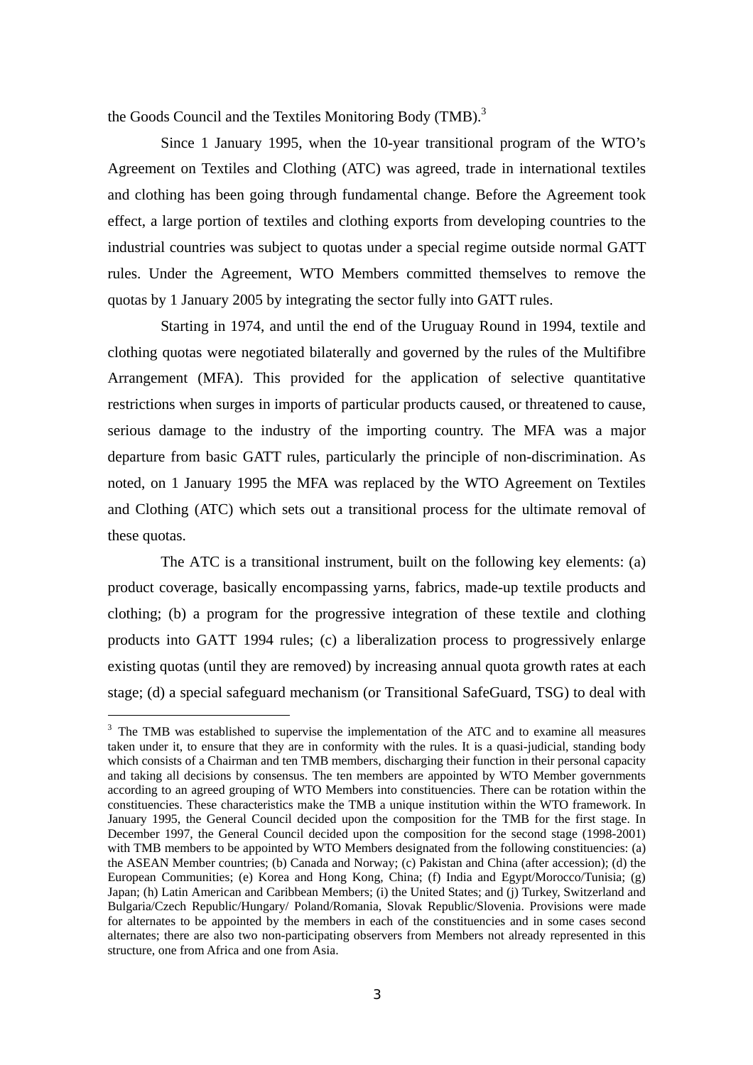the Goods Council and the Textiles Monitoring Body (TMB).[3]

Since 1 January 1995, when the 10-year transitional program of the WTO's Agreement on Textiles and Clothing (ATC) was agreed, trade in international textiles and clothing has been going through fundamental change. Before the Agreement took effect, a large portion of textiles and clothing exports from developing countries to the industrial countries was subject to quotas under a special regime outside normal GATT rules. Under the Agreement, WTO Members committed themselves to remove the quotas by 1 January 2005 by integrating the sector fully into GATT rules.

Starting in 1974, and until the end of the Uruguay Round in 1994, textile and clothing quotas were negotiated bilaterally and governed by the rules of the Multifibre Arrangement (MFA). This provided for the application of selective quantitative restrictions when surges in imports of particular products caused, or threatened to cause, serious damage to the industry of the importing country. The MFA was a major departure from basic GATT rules, particularly the principle of non-discrimination. As noted, on 1 January 1995 the MFA was replaced by the WTO Agreement on Textiles and Clothing (ATC) which sets out a transitional process for the ultimate removal of these quotas.

The ATC is a transitional instrument, built on the following key elements: (a) product coverage, basically encompassing yarns, fabrics, made-up textile products and clothing; (b) a program for the progressive integration of these textile and clothing products into GATT 1994 rules; (c) a liberalization process to progressively enlarge existing quotas (until they are removed) by increasing annual quota growth rates at each stage; (d) a special safeguard mechanism (or Transitional SafeGuard, TSG) to deal with

---

[3] The TMB was established to supervise the implementation of the ATC and to examine all measures taken under it, to ensure that they are in conformity with the rules. It is a quasi-judicial, standing body which consists of a Chairman and ten TMB members, discharging their function in their personal capacity and taking all decisions by consensus. The ten members are appointed by WTO Member governments according to an agreed grouping of WTO Members into constituencies. There can be rotation within the constituencies. These characteristics make the TMB a unique institution within the WTO framework. In January 1995, the General Council decided upon the composition for the TMB for the first stage. In December 1997, the General Council decided upon the composition for the second stage (1998-2001) with TMB members to be appointed by WTO Members designated from the following constituencies: (a) the ASEAN Member countries; (b) Canada and Norway; (c) Pakistan and China (after accession); (d) the European Communities; (e) Korea and Hong Kong, China; (f) India and Egypt/Morocco/Tunisia; (g) Japan; (h) Latin American and Caribbean Members; (i) the United States; and (j) Turkey, Switzerland and Bulgaria/Czech Republic/Hungary/ Poland/Romania, Slovak Republic/Slovenia. Provisions were made for alternates to be appointed by the members in each of the constituencies and in some cases second alternates; there are also two non-participating observers from Members not already represented in this structure, one from Africa and one from Asia.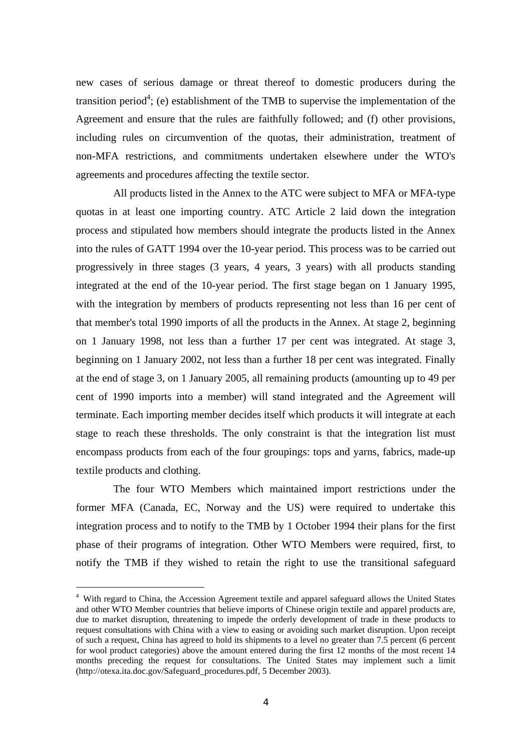new cases of serious damage or threat thereof to domestic producers during the transition period[4]; (e) establishment of the TMB to supervise the implementation of the Agreement and ensure that the rules are faithfully followed; and (f) other provisions, including rules on circumvention of the quotas, their administration, treatment of non-MFA restrictions, and commitments undertaken elsewhere under the WTO's agreements and procedures affecting the textile sector.

All products listed in the Annex to the ATC were subject to MFA or MFA-type quotas in at least one importing country. ATC Article 2 laid down the integration process and stipulated how members should integrate the products listed in the Annex into the rules of GATT 1994 over the 10-year period. This process was to be carried out progressively in three stages (3 years, 4 years, 3 years) with all products standing integrated at the end of the 10-year period. The first stage began on 1 January 1995, with the integration by members of products representing not less than 16 per cent of that member's total 1990 imports of all the products in the Annex. At stage 2, beginning on 1 January 1998, not less than a further 17 per cent was integrated. At stage 3, beginning on 1 January 2002, not less than a further 18 per cent was integrated. Finally at the end of stage 3, on 1 January 2005, all remaining products (amounting up to 49 per cent of 1990 imports into a member) will stand integrated and the Agreement will terminate. Each importing member decides itself which products it will integrate at each stage to reach these thresholds. The only constraint is that the integration list must encompass products from each of the four groupings: tops and yarns, fabrics, made-up textile products and clothing.

The four WTO Members which maintained import restrictions under the former MFA (Canada, EC, Norway and the US) were required to undertake this integration process and to notify to the TMB by 1 October 1994 their plans for the first phase of their programs of integration. Other WTO Members were required, first, to notify the TMB if they wished to retain the right to use the transitional safeguard

---

[4] With regard to China, the Accession Agreement textile and apparel safeguard allows the United States and other WTO Member countries that believe imports of Chinese origin textile and apparel products are, due to market disruption, threatening to impede the orderly development of trade in these products to request consultations with China with a view to easing or avoiding such market disruption. Upon receipt of such a request, China has agreed to hold its shipments to a level no greater than 7.5 percent (6 percent for wool product categories) above the amount entered during the first 12 months of the most recent 14 months preceding the request for consultations. The United States may implement such a limit (http://otexa.ita.doc.gov/Safeguard_procedures.pdf, 5 December 2003).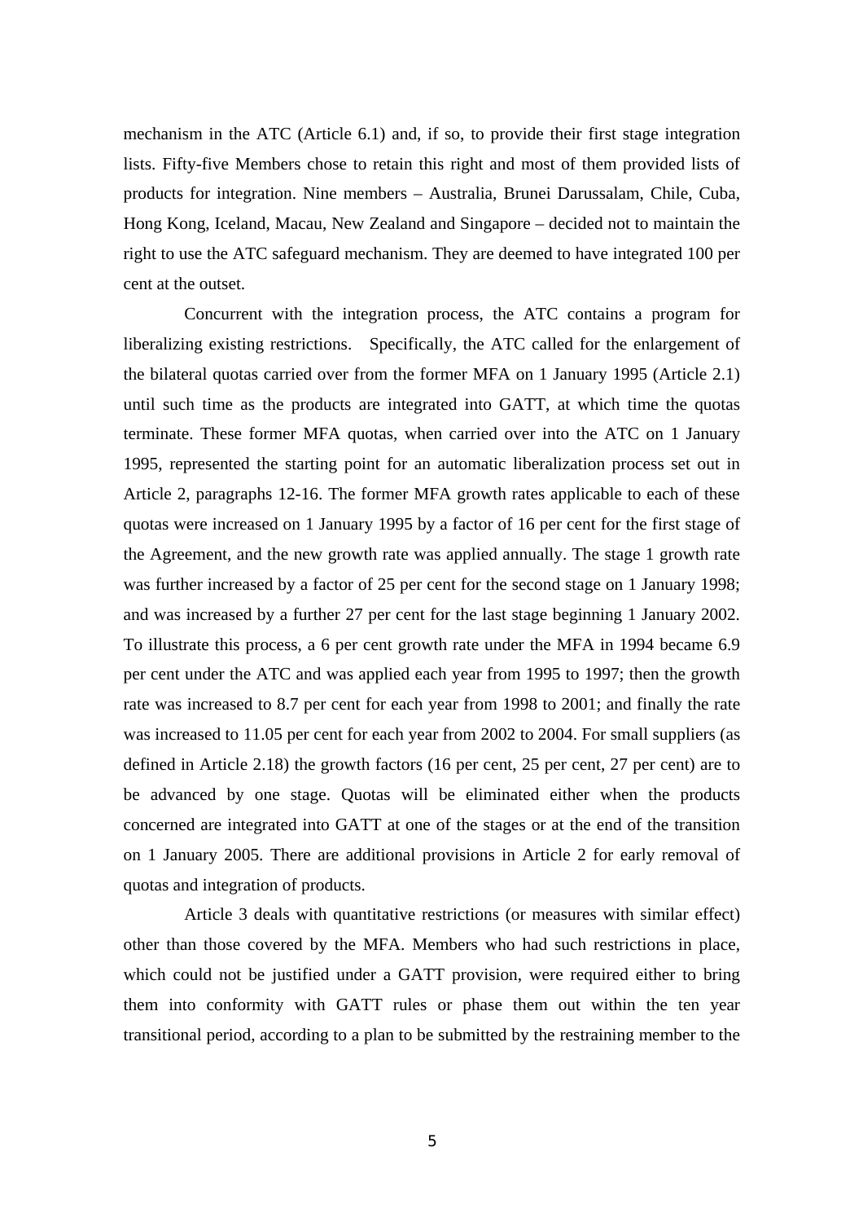mechanism in the ATC (Article 6.1) and, if so, to provide their first stage integration lists. Fifty-five Members chose to retain this right and most of them provided lists of products for integration. Nine members – Australia, Brunei Darussalam, Chile, Cuba, Hong Kong, Iceland, Macau, New Zealand and Singapore – decided not to maintain the right to use the ATC safeguard mechanism. They are deemed to have integrated 100 per cent at the outset.

Concurrent with the integration process, the ATC contains a program for liberalizing existing restrictions. Specifically, the ATC called for the enlargement of the bilateral quotas carried over from the former MFA on 1 January 1995 (Article 2.1) until such time as the products are integrated into GATT, at which time the quotas terminate. These former MFA quotas, when carried over into the ATC on 1 January 1995, represented the starting point for an automatic liberalization process set out in Article 2, paragraphs 12-16. The former MFA growth rates applicable to each of these quotas were increased on 1 January 1995 by a factor of 16 per cent for the first stage of the Agreement, and the new growth rate was applied annually. The stage 1 growth rate was further increased by a factor of 25 per cent for the second stage on 1 January 1998; and was increased by a further 27 per cent for the last stage beginning 1 January 2002. To illustrate this process, a 6 per cent growth rate under the MFA in 1994 became 6.9 per cent under the ATC and was applied each year from 1995 to 1997; then the growth rate was increased to 8.7 per cent for each year from 1998 to 2001; and finally the rate was increased to 11.05 per cent for each year from 2002 to 2004. For small suppliers (as defined in Article 2.18) the growth factors (16 per cent, 25 per cent, 27 per cent) are to be advanced by one stage. Quotas will be eliminated either when the products concerned are integrated into GATT at one of the stages or at the end of the transition on 1 January 2005. There are additional provisions in Article 2 for early removal of quotas and integration of products.

Article 3 deals with quantitative restrictions (or measures with similar effect) other than those covered by the MFA. Members who had such restrictions in place, which could not be justified under a GATT provision, were required either to bring them into conformity with GATT rules or phase them out within the ten year transitional period, according to a plan to be submitted by the restraining member to the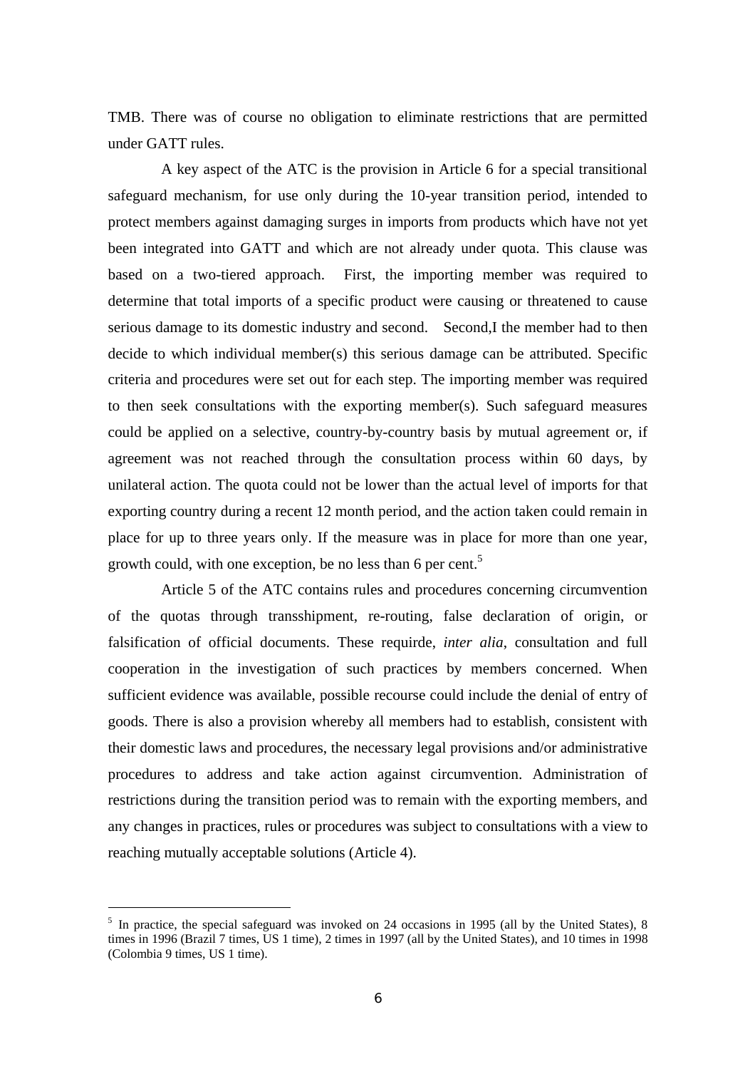TMB. There was of course no obligation to eliminate restrictions that are permitted under GATT rules.

A key aspect of the ATC is the provision in Article 6 for a special transitional safeguard mechanism, for use only during the 10-year transition period, intended to protect members against damaging surges in imports from products which have not yet been integrated into GATT and which are not already under quota. This clause was based on a two-tiered approach. First, the importing member was required to determine that total imports of a specific product were causing or threatened to cause serious damage to its domestic industry and second. Second,I the member had to then decide to which individual member(s) this serious damage can be attributed. Specific criteria and procedures were set out for each step. The importing member was required to then seek consultations with the exporting member(s). Such safeguard measures could be applied on a selective, country-by-country basis by mutual agreement or, if agreement was not reached through the consultation process within 60 days, by unilateral action. The quota could not be lower than the actual level of imports for that exporting country during a recent 12 month period, and the action taken could remain in place for up to three years only. If the measure was in place for more than one year, growth could, with one exception, be no less than 6 per cent.[5]

Article 5 of the ATC contains rules and procedures concerning circumvention of the quotas through transshipment, re-routing, false declaration of origin, or falsification of official documents. These requirde, *inter alia*, consultation and full cooperation in the investigation of such practices by members concerned. When sufficient evidence was available, possible recourse could include the denial of entry of goods. There is also a provision whereby all members had to establish, consistent with their domestic laws and procedures, the necessary legal provisions and/or administrative procedures to address and take action against circumvention. Administration of restrictions during the transition period was to remain with the exporting members, and any changes in practices, rules or procedures was subject to consultations with a view to reaching mutually acceptable solutions (Article 4).

---

[5] In practice, the special safeguard was invoked on 24 occasions in 1995 (all by the United States), 8 times in 1996 (Brazil 7 times, US 1 time), 2 times in 1997 (all by the United States), and 10 times in 1998 (Colombia 9 times, US 1 time).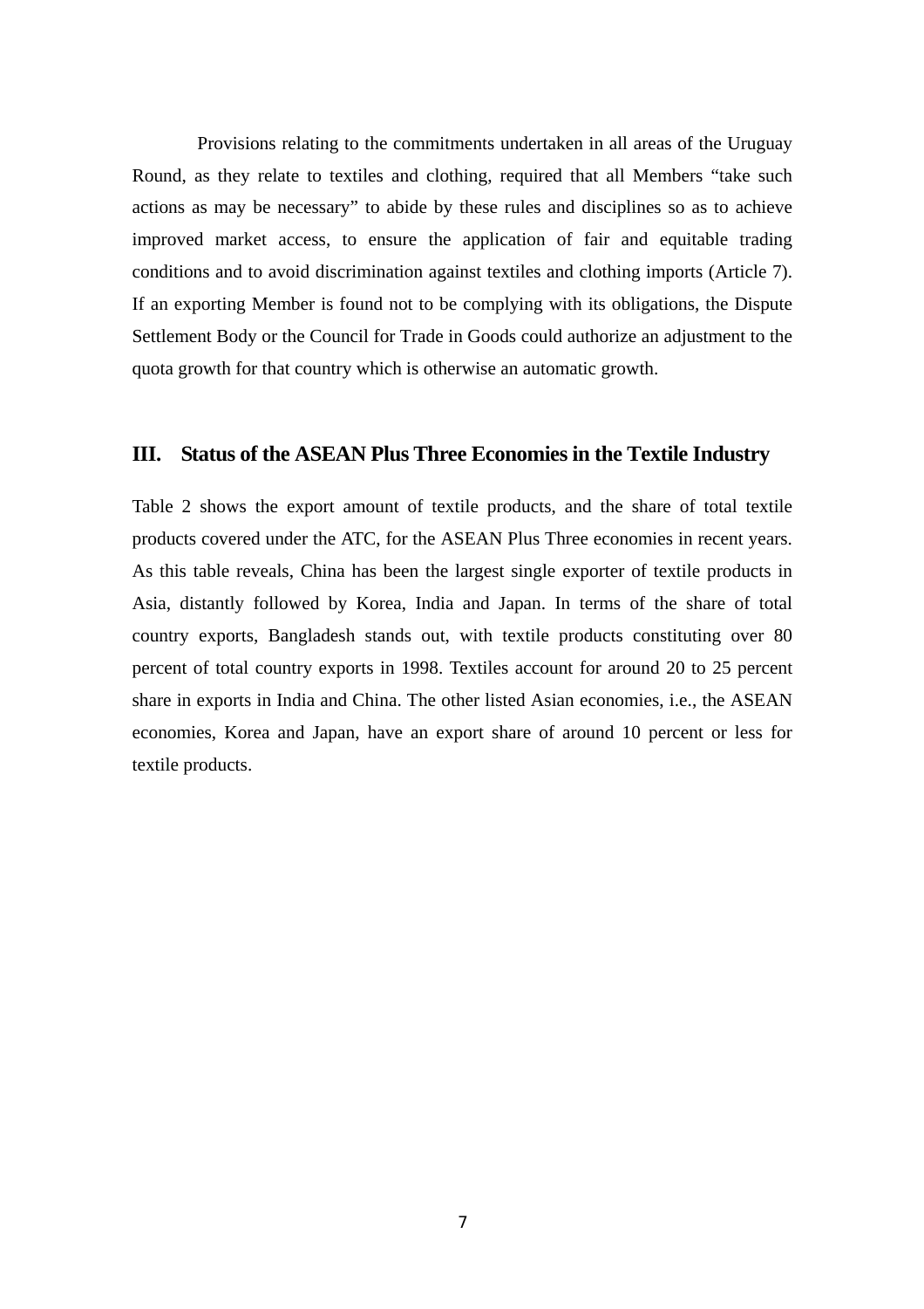Provisions relating to the commitments undertaken in all areas of the Uruguay Round, as they relate to textiles and clothing, required that all Members "take such actions as may be necessary" to abide by these rules and disciplines so as to achieve improved market access, to ensure the application of fair and equitable trading conditions and to avoid discrimination against textiles and clothing imports (Article 7). If an exporting Member is found not to be complying with its obligations, the Dispute Settlement Body or the Council for Trade in Goods could authorize an adjustment to the quota growth for that country which is otherwise an automatic growth.

## III. Status of the ASEAN Plus Three Economies in the Textile Industry

Table 2 shows the export amount of textile products, and the share of total textile products covered under the ATC, for the ASEAN Plus Three economies in recent years. As this table reveals, China has been the largest single exporter of textile products in Asia, distantly followed by Korea, India and Japan. In terms of the share of total country exports, Bangladesh stands out, with textile products constituting over 80 percent of total country exports in 1998. Textiles account for around 20 to 25 percent share in exports in India and China. The other listed Asian economies, i.e., the ASEAN economies, Korea and Japan, have an export share of around 10 percent or less for textile products.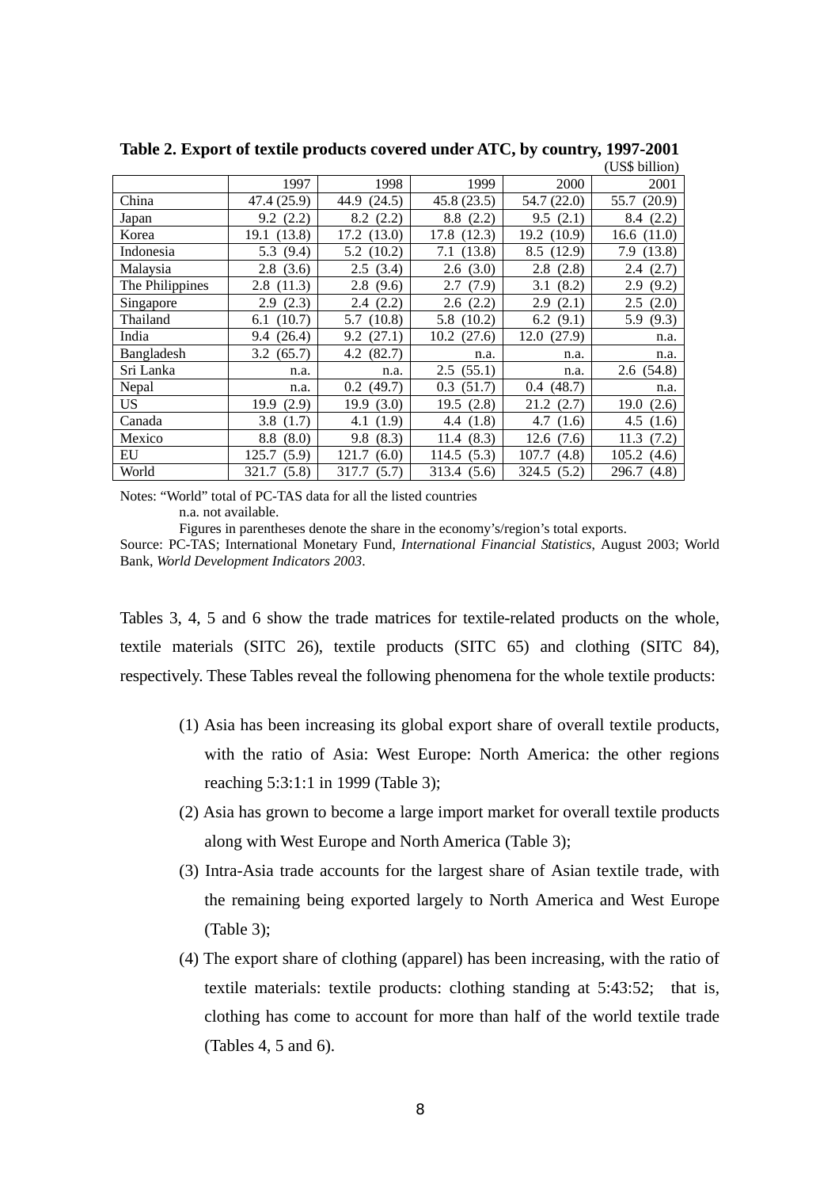**Table 2. Export of textile products covered under ATC, by country, 1997-2001**

(US$ billion)

| | 1997 | 1998 | 1999 | 2000 | 2001 |
|---|---|---|---|---|---|
| China | 47.4 (25.9) | 44.9 (24.5) | 45.8 (23.5) | 54.7 (22.0) | 55.7 (20.9) |
| Japan | 9.2 (2.2) | 8.2 (2.2) | 8.8 (2.2) | 9.5 (2.1) | 8.4 (2.2) |
| Korea | 19.1 (13.8) | 17.2 (13.0) | 17.8 (12.3) | 19.2 (10.9) | 16.6 (11.0) |
| Indonesia | 5.3 (9.4) | 5.2 (10.2) | 7.1 (13.8) | 8.5 (12.9) | 7.9 (13.8) |
| Malaysia | 2.8 (3.6) | 2.5 (3.4) | 2.6 (3.0) | 2.8 (2.8) | 2.4 (2.7) |
| The Philippines | 2.8 (11.3) | 2.8 (9.6) | 2.7 (7.9) | 3.1 (8.2) | 2.9 (9.2) |
| Singapore | 2.9 (2.3) | 2.4 (2.2) | 2.6 (2.2) | 2.9 (2.1) | 2.5 (2.0) |
| Thailand | 6.1 (10.7) | 5.7 (10.8) | 5.8 (10.2) | 6.2 (9.1) | 5.9 (9.3) |
| India | 9.4 (26.4) | 9.2 (27.1) | 10.2 (27.6) | 12.0 (27.9) | n.a. |
| Bangladesh | 3.2 (65.7) | 4.2 (82.7) | n.a. | n.a. | n.a. |
| Sri Lanka | n.a. | n.a. | 2.5 (55.1) | n.a. | 2.6 (54.8) |
| Nepal | n.a. | 0.2 (49.7) | 0.3 (51.7) | 0.4 (48.7) | n.a. |
| US | 19.9 (2.9) | 19.9 (3.0) | 19.5 (2.8) | 21.2 (2.7) | 19.0 (2.6) |
| Canada | 3.8 (1.7) | 4.1 (1.9) | 4.4 (1.8) | 4.7 (1.6) | 4.5 (1.6) |
| Mexico | 8.8 (8.0) | 9.8 (8.3) | 11.4 (8.3) | 12.6 (7.6) | 11.3 (7.2) |
| EU | 125.7 (5.9) | 121.7 (6.0) | 114.5 (5.3) | 107.7 (4.8) | 105.2 (4.6) |
| World | 321.7 (5.8) | 317.7 (5.7) | 313.4 (5.6) | 324.5 (5.2) | 296.7 (4.8) |

Notes: "World" total of PC-TAS data for all the listed countries
n.a. not available.
Figures in parentheses denote the share in the economy's/region's total exports.
Source: PC-TAS; International Monetary Fund, *International Financial Statistics*, August 2003; World Bank, *World Development Indicators 2003*.

Tables 3, 4, 5 and 6 show the trade matrices for textile-related products on the whole, textile materials (SITC 26), textile products (SITC 65) and clothing (SITC 84), respectively. These Tables reveal the following phenomena for the whole textile products:

(1) Asia has been increasing its global export share of overall textile products, with the ratio of Asia: West Europe: North America: the other regions reaching 5:3:1:1 in 1999 (Table 3);

(2) Asia has grown to become a large import market for overall textile products along with West Europe and North America (Table 3);

(3) Intra-Asia trade accounts for the largest share of Asian textile trade, with the remaining being exported largely to North America and West Europe (Table 3);

(4) The export share of clothing (apparel) has been increasing, with the ratio of textile materials: textile products: clothing standing at 5:43:52; that is, clothing has come to account for more than half of the world textile trade (Tables 4, 5 and 6).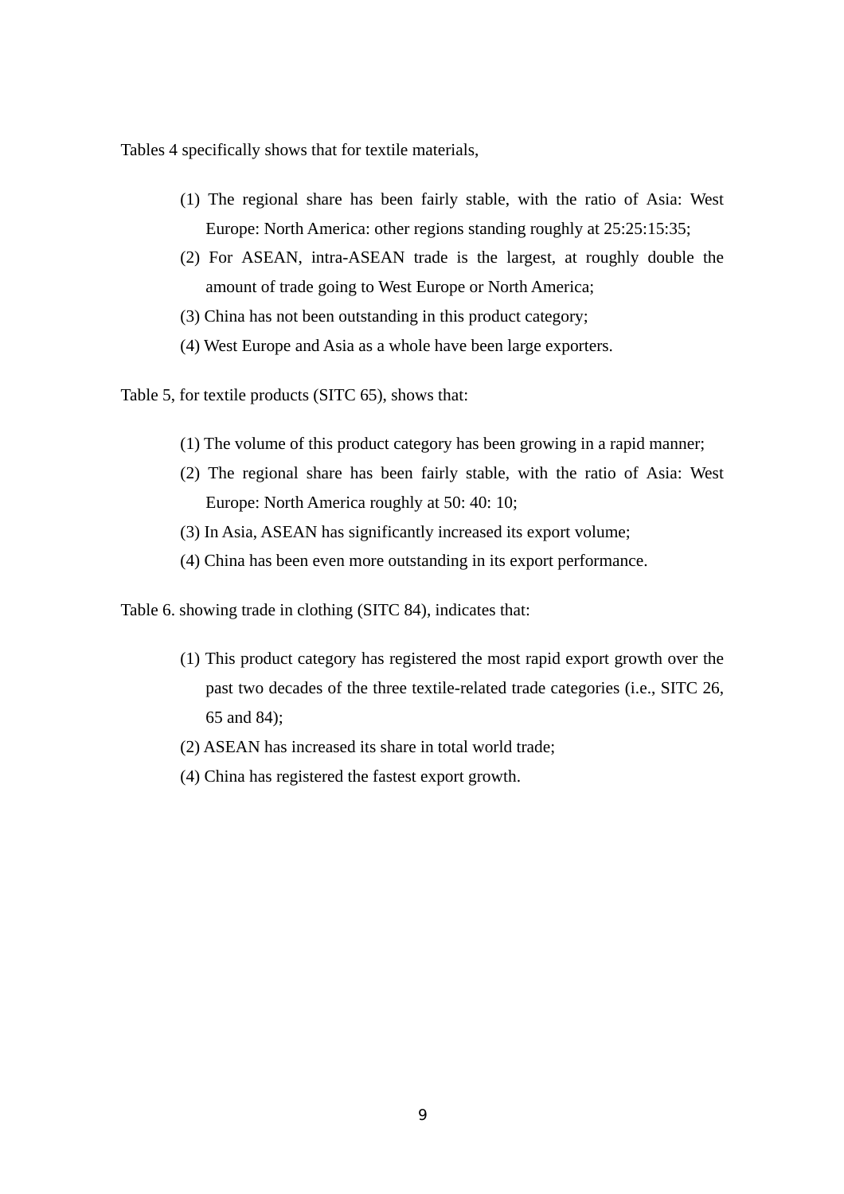Tables 4 specifically shows that for textile materials,

(1) The regional share has been fairly stable, with the ratio of Asia: West Europe: North America: other regions standing roughly at 25:25:15:35;

(2) For ASEAN, intra-ASEAN trade is the largest, at roughly double the amount of trade going to West Europe or North America;

(3) China has not been outstanding in this product category;

(4) West Europe and Asia as a whole have been large exporters.

Table 5, for textile products (SITC 65), shows that:

(1) The volume of this product category has been growing in a rapid manner;

(2) The regional share has been fairly stable, with the ratio of Asia: West Europe: North America roughly at 50: 40: 10;

(3) In Asia, ASEAN has significantly increased its export volume;

(4) China has been even more outstanding in its export performance.

Table 6. showing trade in clothing (SITC 84), indicates that:

(1) This product category has registered the most rapid export growth over the past two decades of the three textile-related trade categories (i.e., SITC 26, 65 and 84);

(2) ASEAN has increased its share in total world trade;

(4) China has registered the fastest export growth.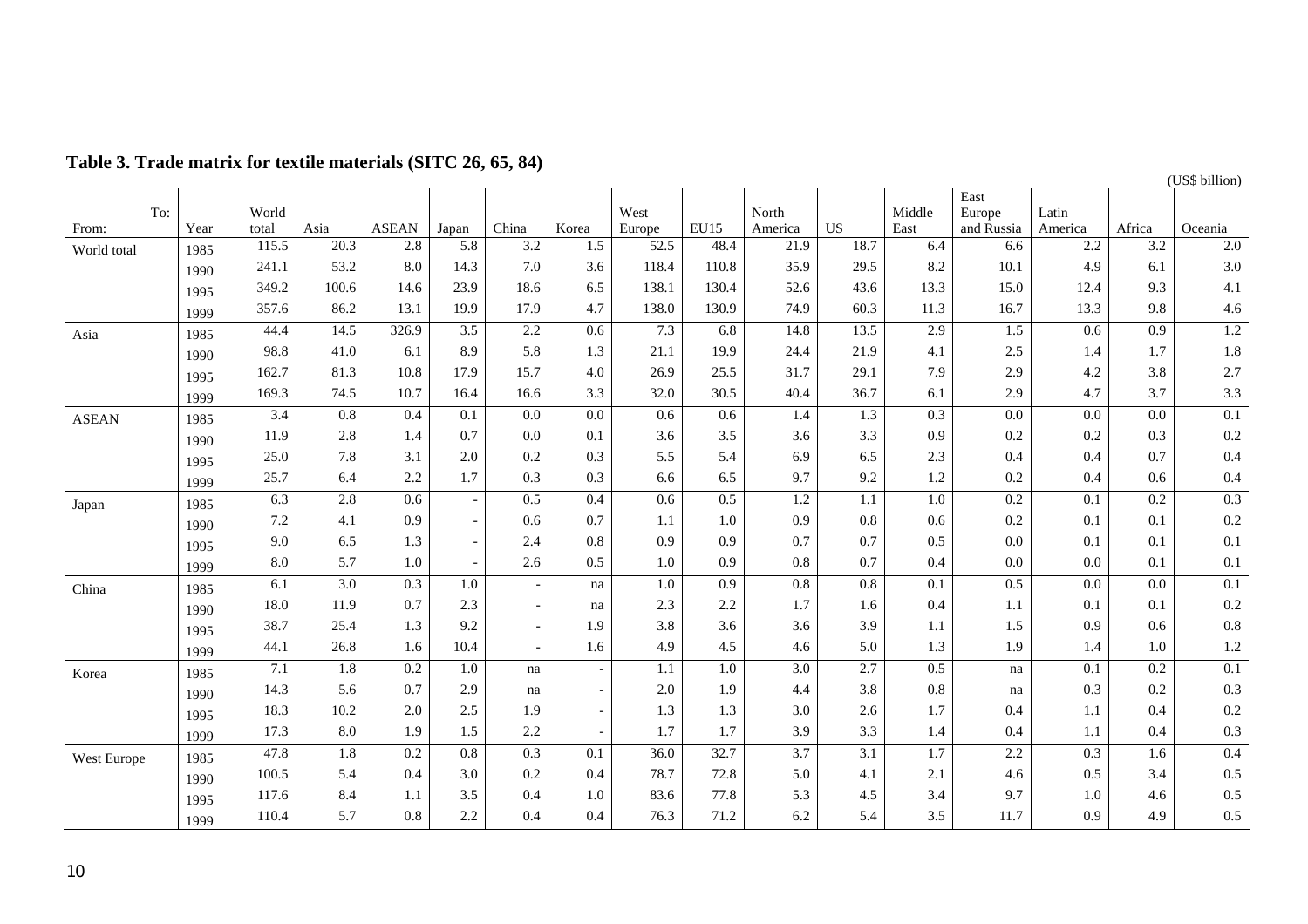## Table 3. Trade matrix for textile materials (SITC 26, 65, 84)

(US$ billion)

| From: | To: Year | World total | Asia | ASEAN | Japan | China | Korea | West Europe | EU15 | North America | US | Middle East | East Europe and Russia | Latin America | Africa | Oceania |
|---|---|---|---|---|---|---|---|---|---|---|---|---|---|---|---|---|
| World total | 1985 | 115.5 | 20.3 | 2.8 | 5.8 | 3.2 | 1.5 | 52.5 | 48.4 | 21.9 | 18.7 | 6.4 | 6.6 | 2.2 | 3.2 | 2.0 |
| | 1990 | 241.1 | 53.2 | 8.0 | 14.3 | 7.0 | 3.6 | 118.4 | 110.8 | 35.9 | 29.5 | 8.2 | 10.1 | 4.9 | 6.1 | 3.0 |
| | 1995 | 349.2 | 100.6 | 14.6 | 23.9 | 18.6 | 6.5 | 138.1 | 130.4 | 52.6 | 43.6 | 13.3 | 15.0 | 12.4 | 9.3 | 4.1 |
| | 1999 | 357.6 | 86.2 | 13.1 | 19.9 | 17.9 | 4.7 | 138.0 | 130.9 | 74.9 | 60.3 | 11.3 | 16.7 | 13.3 | 9.8 | 4.6 |
| Asia | 1985 | 44.4 | 14.5 | 326.9 | 3.5 | 2.2 | 0.6 | 7.3 | 6.8 | 14.8 | 13.5 | 2.9 | 1.5 | 0.6 | 0.9 | 1.2 |
| | 1990 | 98.8 | 41.0 | 6.1 | 8.9 | 5.8 | 1.3 | 21.1 | 19.9 | 24.4 | 21.9 | 4.1 | 2.5 | 1.4 | 1.7 | 1.8 |
| | 1995 | 162.7 | 81.3 | 10.8 | 17.9 | 15.7 | 4.0 | 26.9 | 25.5 | 31.7 | 29.1 | 7.9 | 2.9 | 4.2 | 3.8 | 2.7 |
| | 1999 | 169.3 | 74.5 | 10.7 | 16.4 | 16.6 | 3.3 | 32.0 | 30.5 | 40.4 | 36.7 | 6.1 | 2.9 | 4.7 | 3.7 | 3.3 |
| ASEAN | 1985 | 3.4 | 0.8 | 0.4 | 0.1 | 0.0 | 0.0 | 0.6 | 0.6 | 1.4 | 1.3 | 0.3 | 0.0 | 0.0 | 0.0 | 0.1 |
| | 1990 | 11.9 | 2.8 | 1.4 | 0.7 | 0.0 | 0.1 | 3.6 | 3.5 | 3.6 | 3.3 | 0.9 | 0.2 | 0.2 | 0.3 | 0.2 |
| | 1995 | 25.0 | 7.8 | 3.1 | 2.0 | 0.2 | 0.3 | 5.5 | 5.4 | 6.9 | 6.5 | 2.3 | 0.4 | 0.4 | 0.7 | 0.4 |
| | 1999 | 25.7 | 6.4 | 2.2 | 1.7 | 0.3 | 0.3 | 6.6 | 6.5 | 9.7 | 9.2 | 1.2 | 0.2 | 0.4 | 0.6 | 0.4 |
| Japan | 1985 | 6.3 | 2.8 | 0.6 | - | 0.5 | 0.4 | 0.6 | 0.5 | 1.2 | 1.1 | 1.0 | 0.2 | 0.1 | 0.2 | 0.3 |
| | 1990 | 7.2 | 4.1 | 0.9 | - | 0.6 | 0.7 | 1.1 | 1.0 | 0.9 | 0.8 | 0.6 | 0.2 | 0.1 | 0.1 | 0.2 |
| | 1995 | 9.0 | 6.5 | 1.3 | - | 2.4 | 0.8 | 0.9 | 0.9 | 0.7 | 0.7 | 0.5 | 0.0 | 0.1 | 0.1 | 0.1 |
| | 1999 | 8.0 | 5.7 | 1.0 | - | 2.6 | 0.5 | 1.0 | 0.9 | 0.8 | 0.7 | 0.4 | 0.0 | 0.0 | 0.1 | 0.1 |
| China | 1985 | 6.1 | 3.0 | 0.3 | 1.0 | - | na | 1.0 | 0.9 | 0.8 | 0.8 | 0.1 | 0.5 | 0.0 | 0.0 | 0.1 |
| | 1990 | 18.0 | 11.9 | 0.7 | 2.3 | - | na | 2.3 | 2.2 | 1.7 | 1.6 | 0.4 | 1.1 | 0.1 | 0.1 | 0.2 |
| | 1995 | 38.7 | 25.4 | 1.3 | 9.2 | - | 1.9 | 3.8 | 3.6 | 3.6 | 3.9 | 1.1 | 1.5 | 0.9 | 0.6 | 0.8 |
| | 1999 | 44.1 | 26.8 | 1.6 | 10.4 | - | 1.6 | 4.9 | 4.5 | 4.6 | 5.0 | 1.3 | 1.9 | 1.4 | 1.0 | 1.2 |
| Korea | 1985 | 7.1 | 1.8 | 0.2 | 1.0 | na | - | 1.1 | 1.0 | 3.0 | 2.7 | 0.5 | na | 0.1 | 0.2 | 0.1 |
| | 1990 | 14.3 | 5.6 | 0.7 | 2.9 | na | - | 2.0 | 1.9 | 4.4 | 3.8 | 0.8 | na | 0.3 | 0.2 | 0.3 |
| | 1995 | 18.3 | 10.2 | 2.0 | 2.5 | 1.9 | - | 1.3 | 1.3 | 3.0 | 2.6 | 1.7 | 0.4 | 1.1 | 0.4 | 0.2 |
| | 1999 | 17.3 | 8.0 | 1.9 | 1.5 | 2.2 | - | 1.7 | 1.7 | 3.9 | 3.3 | 1.4 | 0.4 | 1.1 | 0.4 | 0.3 |
| West Europe | 1985 | 47.8 | 1.8 | 0.2 | 0.8 | 0.3 | 0.1 | 36.0 | 32.7 | 3.7 | 3.1 | 1.7 | 2.2 | 0.3 | 1.6 | 0.4 |
| | 1990 | 100.5 | 5.4 | 0.4 | 3.0 | 0.2 | 0.4 | 78.7 | 72.8 | 5.0 | 4.1 | 2.1 | 4.6 | 0.5 | 3.4 | 0.5 |
| | 1995 | 117.6 | 8.4 | 1.1 | 3.5 | 0.4 | 1.0 | 83.6 | 77.8 | 5.3 | 4.5 | 3.4 | 9.7 | 1.0 | 4.6 | 0.5 |
| | 1999 | 110.4 | 5.7 | 0.8 | 2.2 | 0.4 | 0.4 | 76.3 | 71.2 | 6.2 | 5.4 | 3.5 | 11.7 | 0.9 | 4.9 | 0.5 |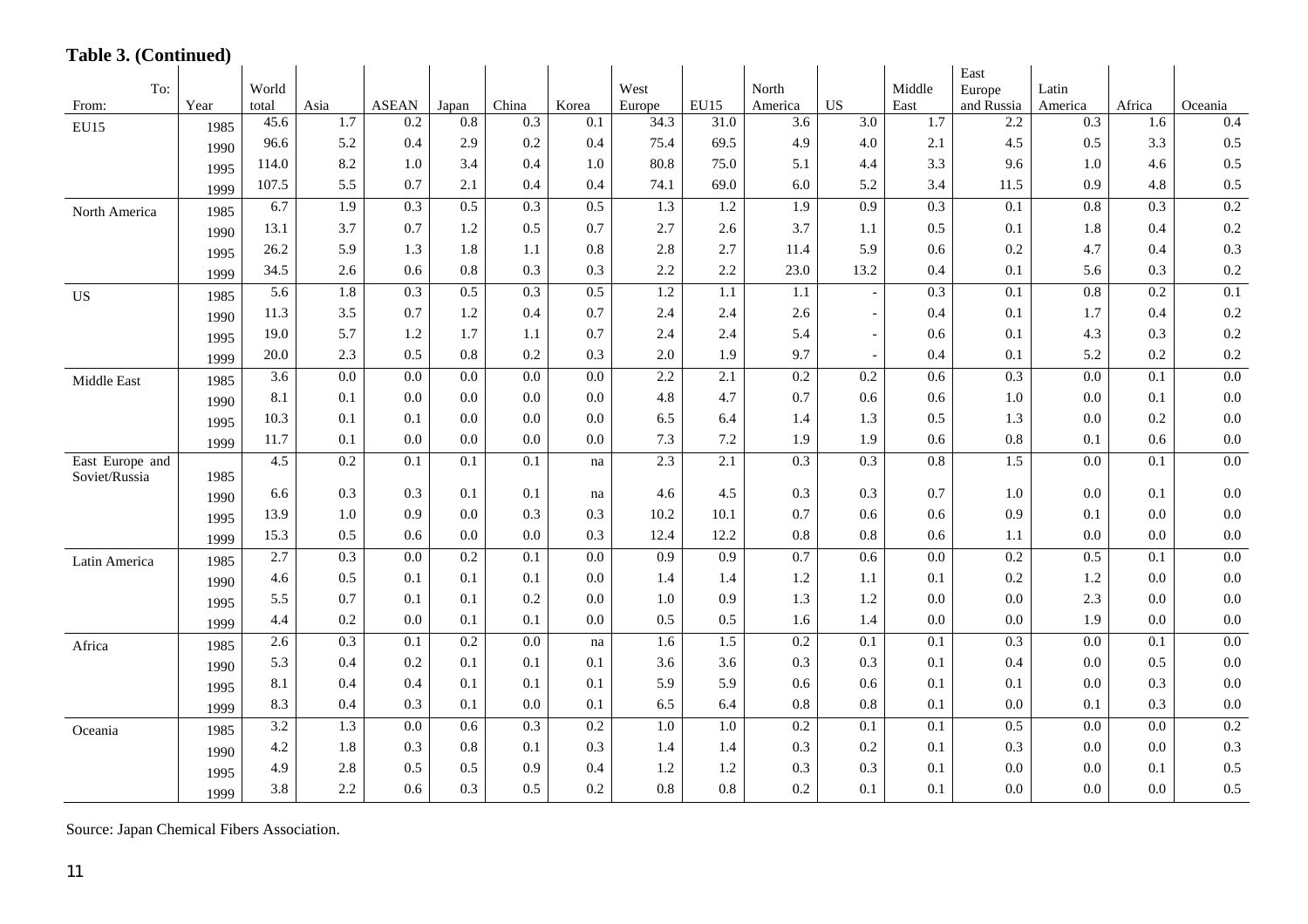**Table 3. (Continued)**

| From: | Year | World total | Asia | ASEAN | Japan | China | Korea | West Europe | EU15 | North America | US | Middle East | East Europe and Russia | Latin America | Africa | Oceania |
|---|---|---|---|---|---|---|---|---|---|---|---|---|---|---|---|---|
| EU15 | 1985 | 45.6 | 1.7 | 0.2 | 0.8 | 0.3 | 0.1 | 34.3 | 31.0 | 3.6 | 3.0 | 1.7 | 2.2 | 0.3 | 1.6 | 0.4 |
| | 1990 | 96.6 | 5.2 | 0.4 | 2.9 | 0.2 | 0.4 | 75.4 | 69.5 | 4.9 | 4.0 | 2.1 | 4.5 | 0.5 | 3.3 | 0.5 |
| | 1995 | 114.0 | 8.2 | 1.0 | 3.4 | 0.4 | 1.0 | 80.8 | 75.0 | 5.1 | 4.4 | 3.3 | 9.6 | 1.0 | 4.6 | 0.5 |
| | 1999 | 107.5 | 5.5 | 0.7 | 2.1 | 0.4 | 0.4 | 74.1 | 69.0 | 6.0 | 5.2 | 3.4 | 11.5 | 0.9 | 4.8 | 0.5 |
| North America | 1985 | 6.7 | 1.9 | 0.3 | 0.5 | 0.3 | 0.5 | 1.3 | 1.2 | 1.9 | 0.9 | 0.3 | 0.1 | 0.8 | 0.3 | 0.2 |
| | 1990 | 13.1 | 3.7 | 0.7 | 1.2 | 0.5 | 0.7 | 2.7 | 2.6 | 3.7 | 1.1 | 0.5 | 0.1 | 1.8 | 0.4 | 0.2 |
| | 1995 | 26.2 | 5.9 | 1.3 | 1.8 | 1.1 | 0.8 | 2.8 | 2.7 | 11.4 | 5.9 | 0.6 | 0.2 | 4.7 | 0.4 | 0.3 |
| | 1999 | 34.5 | 2.6 | 0.6 | 0.8 | 0.3 | 0.3 | 2.2 | 2.2 | 23.0 | 13.2 | 0.4 | 0.1 | 5.6 | 0.3 | 0.2 |
| US | 1985 | 5.6 | 1.8 | 0.3 | 0.5 | 0.3 | 0.5 | 1.2 | 1.1 | 1.1 | - | 0.3 | 0.1 | 0.8 | 0.2 | 0.1 |
| | 1990 | 11.3 | 3.5 | 0.7 | 1.2 | 0.4 | 0.7 | 2.4 | 2.4 | 2.6 | - | 0.4 | 0.1 | 1.7 | 0.4 | 0.2 |
| | 1995 | 19.0 | 5.7 | 1.2 | 1.7 | 1.1 | 0.7 | 2.4 | 2.4 | 5.4 | - | 0.6 | 0.1 | 4.3 | 0.3 | 0.2 |
| | 1999 | 20.0 | 2.3 | 0.5 | 0.8 | 0.2 | 0.3 | 2.0 | 1.9 | 9.7 | - | 0.4 | 0.1 | 5.2 | 0.2 | 0.2 |
| Middle East | 1985 | 3.6 | 0.0 | 0.0 | 0.0 | 0.0 | 0.0 | 2.2 | 2.1 | 0.2 | 0.2 | 0.6 | 0.3 | 0.0 | 0.1 | 0.0 |
| | 1990 | 8.1 | 0.1 | 0.0 | 0.0 | 0.0 | 0.0 | 4.8 | 4.7 | 0.7 | 0.6 | 0.6 | 1.0 | 0.0 | 0.1 | 0.0 |
| | 1995 | 10.3 | 0.1 | 0.1 | 0.0 | 0.0 | 0.0 | 6.5 | 6.4 | 1.4 | 1.3 | 0.5 | 1.3 | 0.0 | 0.2 | 0.0 |
| | 1999 | 11.7 | 0.1 | 0.0 | 0.0 | 0.0 | 0.0 | 7.3 | 7.2 | 1.9 | 1.9 | 0.6 | 0.8 | 0.1 | 0.6 | 0.0 |
| East Europe and Soviet/Russia | 1985 | 4.5 | 0.2 | 0.1 | 0.1 | 0.1 | na | 2.3 | 2.1 | 0.3 | 0.3 | 0.8 | 1.5 | 0.0 | 0.1 | 0.0 |
| | 1990 | 6.6 | 0.3 | 0.3 | 0.1 | 0.1 | na | 4.6 | 4.5 | 0.3 | 0.3 | 0.7 | 1.0 | 0.0 | 0.1 | 0.0 |
| | 1995 | 13.9 | 1.0 | 0.9 | 0.0 | 0.3 | 0.3 | 10.2 | 10.1 | 0.7 | 0.6 | 0.6 | 0.9 | 0.1 | 0.0 | 0.0 |
| | 1999 | 15.3 | 0.5 | 0.6 | 0.0 | 0.0 | 0.3 | 12.4 | 12.2 | 0.8 | 0.8 | 0.6 | 1.1 | 0.0 | 0.0 | 0.0 |
| Latin America | 1985 | 2.7 | 0.3 | 0.0 | 0.2 | 0.1 | 0.0 | 0.9 | 0.9 | 0.7 | 0.6 | 0.0 | 0.2 | 0.5 | 0.1 | 0.0 |
| | 1990 | 4.6 | 0.5 | 0.1 | 0.1 | 0.1 | 0.0 | 1.4 | 1.4 | 1.2 | 1.1 | 0.1 | 0.2 | 1.2 | 0.0 | 0.0 |
| | 1995 | 5.5 | 0.7 | 0.1 | 0.1 | 0.2 | 0.0 | 1.0 | 0.9 | 1.3 | 1.2 | 0.0 | 0.0 | 2.3 | 0.0 | 0.0 |
| | 1999 | 4.4 | 0.2 | 0.0 | 0.1 | 0.1 | 0.0 | 0.5 | 0.5 | 1.6 | 1.4 | 0.0 | 0.0 | 1.9 | 0.0 | 0.0 |
| Africa | 1985 | 2.6 | 0.3 | 0.1 | 0.2 | 0.0 | na | 1.6 | 1.5 | 0.2 | 0.1 | 0.1 | 0.3 | 0.0 | 0.1 | 0.0 |
| | 1990 | 5.3 | 0.4 | 0.2 | 0.1 | 0.1 | 0.1 | 3.6 | 3.6 | 0.3 | 0.3 | 0.1 | 0.4 | 0.0 | 0.5 | 0.0 |
| | 1995 | 8.1 | 0.4 | 0.4 | 0.1 | 0.1 | 0.1 | 5.9 | 5.9 | 0.6 | 0.6 | 0.1 | 0.1 | 0.0 | 0.3 | 0.0 |
| | 1999 | 8.3 | 0.4 | 0.3 | 0.1 | 0.0 | 0.1 | 6.5 | 6.4 | 0.8 | 0.8 | 0.1 | 0.0 | 0.1 | 0.3 | 0.0 |
| Oceania | 1985 | 3.2 | 1.3 | 0.0 | 0.6 | 0.3 | 0.2 | 1.0 | 1.0 | 0.2 | 0.1 | 0.1 | 0.5 | 0.0 | 0.0 | 0.2 |
| | 1990 | 4.2 | 1.8 | 0.3 | 0.8 | 0.1 | 0.3 | 1.4 | 1.4 | 0.3 | 0.2 | 0.1 | 0.3 | 0.0 | 0.0 | 0.3 |
| | 1995 | 4.9 | 2.8 | 0.5 | 0.5 | 0.9 | 0.4 | 1.2 | 1.2 | 0.3 | 0.3 | 0.1 | 0.0 | 0.0 | 0.1 | 0.5 |
| | 1999 | 3.8 | 2.2 | 0.6 | 0.3 | 0.5 | 0.2 | 0.8 | 0.8 | 0.2 | 0.1 | 0.1 | 0.0 | 0.0 | 0.0 | 0.5 |

Source: Japan Chemical Fibers Association.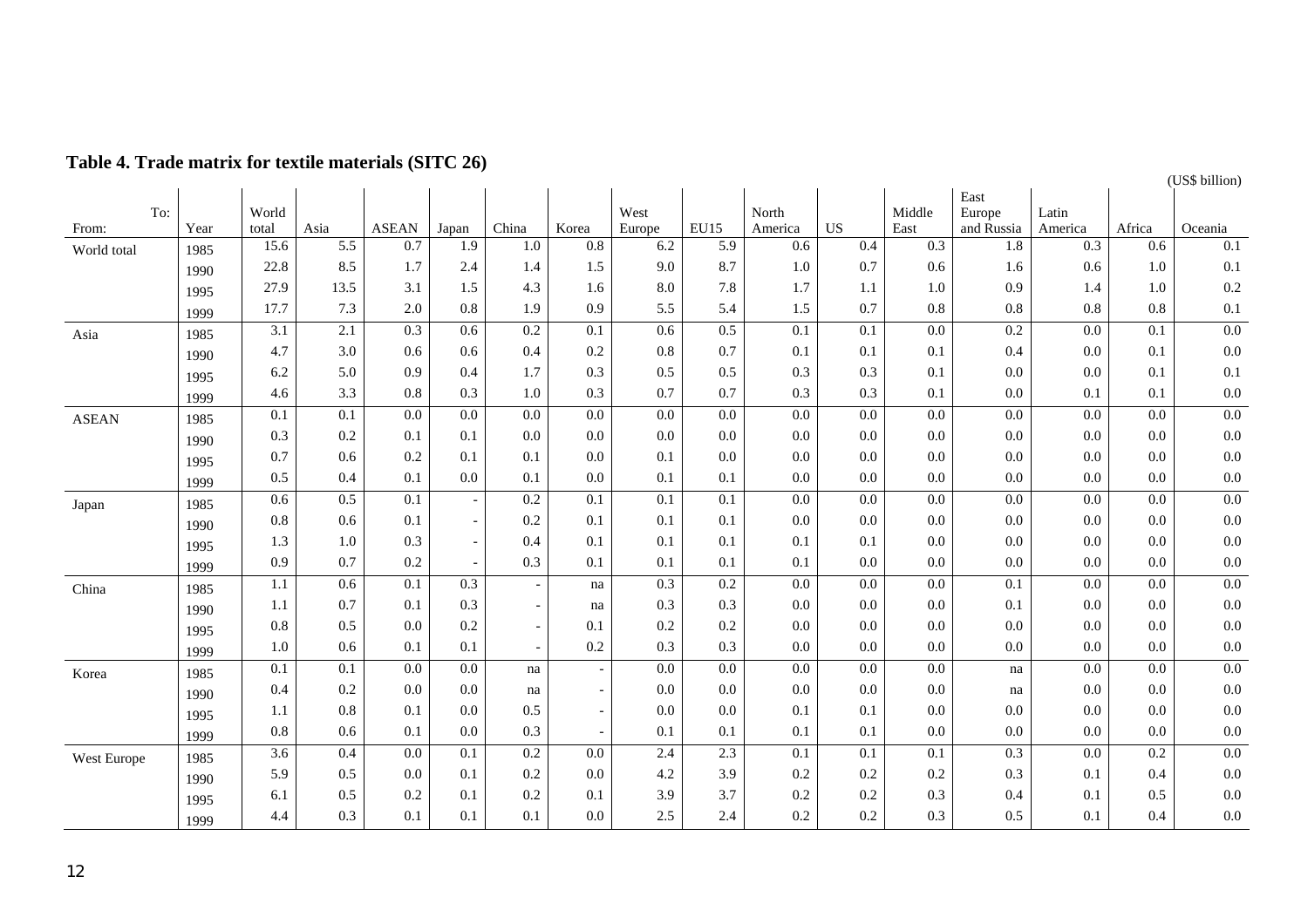**Table 4. Trade matrix for textile materials (SITC 26)**

(US$ billion)

| From: / To: | Year | World total | Asia | ASEAN | Japan | China | Korea | West Europe | EU15 | North America | US | Middle East | East Europe and Russia | Latin America | Africa | Oceania |
|---|---|---|---|---|---|---|---|---|---|---|---|---|---|---|---|---|
| World total | 1985 | 15.6 | 5.5 | 0.7 | 1.9 | 1.0 | 0.8 | 6.2 | 5.9 | 0.6 | 0.4 | 0.3 | 1.8 | 0.3 | 0.6 | 0.1 |
| | 1990 | 22.8 | 8.5 | 1.7 | 2.4 | 1.4 | 1.5 | 9.0 | 8.7 | 1.0 | 0.7 | 0.6 | 1.6 | 0.6 | 1.0 | 0.1 |
| | 1995 | 27.9 | 13.5 | 3.1 | 1.5 | 4.3 | 1.6 | 8.0 | 7.8 | 1.7 | 1.1 | 1.0 | 0.9 | 1.4 | 1.0 | 0.2 |
| | 1999 | 17.7 | 7.3 | 2.0 | 0.8 | 1.9 | 0.9 | 5.5 | 5.4 | 1.5 | 0.7 | 0.8 | 0.8 | 0.8 | 0.8 | 0.1 |
| Asia | 1985 | 3.1 | 2.1 | 0.3 | 0.6 | 0.2 | 0.1 | 0.6 | 0.5 | 0.1 | 0.1 | 0.0 | 0.2 | 0.0 | 0.1 | 0.0 |
| | 1990 | 4.7 | 3.0 | 0.6 | 0.6 | 0.4 | 0.2 | 0.8 | 0.7 | 0.1 | 0.1 | 0.1 | 0.4 | 0.0 | 0.1 | 0.0 |
| | 1995 | 6.2 | 5.0 | 0.9 | 0.4 | 1.7 | 0.3 | 0.5 | 0.5 | 0.3 | 0.3 | 0.1 | 0.0 | 0.0 | 0.1 | 0.1 |
| | 1999 | 4.6 | 3.3 | 0.8 | 0.3 | 1.0 | 0.3 | 0.7 | 0.7 | 0.3 | 0.3 | 0.1 | 0.0 | 0.1 | 0.1 | 0.0 |
| ASEAN | 1985 | 0.1 | 0.1 | 0.0 | 0.0 | 0.0 | 0.0 | 0.0 | 0.0 | 0.0 | 0.0 | 0.0 | 0.0 | 0.0 | 0.0 | 0.0 |
| | 1990 | 0.3 | 0.2 | 0.1 | 0.1 | 0.0 | 0.0 | 0.0 | 0.0 | 0.0 | 0.0 | 0.0 | 0.0 | 0.0 | 0.0 | 0.0 |
| | 1995 | 0.7 | 0.6 | 0.2 | 0.1 | 0.1 | 0.0 | 0.1 | 0.0 | 0.0 | 0.0 | 0.0 | 0.0 | 0.0 | 0.0 | 0.0 |
| | 1999 | 0.5 | 0.4 | 0.1 | 0.0 | 0.1 | 0.0 | 0.1 | 0.1 | 0.0 | 0.0 | 0.0 | 0.0 | 0.0 | 0.0 | 0.0 |
| Japan | 1985 | 0.6 | 0.5 | 0.1 | - | 0.2 | 0.1 | 0.1 | 0.1 | 0.0 | 0.0 | 0.0 | 0.0 | 0.0 | 0.0 | 0.0 |
| | 1990 | 0.8 | 0.6 | 0.1 | - | 0.2 | 0.1 | 0.1 | 0.1 | 0.0 | 0.0 | 0.0 | 0.0 | 0.0 | 0.0 | 0.0 |
| | 1995 | 1.3 | 1.0 | 0.3 | - | 0.4 | 0.1 | 0.1 | 0.1 | 0.1 | 0.1 | 0.0 | 0.0 | 0.0 | 0.0 | 0.0 |
| | 1999 | 0.9 | 0.7 | 0.2 | - | 0.3 | 0.1 | 0.1 | 0.1 | 0.1 | 0.0 | 0.0 | 0.0 | 0.0 | 0.0 | 0.0 |
| China | 1985 | 1.1 | 0.6 | 0.1 | 0.3 | - | na | 0.3 | 0.2 | 0.0 | 0.0 | 0.0 | 0.1 | 0.0 | 0.0 | 0.0 |
| | 1990 | 1.1 | 0.7 | 0.1 | 0.3 | - | na | 0.3 | 0.3 | 0.0 | 0.0 | 0.0 | 0.1 | 0.0 | 0.0 | 0.0 |
| | 1995 | 0.8 | 0.5 | 0.0 | 0.2 | - | 0.1 | 0.2 | 0.2 | 0.0 | 0.0 | 0.0 | 0.0 | 0.0 | 0.0 | 0.0 |
| | 1999 | 1.0 | 0.6 | 0.1 | 0.1 | - | 0.2 | 0.3 | 0.3 | 0.0 | 0.0 | 0.0 | 0.0 | 0.0 | 0.0 | 0.0 |
| Korea | 1985 | 0.1 | 0.1 | 0.0 | 0.0 | na | - | 0.0 | 0.0 | 0.0 | 0.0 | 0.0 | na | 0.0 | 0.0 | 0.0 |
| | 1990 | 0.4 | 0.2 | 0.0 | 0.0 | na | - | 0.0 | 0.0 | 0.0 | 0.0 | 0.0 | na | 0.0 | 0.0 | 0.0 |
| | 1995 | 1.1 | 0.8 | 0.1 | 0.0 | 0.5 | - | 0.0 | 0.0 | 0.1 | 0.1 | 0.0 | 0.0 | 0.0 | 0.0 | 0.0 |
| | 1999 | 0.8 | 0.6 | 0.1 | 0.0 | 0.3 | - | 0.1 | 0.1 | 0.1 | 0.1 | 0.0 | 0.0 | 0.0 | 0.0 | 0.0 |
| West Europe | 1985 | 3.6 | 0.4 | 0.0 | 0.1 | 0.2 | 0.0 | 2.4 | 2.3 | 0.1 | 0.1 | 0.1 | 0.3 | 0.0 | 0.2 | 0.0 |
| | 1990 | 5.9 | 0.5 | 0.0 | 0.1 | 0.2 | 0.0 | 4.2 | 3.9 | 0.2 | 0.2 | 0.2 | 0.3 | 0.1 | 0.4 | 0.0 |
| | 1995 | 6.1 | 0.5 | 0.2 | 0.1 | 0.2 | 0.1 | 3.9 | 3.7 | 0.2 | 0.2 | 0.3 | 0.4 | 0.1 | 0.5 | 0.0 |
| | 1999 | 4.4 | 0.3 | 0.1 | 0.1 | 0.1 | 0.0 | 2.5 | 2.4 | 0.2 | 0.2 | 0.3 | 0.5 | 0.1 | 0.4 | 0.0 |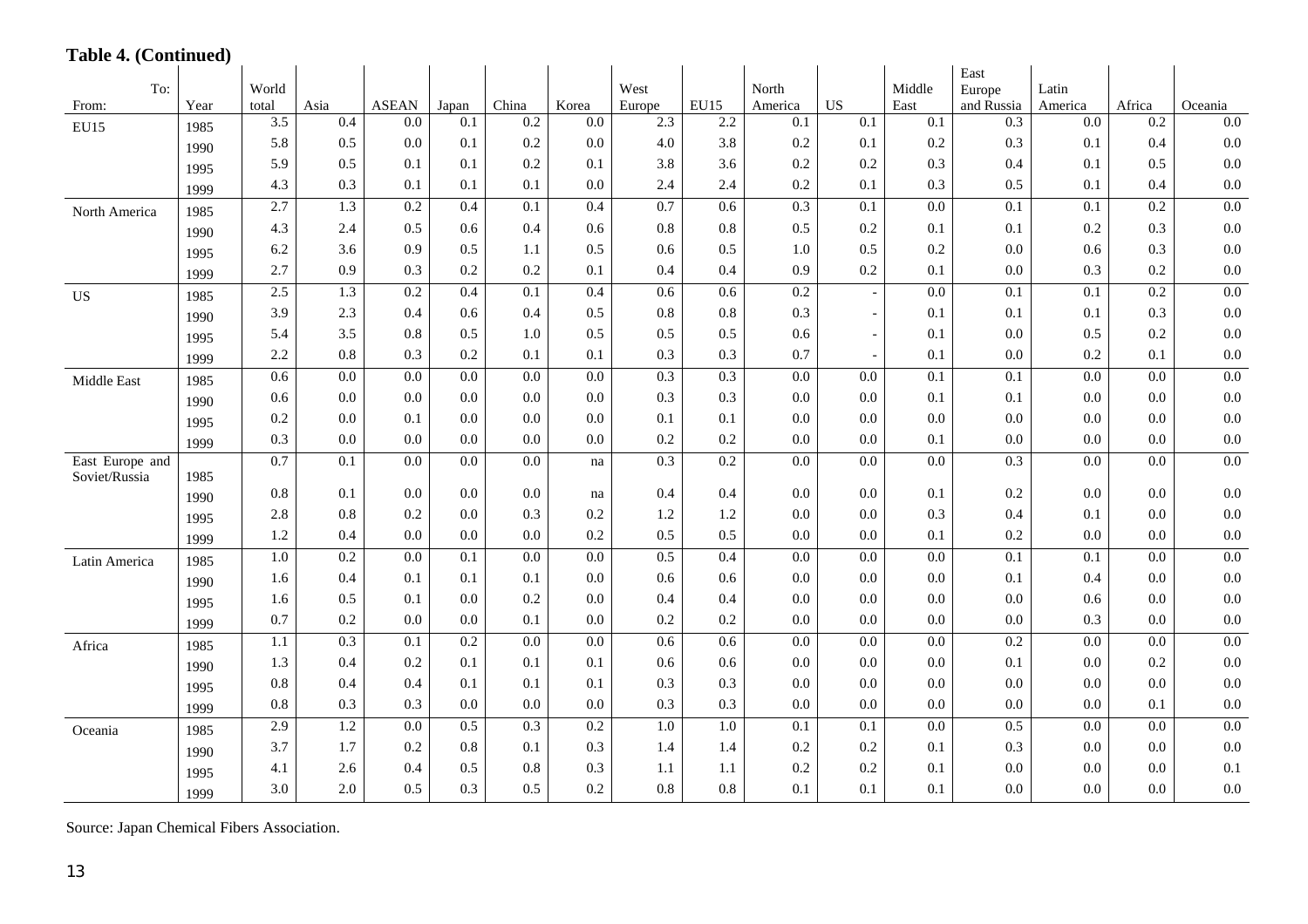**Table 4. (Continued)**

| From: | Year | World total | Asia | ASEAN | Japan | China | Korea | West Europe | EU15 | North America | US | Middle East | East Europe and Russia | Latin America | Africa | Oceania |
|---|---|---|---|---|---|---|---|---|---|---|---|---|---|---|---|---|
| EU15 | 1985 | 3.5 | 0.4 | 0.0 | 0.1 | 0.2 | 0.0 | 2.3 | 2.2 | 0.1 | 0.1 | 0.1 | 0.3 | 0.0 | 0.2 | 0.0 |
| | 1990 | 5.8 | 0.5 | 0.0 | 0.1 | 0.2 | 0.0 | 4.0 | 3.8 | 0.2 | 0.1 | 0.2 | 0.3 | 0.1 | 0.4 | 0.0 |
| | 1995 | 5.9 | 0.5 | 0.1 | 0.1 | 0.2 | 0.1 | 3.8 | 3.6 | 0.2 | 0.2 | 0.3 | 0.4 | 0.1 | 0.5 | 0.0 |
| | 1999 | 4.3 | 0.3 | 0.1 | 0.1 | 0.1 | 0.0 | 2.4 | 2.4 | 0.2 | 0.1 | 0.3 | 0.5 | 0.1 | 0.4 | 0.0 |
| North America | 1985 | 2.7 | 1.3 | 0.2 | 0.4 | 0.1 | 0.4 | 0.7 | 0.6 | 0.3 | 0.1 | 0.0 | 0.1 | 0.1 | 0.2 | 0.0 |
| | 1990 | 4.3 | 2.4 | 0.5 | 0.6 | 0.4 | 0.6 | 0.8 | 0.8 | 0.5 | 0.2 | 0.1 | 0.1 | 0.2 | 0.3 | 0.0 |
| | 1995 | 6.2 | 3.6 | 0.9 | 0.5 | 1.1 | 0.5 | 0.6 | 0.5 | 1.0 | 0.5 | 0.2 | 0.0 | 0.6 | 0.3 | 0.0 |
| | 1999 | 2.7 | 0.9 | 0.3 | 0.2 | 0.2 | 0.1 | 0.4 | 0.4 | 0.9 | 0.2 | 0.1 | 0.0 | 0.3 | 0.2 | 0.0 |
| US | 1985 | 2.5 | 1.3 | 0.2 | 0.4 | 0.1 | 0.4 | 0.6 | 0.6 | 0.2 | - | 0.0 | 0.1 | 0.1 | 0.2 | 0.0 |
| | 1990 | 3.9 | 2.3 | 0.4 | 0.6 | 0.4 | 0.5 | 0.8 | 0.8 | 0.3 | - | 0.1 | 0.1 | 0.1 | 0.3 | 0.0 |
| | 1995 | 5.4 | 3.5 | 0.8 | 0.5 | 1.0 | 0.5 | 0.5 | 0.5 | 0.6 | - | 0.1 | 0.0 | 0.5 | 0.2 | 0.0 |
| | 1999 | 2.2 | 0.8 | 0.3 | 0.2 | 0.1 | 0.1 | 0.3 | 0.3 | 0.7 | - | 0.1 | 0.0 | 0.2 | 0.1 | 0.0 |
| Middle East | 1985 | 0.6 | 0.0 | 0.0 | 0.0 | 0.0 | 0.0 | 0.3 | 0.3 | 0.0 | 0.0 | 0.1 | 0.1 | 0.0 | 0.0 | 0.0 |
| | 1990 | 0.6 | 0.0 | 0.0 | 0.0 | 0.0 | 0.0 | 0.3 | 0.3 | 0.0 | 0.0 | 0.1 | 0.1 | 0.0 | 0.0 | 0.0 |
| | 1995 | 0.2 | 0.0 | 0.1 | 0.0 | 0.0 | 0.0 | 0.1 | 0.1 | 0.0 | 0.0 | 0.0 | 0.0 | 0.0 | 0.0 | 0.0 |
| | 1999 | 0.3 | 0.0 | 0.0 | 0.0 | 0.0 | 0.0 | 0.2 | 0.2 | 0.0 | 0.0 | 0.1 | 0.0 | 0.0 | 0.0 | 0.0 |
| East Europe and Soviet/Russia | 1985 | 0.7 | 0.1 | 0.0 | 0.0 | 0.0 | na | 0.3 | 0.2 | 0.0 | 0.0 | 0.0 | 0.3 | 0.0 | 0.0 | 0.0 |
| | 1990 | 0.8 | 0.1 | 0.0 | 0.0 | 0.0 | na | 0.4 | 0.4 | 0.0 | 0.0 | 0.1 | 0.2 | 0.0 | 0.0 | 0.0 |
| | 1995 | 2.8 | 0.8 | 0.2 | 0.0 | 0.3 | 0.2 | 1.2 | 1.2 | 0.0 | 0.0 | 0.3 | 0.4 | 0.1 | 0.0 | 0.0 |
| | 1999 | 1.2 | 0.4 | 0.0 | 0.0 | 0.0 | 0.2 | 0.5 | 0.5 | 0.0 | 0.0 | 0.1 | 0.2 | 0.0 | 0.0 | 0.0 |
| Latin America | 1985 | 1.0 | 0.2 | 0.0 | 0.1 | 0.0 | 0.0 | 0.5 | 0.4 | 0.0 | 0.0 | 0.0 | 0.1 | 0.1 | 0.0 | 0.0 |
| | 1990 | 1.6 | 0.4 | 0.1 | 0.1 | 0.1 | 0.0 | 0.6 | 0.6 | 0.0 | 0.0 | 0.0 | 0.1 | 0.4 | 0.0 | 0.0 |
| | 1995 | 1.6 | 0.5 | 0.1 | 0.0 | 0.2 | 0.0 | 0.4 | 0.4 | 0.0 | 0.0 | 0.0 | 0.0 | 0.6 | 0.0 | 0.0 |
| | 1999 | 0.7 | 0.2 | 0.0 | 0.0 | 0.1 | 0.0 | 0.2 | 0.2 | 0.0 | 0.0 | 0.0 | 0.0 | 0.3 | 0.0 | 0.0 |
| Africa | 1985 | 1.1 | 0.3 | 0.1 | 0.2 | 0.0 | 0.0 | 0.6 | 0.6 | 0.0 | 0.0 | 0.0 | 0.2 | 0.0 | 0.0 | 0.0 |
| | 1990 | 1.3 | 0.4 | 0.2 | 0.1 | 0.1 | 0.1 | 0.6 | 0.6 | 0.0 | 0.0 | 0.0 | 0.1 | 0.0 | 0.2 | 0.0 |
| | 1995 | 0.8 | 0.4 | 0.4 | 0.1 | 0.1 | 0.1 | 0.3 | 0.3 | 0.0 | 0.0 | 0.0 | 0.0 | 0.0 | 0.0 | 0.0 |
| | 1999 | 0.8 | 0.3 | 0.3 | 0.0 | 0.0 | 0.0 | 0.3 | 0.3 | 0.0 | 0.0 | 0.0 | 0.0 | 0.0 | 0.1 | 0.0 |
| Oceania | 1985 | 2.9 | 1.2 | 0.0 | 0.5 | 0.3 | 0.2 | 1.0 | 1.0 | 0.1 | 0.1 | 0.0 | 0.5 | 0.0 | 0.0 | 0.0 |
| | 1990 | 3.7 | 1.7 | 0.2 | 0.8 | 0.1 | 0.3 | 1.4 | 1.4 | 0.2 | 0.2 | 0.1 | 0.3 | 0.0 | 0.0 | 0.0 |
| | 1995 | 4.1 | 2.6 | 0.4 | 0.5 | 0.8 | 0.3 | 1.1 | 1.1 | 0.2 | 0.2 | 0.1 | 0.0 | 0.0 | 0.0 | 0.1 |
| | 1999 | 3.0 | 2.0 | 0.5 | 0.3 | 0.5 | 0.2 | 0.8 | 0.8 | 0.1 | 0.1 | 0.1 | 0.0 | 0.0 | 0.0 | 0.0 |

Source: Japan Chemical Fibers Association.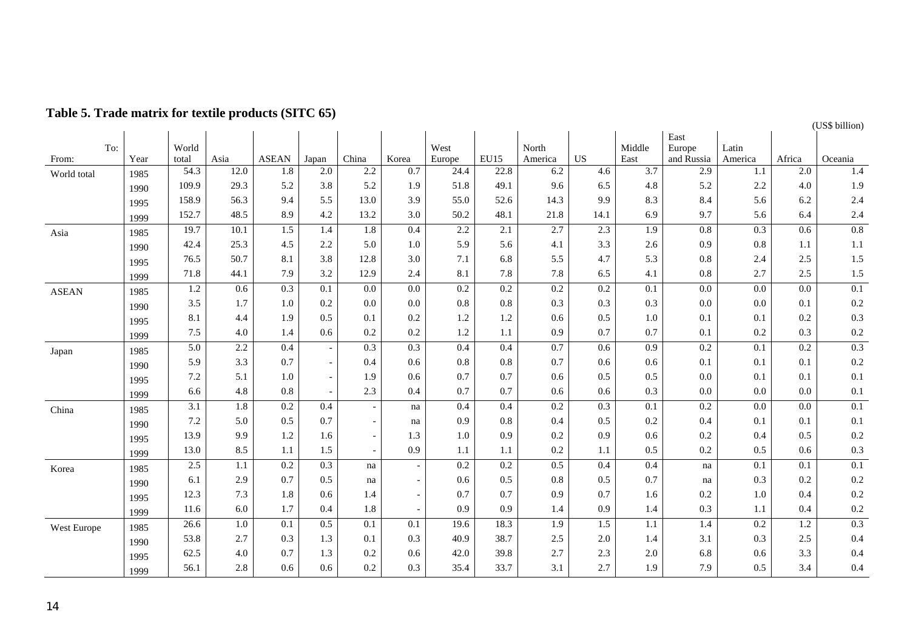**Table 5. Trade matrix for textile products (SITC 65)**

(US$ billion)

| From: \ To: | Year | World total | Asia | ASEAN | Japan | China | Korea | West Europe | EU15 | North America | US | Middle East | East Europe and Russia | Latin America | Africa | Oceania |
|---|---|---|---|---|---|---|---|---|---|---|---|---|---|---|---|---|
| World total | 1985 | 54.3 | 12.0 | 1.8 | 2.0 | 2.2 | 0.7 | 24.4 | 22.8 | 6.2 | 4.6 | 3.7 | 2.9 | 1.1 | 2.0 | 1.4 |
| | 1990 | 109.9 | 29.3 | 5.2 | 3.8 | 5.2 | 1.9 | 51.8 | 49.1 | 9.6 | 6.5 | 4.8 | 5.2 | 2.2 | 4.0 | 1.9 |
| | 1995 | 158.9 | 56.3 | 9.4 | 5.5 | 13.0 | 3.9 | 55.0 | 52.6 | 14.3 | 9.9 | 8.3 | 8.4 | 5.6 | 6.2 | 2.4 |
| | 1999 | 152.7 | 48.5 | 8.9 | 4.2 | 13.2 | 3.0 | 50.2 | 48.1 | 21.8 | 14.1 | 6.9 | 9.7 | 5.6 | 6.4 | 2.4 |
| Asia | 1985 | 19.7 | 10.1 | 1.5 | 1.4 | 1.8 | 0.4 | 2.2 | 2.1 | 2.7 | 2.3 | 1.9 | 0.8 | 0.3 | 0.6 | 0.8 |
| | 1990 | 42.4 | 25.3 | 4.5 | 2.2 | 5.0 | 1.0 | 5.9 | 5.6 | 4.1 | 3.3 | 2.6 | 0.9 | 0.8 | 1.1 | 1.1 |
| | 1995 | 76.5 | 50.7 | 8.1 | 3.8 | 12.8 | 3.0 | 7.1 | 6.8 | 5.5 | 4.7 | 5.3 | 0.8 | 2.4 | 2.5 | 1.5 |
| | 1999 | 71.8 | 44.1 | 7.9 | 3.2 | 12.9 | 2.4 | 8.1 | 7.8 | 7.8 | 6.5 | 4.1 | 0.8 | 2.7 | 2.5 | 1.5 |
| ASEAN | 1985 | 1.2 | 0.6 | 0.3 | 0.1 | 0.0 | 0.0 | 0.2 | 0.2 | 0.2 | 0.2 | 0.1 | 0.0 | 0.0 | 0.0 | 0.1 |
| | 1990 | 3.5 | 1.7 | 1.0 | 0.2 | 0.0 | 0.0 | 0.8 | 0.8 | 0.3 | 0.3 | 0.3 | 0.0 | 0.0 | 0.1 | 0.2 |
| | 1995 | 8.1 | 4.4 | 1.9 | 0.5 | 0.1 | 0.2 | 1.2 | 1.2 | 0.6 | 0.5 | 1.0 | 0.1 | 0.1 | 0.2 | 0.3 |
| | 1999 | 7.5 | 4.0 | 1.4 | 0.6 | 0.2 | 0.2 | 1.2 | 1.1 | 0.9 | 0.7 | 0.7 | 0.1 | 0.2 | 0.3 | 0.2 |
| Japan | 1985 | 5.0 | 2.2 | 0.4 | - | 0.3 | 0.3 | 0.4 | 0.4 | 0.7 | 0.6 | 0.9 | 0.2 | 0.1 | 0.2 | 0.3 |
| | 1990 | 5.9 | 3.3 | 0.7 | - | 0.4 | 0.6 | 0.8 | 0.8 | 0.7 | 0.6 | 0.6 | 0.1 | 0.1 | 0.1 | 0.2 |
| | 1995 | 7.2 | 5.1 | 1.0 | - | 1.9 | 0.6 | 0.7 | 0.7 | 0.6 | 0.5 | 0.5 | 0.0 | 0.1 | 0.1 | 0.1 |
| | 1999 | 6.6 | 4.8 | 0.8 | - | 2.3 | 0.4 | 0.7 | 0.7 | 0.6 | 0.6 | 0.3 | 0.0 | 0.0 | 0.0 | 0.1 |
| China | 1985 | 3.1 | 1.8 | 0.2 | 0.4 | - | na | 0.4 | 0.4 | 0.2 | 0.3 | 0.1 | 0.2 | 0.0 | 0.0 | 0.1 |
| | 1990 | 7.2 | 5.0 | 0.5 | 0.7 | - | na | 0.9 | 0.8 | 0.4 | 0.5 | 0.2 | 0.4 | 0.1 | 0.1 | 0.1 |
| | 1995 | 13.9 | 9.9 | 1.2 | 1.6 | - | 1.3 | 1.0 | 0.9 | 0.2 | 0.9 | 0.6 | 0.2 | 0.4 | 0.5 | 0.2 |
| | 1999 | 13.0 | 8.5 | 1.1 | 1.5 | - | 0.9 | 1.1 | 1.1 | 0.2 | 1.1 | 0.5 | 0.2 | 0.5 | 0.6 | 0.3 |
| Korea | 1985 | 2.5 | 1.1 | 0.2 | 0.3 | na | - | 0.2 | 0.2 | 0.5 | 0.4 | 0.4 | na | 0.1 | 0.1 | 0.1 |
| | 1990 | 6.1 | 2.9 | 0.7 | 0.5 | na | - | 0.6 | 0.5 | 0.8 | 0.5 | 0.7 | na | 0.3 | 0.2 | 0.2 |
| | 1995 | 12.3 | 7.3 | 1.8 | 0.6 | 1.4 | - | 0.7 | 0.7 | 0.9 | 0.7 | 1.6 | 0.2 | 1.0 | 0.4 | 0.2 |
| | 1999 | 11.6 | 6.0 | 1.7 | 0.4 | 1.8 | - | 0.9 | 0.9 | 1.4 | 0.9 | 1.4 | 0.3 | 1.1 | 0.4 | 0.2 |
| West Europe | 1985 | 26.6 | 1.0 | 0.1 | 0.5 | 0.1 | 0.1 | 19.6 | 18.3 | 1.9 | 1.5 | 1.1 | 1.4 | 0.2 | 1.2 | 0.3 |
| | 1990 | 53.8 | 2.7 | 0.3 | 1.3 | 0.1 | 0.3 | 40.9 | 38.7 | 2.5 | 2.0 | 1.4 | 3.1 | 0.3 | 2.5 | 0.4 |
| | 1995 | 62.5 | 4.0 | 0.7 | 1.3 | 0.2 | 0.6 | 42.0 | 39.8 | 2.7 | 2.3 | 2.0 | 6.8 | 0.6 | 3.3 | 0.4 |
| | 1999 | 56.1 | 2.8 | 0.6 | 0.6 | 0.2 | 0.3 | 35.4 | 33.7 | 3.1 | 2.7 | 1.9 | 7.9 | 0.5 | 3.4 | 0.4 |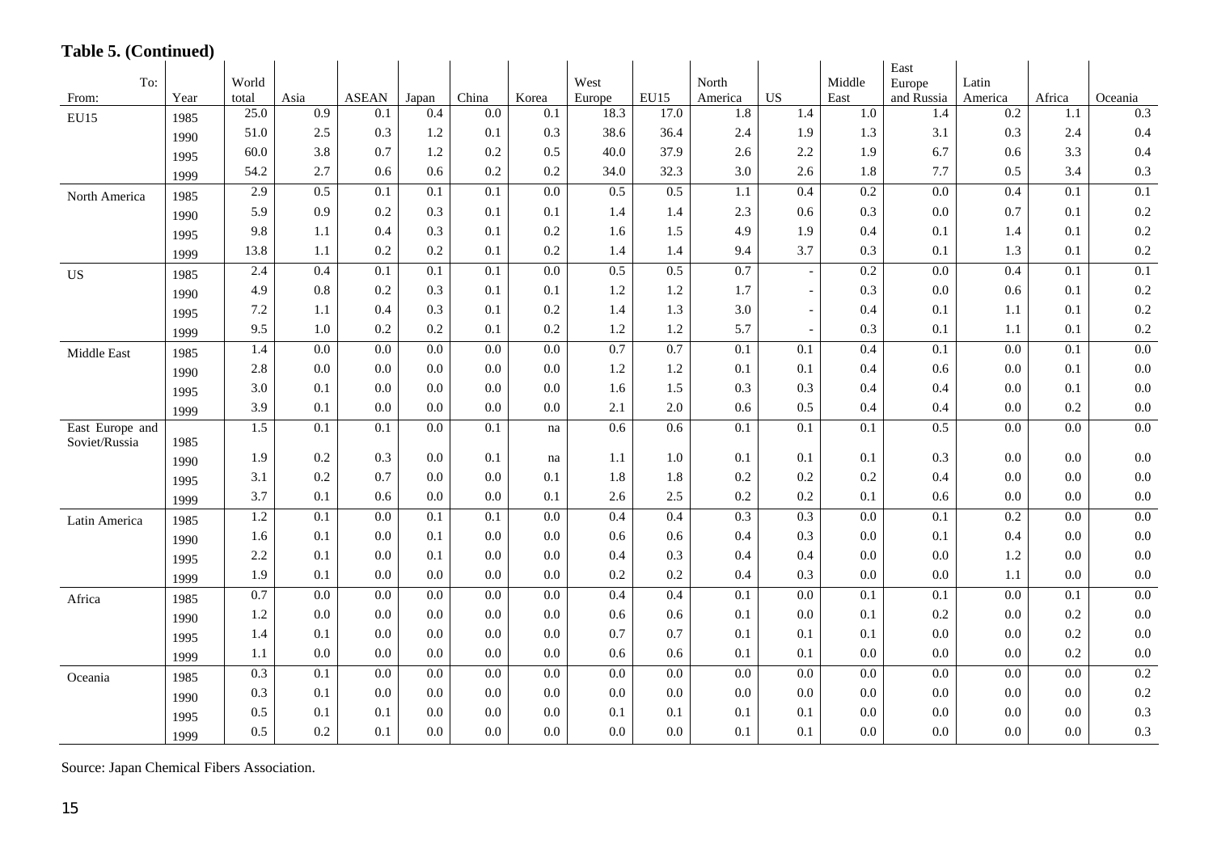**Table 5. (Continued)**

| From: | Year | World total | Asia | ASEAN | Japan | China | Korea | West Europe | EU15 | North America | US | Middle East | East Europe and Russia | Latin America | Africa | Oceania |
|---|---|---|---|---|---|---|---|---|---|---|---|---|---|---|---|---|
| EU15 | 1985 | 25.0 | 0.9 | 0.1 | 0.4 | 0.0 | 0.1 | 18.3 | 17.0 | 1.8 | 1.4 | 1.0 | 1.4 | 0.2 | 1.1 | 0.3 |
| | 1990 | 51.0 | 2.5 | 0.3 | 1.2 | 0.1 | 0.3 | 38.6 | 36.4 | 2.4 | 1.9 | 1.3 | 3.1 | 0.3 | 2.4 | 0.4 |
| | 1995 | 60.0 | 3.8 | 0.7 | 1.2 | 0.2 | 0.5 | 40.0 | 37.9 | 2.6 | 2.2 | 1.9 | 6.7 | 0.6 | 3.3 | 0.4 |
| | 1999 | 54.2 | 2.7 | 0.6 | 0.6 | 0.2 | 0.2 | 34.0 | 32.3 | 3.0 | 2.6 | 1.8 | 7.7 | 0.5 | 3.4 | 0.3 |
| North America | 1985 | 2.9 | 0.5 | 0.1 | 0.1 | 0.1 | 0.0 | 0.5 | 0.5 | 1.1 | 0.4 | 0.2 | 0.0 | 0.4 | 0.1 | 0.1 |
| | 1990 | 5.9 | 0.9 | 0.2 | 0.3 | 0.1 | 0.1 | 1.4 | 1.4 | 2.3 | 0.6 | 0.3 | 0.0 | 0.7 | 0.1 | 0.2 |
| | 1995 | 9.8 | 1.1 | 0.4 | 0.3 | 0.1 | 0.2 | 1.6 | 1.5 | 4.9 | 1.9 | 0.4 | 0.1 | 1.4 | 0.1 | 0.2 |
| | 1999 | 13.8 | 1.1 | 0.2 | 0.2 | 0.1 | 0.2 | 1.4 | 1.4 | 9.4 | 3.7 | 0.3 | 0.1 | 1.3 | 0.1 | 0.2 |
| US | 1985 | 2.4 | 0.4 | 0.1 | 0.1 | 0.1 | 0.0 | 0.5 | 0.5 | 0.7 | - | 0.2 | 0.0 | 0.4 | 0.1 | 0.1 |
| | 1990 | 4.9 | 0.8 | 0.2 | 0.3 | 0.1 | 0.1 | 1.2 | 1.2 | 1.7 | - | 0.3 | 0.0 | 0.6 | 0.1 | 0.2 |
| | 1995 | 7.2 | 1.1 | 0.4 | 0.3 | 0.1 | 0.2 | 1.4 | 1.3 | 3.0 | - | 0.4 | 0.1 | 1.1 | 0.1 | 0.2 |
| | 1999 | 9.5 | 1.0 | 0.2 | 0.2 | 0.1 | 0.2 | 1.2 | 1.2 | 5.7 | - | 0.3 | 0.1 | 1.1 | 0.1 | 0.2 |
| Middle East | 1985 | 1.4 | 0.0 | 0.0 | 0.0 | 0.0 | 0.0 | 0.7 | 0.7 | 0.1 | 0.1 | 0.4 | 0.1 | 0.0 | 0.1 | 0.0 |
| | 1990 | 2.8 | 0.0 | 0.0 | 0.0 | 0.0 | 0.0 | 1.2 | 1.2 | 0.1 | 0.1 | 0.4 | 0.6 | 0.0 | 0.1 | 0.0 |
| | 1995 | 3.0 | 0.1 | 0.0 | 0.0 | 0.0 | 0.0 | 1.6 | 1.5 | 0.3 | 0.3 | 0.4 | 0.4 | 0.0 | 0.1 | 0.0 |
| | 1999 | 3.9 | 0.1 | 0.0 | 0.0 | 0.0 | 0.0 | 2.1 | 2.0 | 0.6 | 0.5 | 0.4 | 0.4 | 0.0 | 0.2 | 0.0 |
| East Europe and Soviet/Russia | 1985 | 1.5 | 0.1 | 0.1 | 0.0 | 0.1 | na | 0.6 | 0.6 | 0.1 | 0.1 | 0.1 | 0.5 | 0.0 | 0.0 | 0.0 |
| | 1990 | 1.9 | 0.2 | 0.3 | 0.0 | 0.1 | na | 1.1 | 1.0 | 0.1 | 0.1 | 0.1 | 0.3 | 0.0 | 0.0 | 0.0 |
| | 1995 | 3.1 | 0.2 | 0.7 | 0.0 | 0.0 | 0.1 | 1.8 | 1.8 | 0.2 | 0.2 | 0.2 | 0.4 | 0.0 | 0.0 | 0.0 |
| | 1999 | 3.7 | 0.1 | 0.6 | 0.0 | 0.0 | 0.1 | 2.6 | 2.5 | 0.2 | 0.2 | 0.1 | 0.6 | 0.0 | 0.0 | 0.0 |
| Latin America | 1985 | 1.2 | 0.1 | 0.0 | 0.1 | 0.1 | 0.0 | 0.4 | 0.4 | 0.3 | 0.3 | 0.0 | 0.1 | 0.2 | 0.0 | 0.0 |
| | 1990 | 1.6 | 0.1 | 0.0 | 0.1 | 0.0 | 0.0 | 0.6 | 0.6 | 0.4 | 0.3 | 0.0 | 0.1 | 0.4 | 0.0 | 0.0 |
| | 1995 | 2.2 | 0.1 | 0.0 | 0.1 | 0.0 | 0.0 | 0.4 | 0.3 | 0.4 | 0.4 | 0.0 | 0.0 | 1.2 | 0.0 | 0.0 |
| | 1999 | 1.9 | 0.1 | 0.0 | 0.0 | 0.0 | 0.0 | 0.2 | 0.2 | 0.4 | 0.3 | 0.0 | 0.0 | 1.1 | 0.0 | 0.0 |
| Africa | 1985 | 0.7 | 0.0 | 0.0 | 0.0 | 0.0 | 0.0 | 0.4 | 0.4 | 0.1 | 0.0 | 0.1 | 0.1 | 0.0 | 0.1 | 0.0 |
| | 1990 | 1.2 | 0.0 | 0.0 | 0.0 | 0.0 | 0.0 | 0.6 | 0.6 | 0.1 | 0.0 | 0.1 | 0.2 | 0.0 | 0.2 | 0.0 |
| | 1995 | 1.4 | 0.1 | 0.0 | 0.0 | 0.0 | 0.0 | 0.7 | 0.7 | 0.1 | 0.1 | 0.1 | 0.0 | 0.0 | 0.2 | 0.0 |
| | 1999 | 1.1 | 0.0 | 0.0 | 0.0 | 0.0 | 0.0 | 0.6 | 0.6 | 0.1 | 0.1 | 0.0 | 0.0 | 0.0 | 0.2 | 0.0 |
| Oceania | 1985 | 0.3 | 0.1 | 0.0 | 0.0 | 0.0 | 0.0 | 0.0 | 0.0 | 0.0 | 0.0 | 0.0 | 0.0 | 0.0 | 0.0 | 0.2 |
| | 1990 | 0.3 | 0.1 | 0.0 | 0.0 | 0.0 | 0.0 | 0.0 | 0.0 | 0.0 | 0.0 | 0.0 | 0.0 | 0.0 | 0.0 | 0.2 |
| | 1995 | 0.5 | 0.1 | 0.1 | 0.0 | 0.0 | 0.0 | 0.1 | 0.1 | 0.1 | 0.1 | 0.0 | 0.0 | 0.0 | 0.0 | 0.3 |
| | 1999 | 0.5 | 0.2 | 0.1 | 0.0 | 0.0 | 0.0 | 0.0 | 0.0 | 0.1 | 0.1 | 0.0 | 0.0 | 0.0 | 0.0 | 0.3 |

Source: Japan Chemical Fibers Association.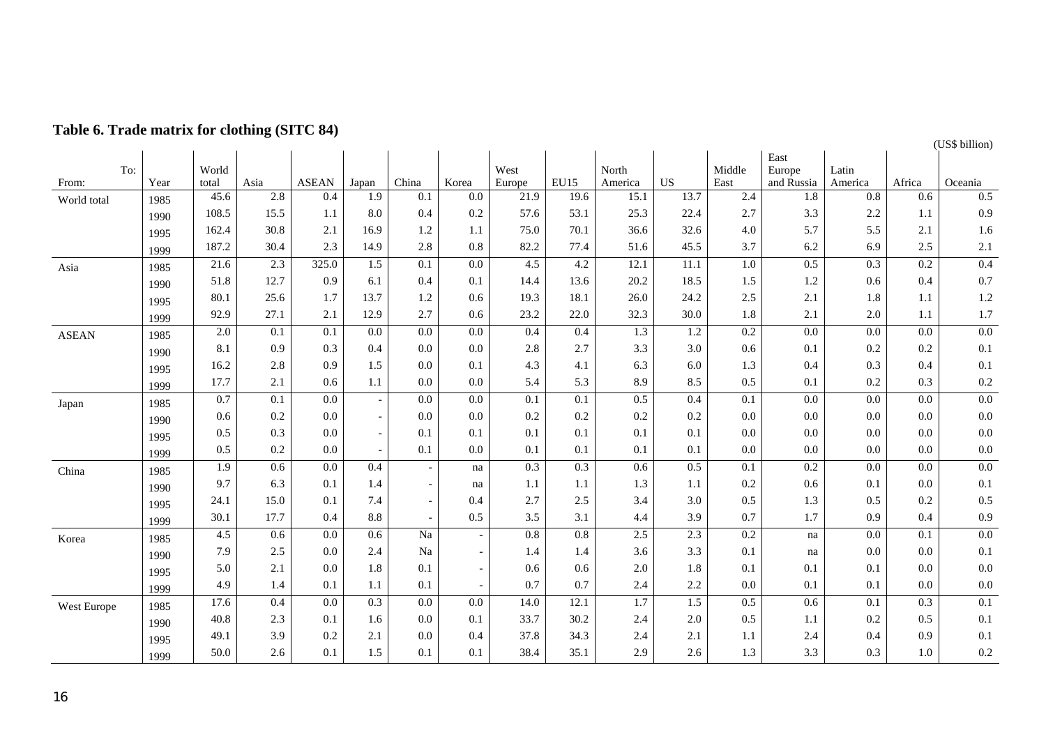**Table 6. Trade matrix for clothing (SITC 84)**

(US$ billion)

| From: | Year | World total | Asia | ASEAN | Japan | China | Korea | West Europe | EU15 | North America | US | Middle East | East Europe and Russia | Latin America | Africa | Oceania |
|---|---|---|---|---|---|---|---|---|---|---|---|---|---|---|---|---|
| World total | 1985 | 45.6 | 2.8 | 0.4 | 1.9 | 0.1 | 0.0 | 21.9 | 19.6 | 15.1 | 13.7 | 2.4 | 1.8 | 0.8 | 0.6 | 0.5 |
| | 1990 | 108.5 | 15.5 | 1.1 | 8.0 | 0.4 | 0.2 | 57.6 | 53.1 | 25.3 | 22.4 | 2.7 | 3.3 | 2.2 | 1.1 | 0.9 |
| | 1995 | 162.4 | 30.8 | 2.1 | 16.9 | 1.2 | 1.1 | 75.0 | 70.1 | 36.6 | 32.6 | 4.0 | 5.7 | 5.5 | 2.1 | 1.6 |
| | 1999 | 187.2 | 30.4 | 2.3 | 14.9 | 2.8 | 0.8 | 82.2 | 77.4 | 51.6 | 45.5 | 3.7 | 6.2 | 6.9 | 2.5 | 2.1 |
| Asia | 1985 | 21.6 | 2.3 | 325.0 | 1.5 | 0.1 | 0.0 | 4.5 | 4.2 | 12.1 | 11.1 | 1.0 | 0.5 | 0.3 | 0.2 | 0.4 |
| | 1990 | 51.8 | 12.7 | 0.9 | 6.1 | 0.4 | 0.1 | 14.4 | 13.6 | 20.2 | 18.5 | 1.5 | 1.2 | 0.6 | 0.4 | 0.7 |
| | 1995 | 80.1 | 25.6 | 1.7 | 13.7 | 1.2 | 0.6 | 19.3 | 18.1 | 26.0 | 24.2 | 2.5 | 2.1 | 1.8 | 1.1 | 1.2 |
| | 1999 | 92.9 | 27.1 | 2.1 | 12.9 | 2.7 | 0.6 | 23.2 | 22.0 | 32.3 | 30.0 | 1.8 | 2.1 | 2.0 | 1.1 | 1.7 |
| ASEAN | 1985 | 2.0 | 0.1 | 0.1 | 0.0 | 0.0 | 0.0 | 0.4 | 0.4 | 1.3 | 1.2 | 0.2 | 0.0 | 0.0 | 0.0 | 0.0 |
| | 1990 | 8.1 | 0.9 | 0.3 | 0.4 | 0.0 | 0.0 | 2.8 | 2.7 | 3.3 | 3.0 | 0.6 | 0.1 | 0.2 | 0.2 | 0.1 |
| | 1995 | 16.2 | 2.8 | 0.9 | 1.5 | 0.0 | 0.1 | 4.3 | 4.1 | 6.3 | 6.0 | 1.3 | 0.4 | 0.3 | 0.4 | 0.1 |
| | 1999 | 17.7 | 2.1 | 0.6 | 1.1 | 0.0 | 0.0 | 5.4 | 5.3 | 8.9 | 8.5 | 0.5 | 0.1 | 0.2 | 0.3 | 0.2 |
| Japan | 1985 | 0.7 | 0.1 | 0.0 | - | 0.0 | 0.0 | 0.1 | 0.1 | 0.5 | 0.4 | 0.1 | 0.0 | 0.0 | 0.0 | 0.0 |
| | 1990 | 0.6 | 0.2 | 0.0 | - | 0.0 | 0.0 | 0.2 | 0.2 | 0.2 | 0.2 | 0.0 | 0.0 | 0.0 | 0.0 | 0.0 |
| | 1995 | 0.5 | 0.3 | 0.0 | - | 0.1 | 0.1 | 0.1 | 0.1 | 0.1 | 0.1 | 0.0 | 0.0 | 0.0 | 0.0 | 0.0 |
| | 1999 | 0.5 | 0.2 | 0.0 | - | 0.1 | 0.0 | 0.1 | 0.1 | 0.1 | 0.1 | 0.0 | 0.0 | 0.0 | 0.0 | 0.0 |
| China | 1985 | 1.9 | 0.6 | 0.0 | 0.4 | - | na | 0.3 | 0.3 | 0.6 | 0.5 | 0.1 | 0.2 | 0.0 | 0.0 | 0.0 |
| | 1990 | 9.7 | 6.3 | 0.1 | 1.4 | - | na | 1.1 | 1.1 | 1.3 | 1.1 | 0.2 | 0.6 | 0.1 | 0.0 | 0.1 |
| | 1995 | 24.1 | 15.0 | 0.1 | 7.4 | - | 0.4 | 2.7 | 2.5 | 3.4 | 3.0 | 0.5 | 1.3 | 0.5 | 0.2 | 0.5 |
| | 1999 | 30.1 | 17.7 | 0.4 | 8.8 | - | 0.5 | 3.5 | 3.1 | 4.4 | 3.9 | 0.7 | 1.7 | 0.9 | 0.4 | 0.9 |
| Korea | 1985 | 4.5 | 0.6 | 0.0 | 0.6 | Na | - | 0.8 | 0.8 | 2.5 | 2.3 | 0.2 | na | 0.0 | 0.1 | 0.0 |
| | 1990 | 7.9 | 2.5 | 0.0 | 2.4 | Na | - | 1.4 | 1.4 | 3.6 | 3.3 | 0.1 | na | 0.0 | 0.0 | 0.1 |
| | 1995 | 5.0 | 2.1 | 0.0 | 1.8 | 0.1 | - | 0.6 | 0.6 | 2.0 | 1.8 | 0.1 | 0.1 | 0.1 | 0.0 | 0.0 |
| | 1999 | 4.9 | 1.4 | 0.1 | 1.1 | 0.1 | - | 0.7 | 0.7 | 2.4 | 2.2 | 0.0 | 0.1 | 0.1 | 0.0 | 0.0 |
| West Europe | 1985 | 17.6 | 0.4 | 0.0 | 0.3 | 0.0 | 0.0 | 14.0 | 12.1 | 1.7 | 1.5 | 0.5 | 0.6 | 0.1 | 0.3 | 0.1 |
| | 1990 | 40.8 | 2.3 | 0.1 | 1.6 | 0.0 | 0.1 | 33.7 | 30.2 | 2.4 | 2.0 | 0.5 | 1.1 | 0.2 | 0.5 | 0.1 |
| | 1995 | 49.1 | 3.9 | 0.2 | 2.1 | 0.0 | 0.4 | 37.8 | 34.3 | 2.4 | 2.1 | 1.1 | 2.4 | 0.4 | 0.9 | 0.1 |
| | 1999 | 50.0 | 2.6 | 0.1 | 1.5 | 0.1 | 0.1 | 38.4 | 35.1 | 2.9 | 2.6 | 1.3 | 3.3 | 0.3 | 1.0 | 0.2 |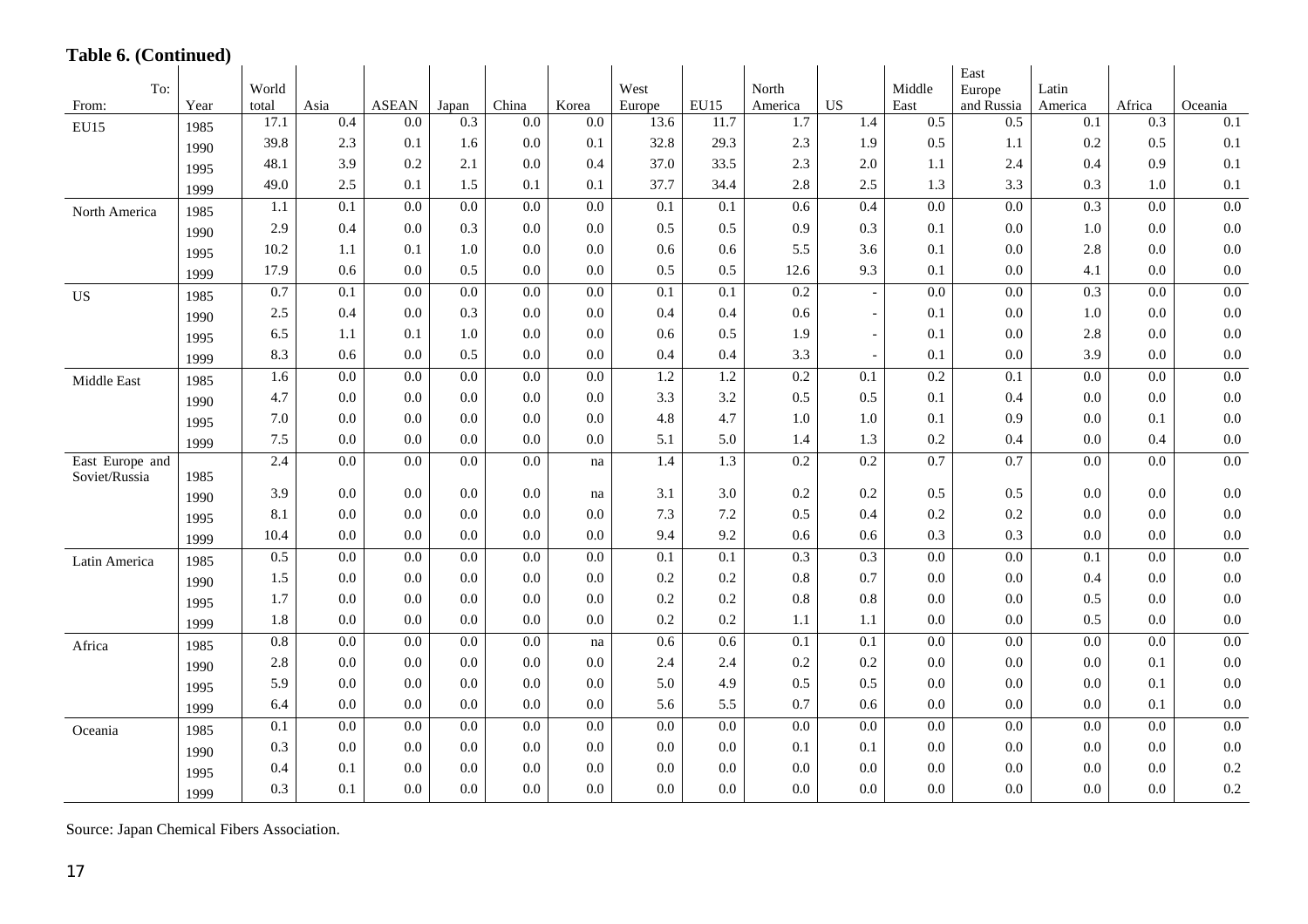**Table 6. (Continued)**

| From: | Year | World total | Asia | ASEAN | Japan | China | Korea | West Europe | EU15 | North America | US | Middle East | East Europe and Russia | Latin America | Africa | Oceania |
|---|---|---|---|---|---|---|---|---|---|---|---|---|---|---|---|---|
| EU15 | 1985 | 17.1 | 0.4 | 0.0 | 0.3 | 0.0 | 0.0 | 13.6 | 11.7 | 1.7 | 1.4 | 0.5 | 0.5 | 0.1 | 0.3 | 0.1 |
| | 1990 | 39.8 | 2.3 | 0.1 | 1.6 | 0.0 | 0.1 | 32.8 | 29.3 | 2.3 | 1.9 | 0.5 | 1.1 | 0.2 | 0.5 | 0.1 |
| | 1995 | 48.1 | 3.9 | 0.2 | 2.1 | 0.0 | 0.4 | 37.0 | 33.5 | 2.3 | 2.0 | 1.1 | 2.4 | 0.4 | 0.9 | 0.1 |
| | 1999 | 49.0 | 2.5 | 0.1 | 1.5 | 0.1 | 0.1 | 37.7 | 34.4 | 2.8 | 2.5 | 1.3 | 3.3 | 0.3 | 1.0 | 0.1 |
| North America | 1985 | 1.1 | 0.1 | 0.0 | 0.0 | 0.0 | 0.0 | 0.1 | 0.1 | 0.6 | 0.4 | 0.0 | 0.0 | 0.3 | 0.0 | 0.0 |
| | 1990 | 2.9 | 0.4 | 0.0 | 0.3 | 0.0 | 0.0 | 0.5 | 0.5 | 0.9 | 0.3 | 0.1 | 0.0 | 1.0 | 0.0 | 0.0 |
| | 1995 | 10.2 | 1.1 | 0.1 | 1.0 | 0.0 | 0.0 | 0.6 | 0.6 | 5.5 | 3.6 | 0.1 | 0.0 | 2.8 | 0.0 | 0.0 |
| | 1999 | 17.9 | 0.6 | 0.0 | 0.5 | 0.0 | 0.0 | 0.5 | 0.5 | 12.6 | 9.3 | 0.1 | 0.0 | 4.1 | 0.0 | 0.0 |
| US | 1985 | 0.7 | 0.1 | 0.0 | 0.0 | 0.0 | 0.0 | 0.1 | 0.1 | 0.2 | - | 0.0 | 0.0 | 0.3 | 0.0 | 0.0 |
| | 1990 | 2.5 | 0.4 | 0.0 | 0.3 | 0.0 | 0.0 | 0.4 | 0.4 | 0.6 | - | 0.1 | 0.0 | 1.0 | 0.0 | 0.0 |
| | 1995 | 6.5 | 1.1 | 0.1 | 1.0 | 0.0 | 0.0 | 0.6 | 0.5 | 1.9 | - | 0.1 | 0.0 | 2.8 | 0.0 | 0.0 |
| | 1999 | 8.3 | 0.6 | 0.0 | 0.5 | 0.0 | 0.0 | 0.4 | 0.4 | 3.3 | - | 0.1 | 0.0 | 3.9 | 0.0 | 0.0 |
| Middle East | 1985 | 1.6 | 0.0 | 0.0 | 0.0 | 0.0 | 0.0 | 1.2 | 1.2 | 0.2 | 0.1 | 0.2 | 0.1 | 0.0 | 0.0 | 0.0 |
| | 1990 | 4.7 | 0.0 | 0.0 | 0.0 | 0.0 | 0.0 | 3.3 | 3.2 | 0.5 | 0.5 | 0.1 | 0.4 | 0.0 | 0.0 | 0.0 |
| | 1995 | 7.0 | 0.0 | 0.0 | 0.0 | 0.0 | 0.0 | 4.8 | 4.7 | 1.0 | 1.0 | 0.1 | 0.9 | 0.0 | 0.1 | 0.0 |
| | 1999 | 7.5 | 0.0 | 0.0 | 0.0 | 0.0 | 0.0 | 5.1 | 5.0 | 1.4 | 1.3 | 0.2 | 0.4 | 0.0 | 0.4 | 0.0 |
| East Europe and Soviet/Russia | 1985 | 2.4 | 0.0 | 0.0 | 0.0 | 0.0 | na | 1.4 | 1.3 | 0.2 | 0.2 | 0.7 | 0.7 | 0.0 | 0.0 | 0.0 |
| | 1990 | 3.9 | 0.0 | 0.0 | 0.0 | 0.0 | na | 3.1 | 3.0 | 0.2 | 0.2 | 0.5 | 0.5 | 0.0 | 0.0 | 0.0 |
| | 1995 | 8.1 | 0.0 | 0.0 | 0.0 | 0.0 | 0.0 | 7.3 | 7.2 | 0.5 | 0.4 | 0.2 | 0.2 | 0.0 | 0.0 | 0.0 |
| | 1999 | 10.4 | 0.0 | 0.0 | 0.0 | 0.0 | 0.0 | 9.4 | 9.2 | 0.6 | 0.6 | 0.3 | 0.3 | 0.0 | 0.0 | 0.0 |
| Latin America | 1985 | 0.5 | 0.0 | 0.0 | 0.0 | 0.0 | 0.0 | 0.1 | 0.1 | 0.3 | 0.3 | 0.0 | 0.0 | 0.1 | 0.0 | 0.0 |
| | 1990 | 1.5 | 0.0 | 0.0 | 0.0 | 0.0 | 0.0 | 0.2 | 0.2 | 0.8 | 0.7 | 0.0 | 0.0 | 0.4 | 0.0 | 0.0 |
| | 1995 | 1.7 | 0.0 | 0.0 | 0.0 | 0.0 | 0.0 | 0.2 | 0.2 | 0.8 | 0.8 | 0.0 | 0.0 | 0.5 | 0.0 | 0.0 |
| | 1999 | 1.8 | 0.0 | 0.0 | 0.0 | 0.0 | 0.0 | 0.2 | 0.2 | 1.1 | 1.1 | 0.0 | 0.0 | 0.5 | 0.0 | 0.0 |
| Africa | 1985 | 0.8 | 0.0 | 0.0 | 0.0 | 0.0 | na | 0.6 | 0.6 | 0.1 | 0.1 | 0.0 | 0.0 | 0.0 | 0.0 | 0.0 |
| | 1990 | 2.8 | 0.0 | 0.0 | 0.0 | 0.0 | 0.0 | 2.4 | 2.4 | 0.2 | 0.2 | 0.0 | 0.0 | 0.0 | 0.1 | 0.0 |
| | 1995 | 5.9 | 0.0 | 0.0 | 0.0 | 0.0 | 0.0 | 5.0 | 4.9 | 0.5 | 0.5 | 0.0 | 0.0 | 0.0 | 0.1 | 0.0 |
| | 1999 | 6.4 | 0.0 | 0.0 | 0.0 | 0.0 | 0.0 | 5.6 | 5.5 | 0.7 | 0.6 | 0.0 | 0.0 | 0.0 | 0.1 | 0.0 |
| Oceania | 1985 | 0.1 | 0.0 | 0.0 | 0.0 | 0.0 | 0.0 | 0.0 | 0.0 | 0.0 | 0.0 | 0.0 | 0.0 | 0.0 | 0.0 | 0.0 |
| | 1990 | 0.3 | 0.0 | 0.0 | 0.0 | 0.0 | 0.0 | 0.0 | 0.0 | 0.1 | 0.1 | 0.0 | 0.0 | 0.0 | 0.0 | 0.0 |
| | 1995 | 0.4 | 0.1 | 0.0 | 0.0 | 0.0 | 0.0 | 0.0 | 0.0 | 0.0 | 0.0 | 0.0 | 0.0 | 0.0 | 0.0 | 0.2 |
| | 1999 | 0.3 | 0.1 | 0.0 | 0.0 | 0.0 | 0.0 | 0.0 | 0.0 | 0.0 | 0.0 | 0.0 | 0.0 | 0.0 | 0.0 | 0.2 |

Source: Japan Chemical Fibers Association.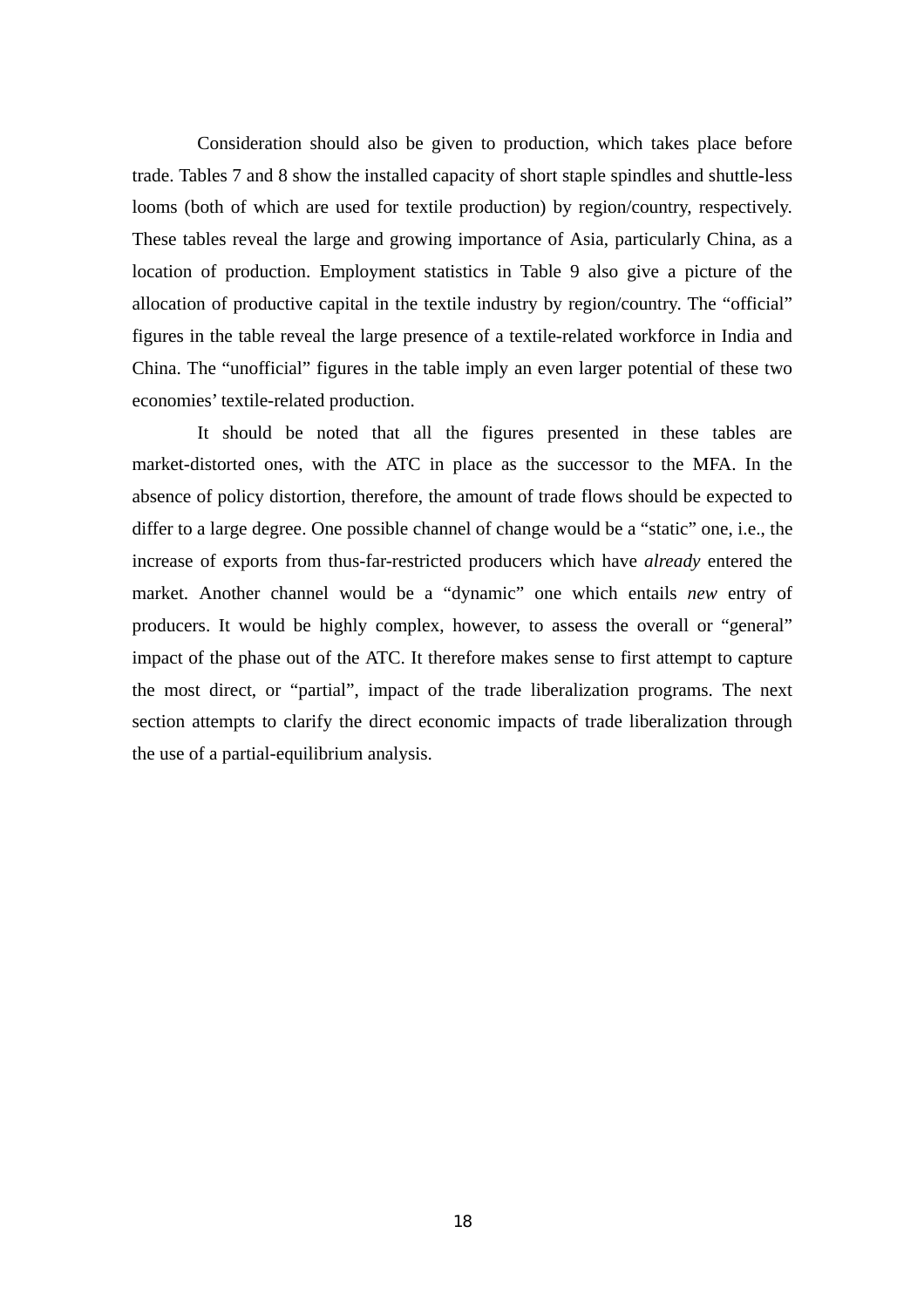Consideration should also be given to production, which takes place before trade. Tables 7 and 8 show the installed capacity of short staple spindles and shuttle-less looms (both of which are used for textile production) by region/country, respectively. These tables reveal the large and growing importance of Asia, particularly China, as a location of production. Employment statistics in Table 9 also give a picture of the allocation of productive capital in the textile industry by region/country. The "official" figures in the table reveal the large presence of a textile-related workforce in India and China. The "unofficial" figures in the table imply an even larger potential of these two economies' textile-related production.

It should be noted that all the figures presented in these tables are market-distorted ones, with the ATC in place as the successor to the MFA. In the absence of policy distortion, therefore, the amount of trade flows should be expected to differ to a large degree. One possible channel of change would be a "static" one, i.e., the increase of exports from thus-far-restricted producers which have *already* entered the market. Another channel would be a "dynamic" one which entails *new* entry of producers. It would be highly complex, however, to assess the overall or "general" impact of the phase out of the ATC. It therefore makes sense to first attempt to capture the most direct, or "partial", impact of the trade liberalization programs. The next section attempts to clarify the direct economic impacts of trade liberalization through the use of a partial-equilibrium analysis.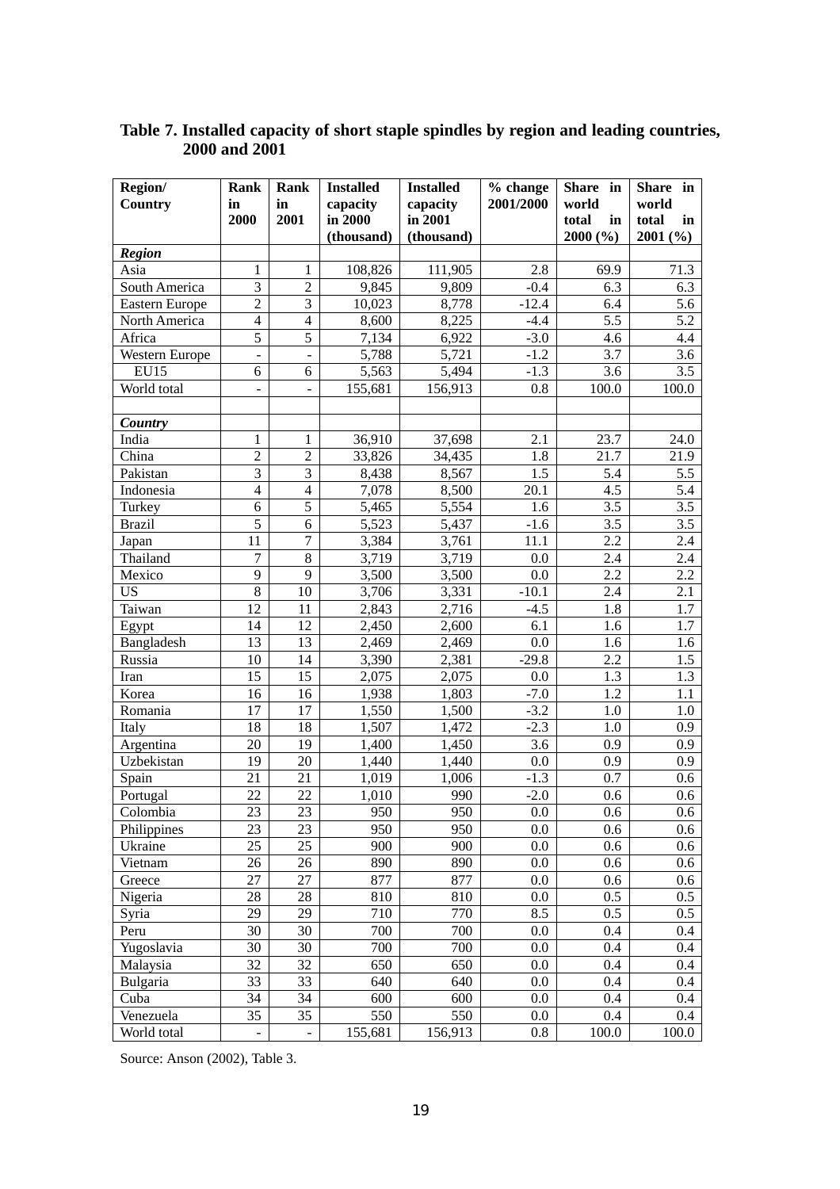**Table 7. Installed capacity of short staple spindles by region and leading countries, 2000 and 2001**

| Region/ Country | Rank in 2000 | Rank in 2001 | Installed capacity in 2000 (thousand) | Installed capacity in 2001 (thousand) | % change 2001/2000 | Share in world total in 2000 (%) | Share in world total in 2001 (%) |
|---|---|---|---|---|---|---|---|
| ***Region*** | | | | | | | |
| Asia | 1 | 1 | 108,826 | 111,905 | 2.8 | 69.9 | 71.3 |
| South America | 3 | 2 | 9,845 | 9,809 | -0.4 | 6.3 | 6.3 |
| Eastern Europe | 2 | 3 | 10,023 | 8,778 | -12.4 | 6.4 | 5.6 |
| North America | 4 | 4 | 8,600 | 8,225 | -4.4 | 5.5 | 5.2 |
| Africa | 5 | 5 | 7,134 | 6,922 | -3.0 | 4.6 | 4.4 |
| Western Europe | - | - | 5,788 | 5,721 | -1.2 | 3.7 | 3.6 |
| EU15 | 6 | 6 | 5,563 | 5,494 | -1.3 | 3.6 | 3.5 |
| World total | - | - | 155,681 | 156,913 | 0.8 | 100.0 | 100.0 |
| | | | | | | | |
| ***Country*** | | | | | | | |
| India | 1 | 1 | 36,910 | 37,698 | 2.1 | 23.7 | 24.0 |
| China | 2 | 2 | 33,826 | 34,435 | 1.8 | 21.7 | 21.9 |
| Pakistan | 3 | 3 | 8,438 | 8,567 | 1.5 | 5.4 | 5.5 |
| Indonesia | 4 | 4 | 7,078 | 8,500 | 20.1 | 4.5 | 5.4 |
| Turkey | 6 | 5 | 5,465 | 5,554 | 1.6 | 3.5 | 3.5 |
| Brazil | 5 | 6 | 5,523 | 5,437 | -1.6 | 3.5 | 3.5 |
| Japan | 11 | 7 | 3,384 | 3,761 | 11.1 | 2.2 | 2.4 |
| Thailand | 7 | 8 | 3,719 | 3,719 | 0.0 | 2.4 | 2.4 |
| Mexico | 9 | 9 | 3,500 | 3,500 | 0.0 | 2.2 | 2.2 |
| US | 8 | 10 | 3,706 | 3,331 | -10.1 | 2.4 | 2.1 |
| Taiwan | 12 | 11 | 2,843 | 2,716 | -4.5 | 1.8 | 1.7 |
| Egypt | 14 | 12 | 2,450 | 2,600 | 6.1 | 1.6 | 1.7 |
| Bangladesh | 13 | 13 | 2,469 | 2,469 | 0.0 | 1.6 | 1.6 |
| Russia | 10 | 14 | 3,390 | 2,381 | -29.8 | 2.2 | 1.5 |
| Iran | 15 | 15 | 2,075 | 2,075 | 0.0 | 1.3 | 1.3 |
| Korea | 16 | 16 | 1,938 | 1,803 | -7.0 | 1.2 | 1.1 |
| Romania | 17 | 17 | 1,550 | 1,500 | -3.2 | 1.0 | 1.0 |
| Italy | 18 | 18 | 1,507 | 1,472 | -2.3 | 1.0 | 0.9 |
| Argentina | 20 | 19 | 1,400 | 1,450 | 3.6 | 0.9 | 0.9 |
| Uzbekistan | 19 | 20 | 1,440 | 1,440 | 0.0 | 0.9 | 0.9 |
| Spain | 21 | 21 | 1,019 | 1,006 | -1.3 | 0.7 | 0.6 |
| Portugal | 22 | 22 | 1,010 | 990 | -2.0 | 0.6 | 0.6 |
| Colombia | 23 | 23 | 950 | 950 | 0.0 | 0.6 | 0.6 |
| Philippines | 23 | 23 | 950 | 950 | 0.0 | 0.6 | 0.6 |
| Ukraine | 25 | 25 | 900 | 900 | 0.0 | 0.6 | 0.6 |
| Vietnam | 26 | 26 | 890 | 890 | 0.0 | 0.6 | 0.6 |
| Greece | 27 | 27 | 877 | 877 | 0.0 | 0.6 | 0.6 |
| Nigeria | 28 | 28 | 810 | 810 | 0.0 | 0.5 | 0.5 |
| Syria | 29 | 29 | 710 | 770 | 8.5 | 0.5 | 0.5 |
| Peru | 30 | 30 | 700 | 700 | 0.0 | 0.4 | 0.4 |
| Yugoslavia | 30 | 30 | 700 | 700 | 0.0 | 0.4 | 0.4 |
| Malaysia | 32 | 32 | 650 | 650 | 0.0 | 0.4 | 0.4 |
| Bulgaria | 33 | 33 | 640 | 640 | 0.0 | 0.4 | 0.4 |
| Cuba | 34 | 34 | 600 | 600 | 0.0 | 0.4 | 0.4 |
| Venezuela | 35 | 35 | 550 | 550 | 0.0 | 0.4 | 0.4 |
| World total | - | - | 155,681 | 156,913 | 0.8 | 100.0 | 100.0 |

Source: Anson (2002), Table 3.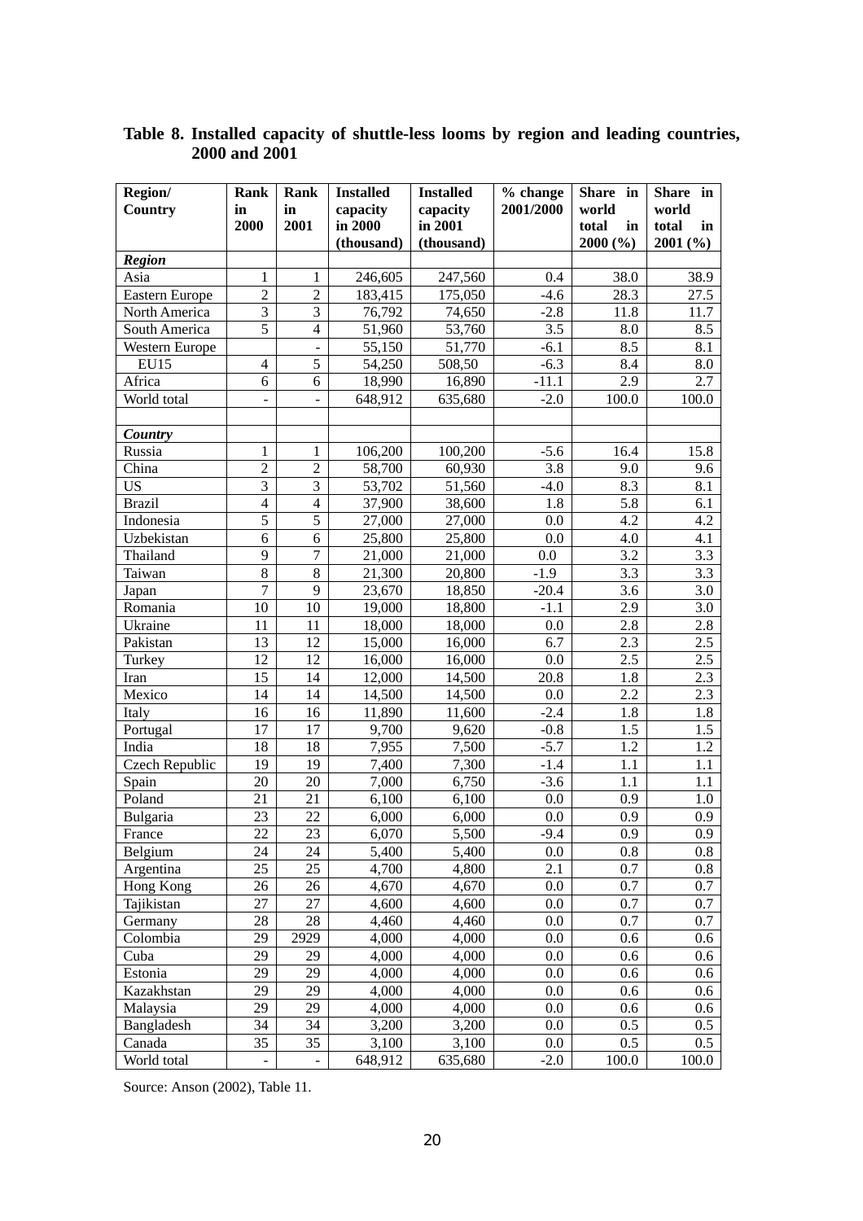**Table 8. Installed capacity of shuttle-less looms by region and leading countries, 2000 and 2001**

| Region/ Country | Rank in 2000 | Rank in 2001 | Installed capacity in 2000 (thousand) | Installed capacity in 2001 (thousand) | % change 2001/2000 | Share in world total in 2000 (%) | Share in world total in 2001 (%) |
|---|---|---|---|---|---|---|---|
| ***Region*** | | | | | | | |
| Asia | 1 | 1 | 246,605 | 247,560 | 0.4 | 38.0 | 38.9 |
| Eastern Europe | 2 | 2 | 183,415 | 175,050 | -4.6 | 28.3 | 27.5 |
| North America | 3 | 3 | 76,792 | 74,650 | -2.8 | 11.8 | 11.7 |
| South America | 5 | 4 | 51,960 | 53,760 | 3.5 | 8.0 | 8.5 |
| Western Europe | | - | 55,150 | 51,770 | -6.1 | 8.5 | 8.1 |
| EU15 | 4 | 5 | 54,250 | 508,50 | -6.3 | 8.4 | 8.0 |
| Africa | 6 | 6 | 18,990 | 16,890 | -11.1 | 2.9 | 2.7 |
| World total | - | - | 648,912 | 635,680 | -2.0 | 100.0 | 100.0 |
| | | | | | | | |
| ***Country*** | | | | | | | |
| Russia | 1 | 1 | 106,200 | 100,200 | -5.6 | 16.4 | 15.8 |
| China | 2 | 2 | 58,700 | 60,930 | 3.8 | 9.0 | 9.6 |
| US | 3 | 3 | 53,702 | 51,560 | -4.0 | 8.3 | 8.1 |
| Brazil | 4 | 4 | 37,900 | 38,600 | 1.8 | 5.8 | 6.1 |
| Indonesia | 5 | 5 | 27,000 | 27,000 | 0.0 | 4.2 | 4.2 |
| Uzbekistan | 6 | 6 | 25,800 | 25,800 | 0.0 | 4.0 | 4.1 |
| Thailand | 9 | 7 | 21,000 | 21,000 | 0.0 | 3.2 | 3.3 |
| Taiwan | 8 | 8 | 21,300 | 20,800 | -1.9 | 3.3 | 3.3 |
| Japan | 7 | 9 | 23,670 | 18,850 | -20.4 | 3.6 | 3.0 |
| Romania | 10 | 10 | 19,000 | 18,800 | -1.1 | 2.9 | 3.0 |
| Ukraine | 11 | 11 | 18,000 | 18,000 | 0.0 | 2.8 | 2.8 |
| Pakistan | 13 | 12 | 15,000 | 16,000 | 6.7 | 2.3 | 2.5 |
| Turkey | 12 | 12 | 16,000 | 16,000 | 0.0 | 2.5 | 2.5 |
| Iran | 15 | 14 | 12,000 | 14,500 | 20.8 | 1.8 | 2.3 |
| Mexico | 14 | 14 | 14,500 | 14,500 | 0.0 | 2.2 | 2.3 |
| Italy | 16 | 16 | 11,890 | 11,600 | -2.4 | 1.8 | 1.8 |
| Portugal | 17 | 17 | 9,700 | 9,620 | -0.8 | 1.5 | 1.5 |
| India | 18 | 18 | 7,955 | 7,500 | -5.7 | 1.2 | 1.2 |
| Czech Republic | 19 | 19 | 7,400 | 7,300 | -1.4 | 1.1 | 1.1 |
| Spain | 20 | 20 | 7,000 | 6,750 | -3.6 | 1.1 | 1.1 |
| Poland | 21 | 21 | 6,100 | 6,100 | 0.0 | 0.9 | 1.0 |
| Bulgaria | 23 | 22 | 6,000 | 6,000 | 0.0 | 0.9 | 0.9 |
| France | 22 | 23 | 6,070 | 5,500 | -9.4 | 0.9 | 0.9 |
| Belgium | 24 | 24 | 5,400 | 5,400 | 0.0 | 0.8 | 0.8 |
| Argentina | 25 | 25 | 4,700 | 4,800 | 2.1 | 0.7 | 0.8 |
| Hong Kong | 26 | 26 | 4,670 | 4,670 | 0.0 | 0.7 | 0.7 |
| Tajikistan | 27 | 27 | 4,600 | 4,600 | 0.0 | 0.7 | 0.7 |
| Germany | 28 | 28 | 4,460 | 4,460 | 0.0 | 0.7 | 0.7 |
| Colombia | 29 | 2929 | 4,000 | 4,000 | 0.0 | 0.6 | 0.6 |
| Cuba | 29 | 29 | 4,000 | 4,000 | 0.0 | 0.6 | 0.6 |
| Estonia | 29 | 29 | 4,000 | 4,000 | 0.0 | 0.6 | 0.6 |
| Kazakhstan | 29 | 29 | 4,000 | 4,000 | 0.0 | 0.6 | 0.6 |
| Malaysia | 29 | 29 | 4,000 | 4,000 | 0.0 | 0.6 | 0.6 |
| Bangladesh | 34 | 34 | 3,200 | 3,200 | 0.0 | 0.5 | 0.5 |
| Canada | 35 | 35 | 3,100 | 3,100 | 0.0 | 0.5 | 0.5 |
| World total | - | - | 648,912 | 635,680 | -2.0 | 100.0 | 100.0 |

Source: Anson (2002), Table 11.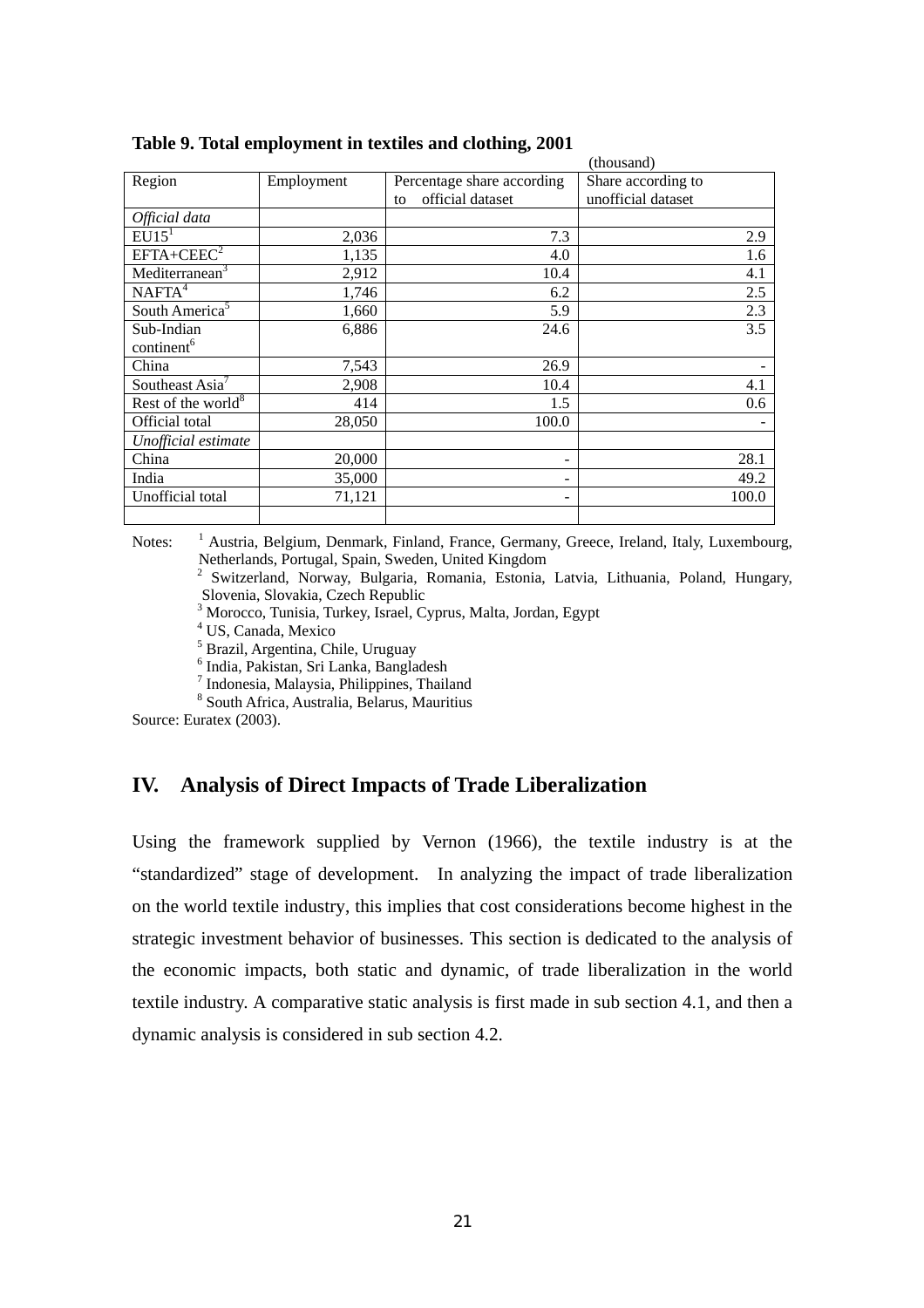**Table 9. Total employment in textiles and clothing, 2001**

(thousand)

| Region | Employment | Percentage share according to official dataset | Share according to unofficial dataset |
|---|---|---|---|
| *Official data* | | | |
| EU15[1] | 2,036 | 7.3 | 2.9 |
| EFTA+CEEC[2] | 1,135 | 4.0 | 1.6 |
| Mediterranean[3] | 2,912 | 10.4 | 4.1 |
| NAFTA[4] | 1,746 | 6.2 | 2.5 |
| South America[5] | 1,660 | 5.9 | 2.3 |
| Sub-Indian continent[6] | 6,886 | 24.6 | 3.5 |
| China | 7,543 | 26.9 | - |
| Southeast Asia[7] | 2,908 | 10.4 | 4.1 |
| Rest of the world[8] | 414 | 1.5 | 0.6 |
| Official total | 28,050 | 100.0 | - |
| *Unofficial estimate* | | | |
| China | 20,000 | - | 28.1 |
| India | 35,000 | - | 49.2 |
| Unofficial total | 71,121 | - | 100.0 |
| | | | |

Notes: [1] Austria, Belgium, Denmark, Finland, France, Germany, Greece, Ireland, Italy, Luxembourg, Netherlands, Portugal, Spain, Sweden, United Kingdom
[2] Switzerland, Norway, Bulgaria, Romania, Estonia, Latvia, Lithuania, Poland, Hungary, Slovenia, Slovakia, Czech Republic
[3] Morocco, Tunisia, Turkey, Israel, Cyprus, Malta, Jordan, Egypt
[4] US, Canada, Mexico
[5] Brazil, Argentina, Chile, Uruguay
[6] India, Pakistan, Sri Lanka, Bangladesh
[7] Indonesia, Malaysia, Philippines, Thailand
[8] South Africa, Australia, Belarus, Mauritius

Source: Euratex (2003).

## IV. Analysis of Direct Impacts of Trade Liberalization

Using the framework supplied by Vernon (1966), the textile industry is at the "standardized" stage of development. In analyzing the impact of trade liberalization on the world textile industry, this implies that cost considerations become highest in the strategic investment behavior of businesses. This section is dedicated to the analysis of the economic impacts, both static and dynamic, of trade liberalization in the world textile industry. A comparative static analysis is first made in sub section 4.1, and then a dynamic analysis is considered in sub section 4.2.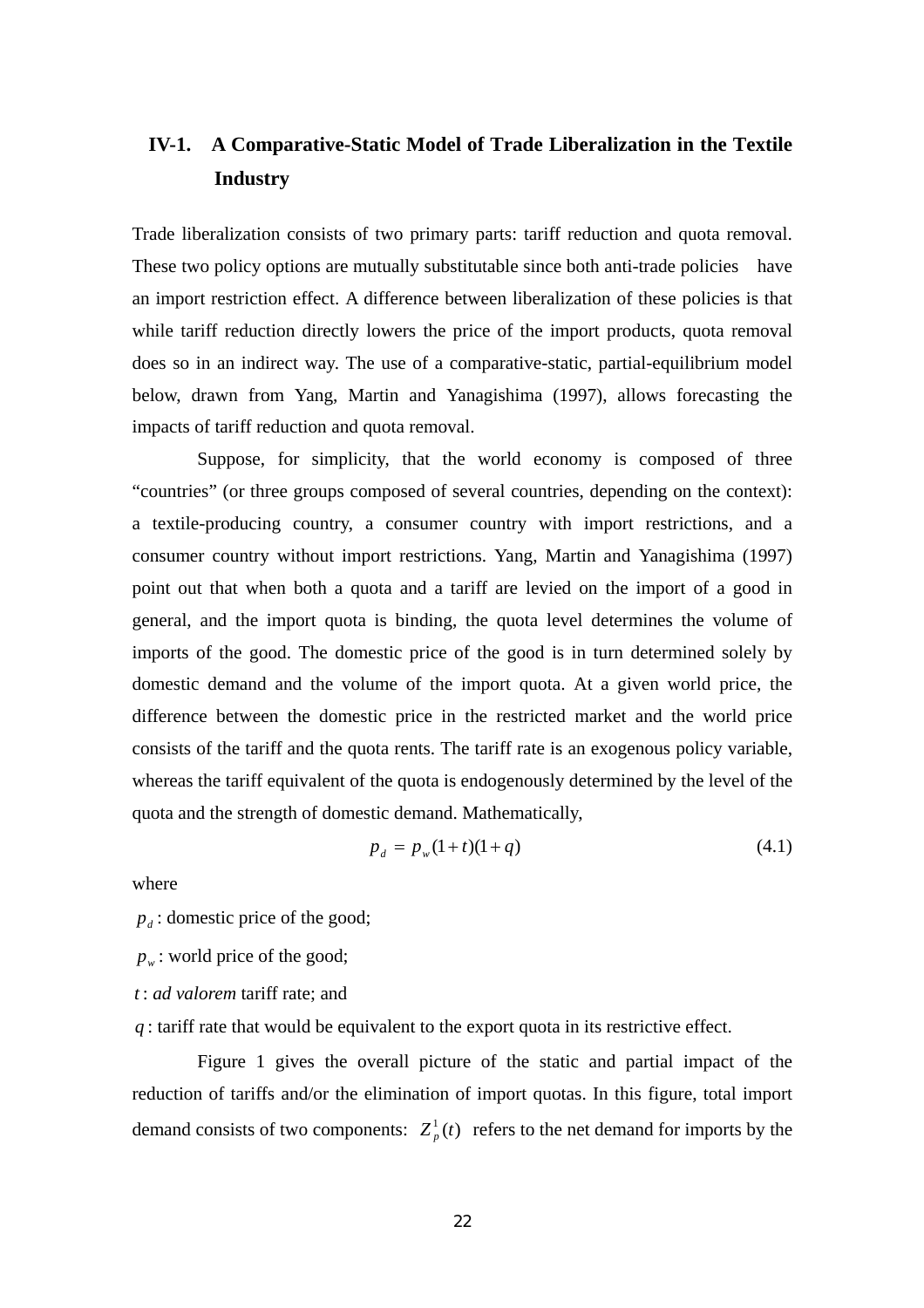## IV-1. A Comparative-Static Model of Trade Liberalization in the Textile Industry

Trade liberalization consists of two primary parts: tariff reduction and quota removal. These two policy options are mutually substitutable since both anti-trade policies have an import restriction effect. A difference between liberalization of these policies is that while tariff reduction directly lowers the price of the import products, quota removal does so in an indirect way. The use of a comparative-static, partial-equilibrium model below, drawn from Yang, Martin and Yanagishima (1997), allows forecasting the impacts of tariff reduction and quota removal.

Suppose, for simplicity, that the world economy is composed of three "countries" (or three groups composed of several countries, depending on the context): a textile-producing country, a consumer country with import restrictions, and a consumer country without import restrictions. Yang, Martin and Yanagishima (1997) point out that when both a quota and a tariff are levied on the import of a good in general, and the import quota is binding, the quota level determines the volume of imports of the good. The domestic price of the good is in turn determined solely by domestic demand and the volume of the import quota. At a given world price, the difference between the domestic price in the restricted market and the world price consists of the tariff and the quota rents. The tariff rate is an exogenous policy variable, whereas the tariff equivalent of the quota is endogenously determined by the level of the quota and the strength of domestic demand. Mathematically,

$$p_d = p_w(1+t)(1+q) \tag{4.1}$$

where

$p_d$ : domestic price of the good;

$p_w$ : world price of the good;

$t$ : *ad valorem* tariff rate; and

$q$ : tariff rate that would be equivalent to the export quota in its restrictive effect.

Figure 1 gives the overall picture of the static and partial impact of the reduction of tariffs and/or the elimination of import quotas. In this figure, total import demand consists of two components: $Z_p^1(t)$ refers to the net demand for imports by the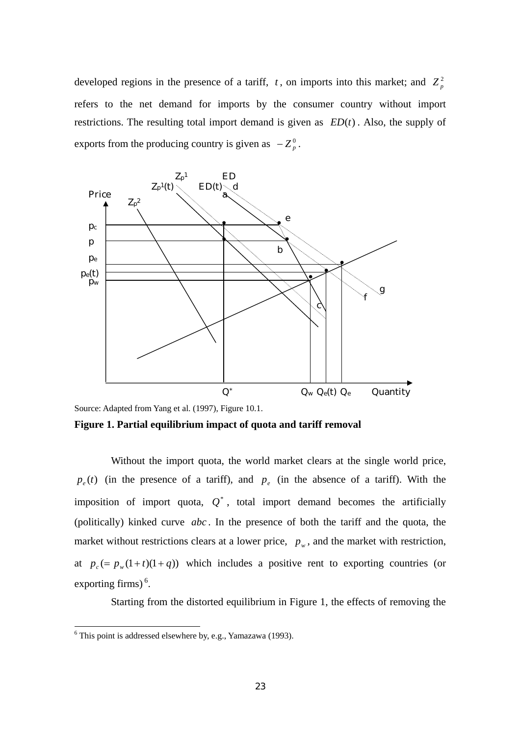developed regions in the presence of a tariff, $t$, on imports into this market; and $Z_p^2$ refers to the net demand for imports by the consumer country without import restrictions. The resulting total import demand is given as $ED(t)$. Also, the supply of exports from the producing country is given as $-Z_p^0$.

Source: Adapted from Yang et al. (1997), Figure 10.1.

**Figure 1. Partial equilibrium impact of quota and tariff removal**

Without the import quota, the world market clears at the single world price, $p_e(t)$ (in the presence of a tariff), and $p_e$ (in the absence of a tariff). With the imposition of import quota, $Q^*$, total import demand becomes the artificially (politically) kinked curve $abc$. In the presence of both the tariff and the quota, the market without restrictions clears at a lower price, $p_w$, and the market with restriction, at $p_c (= p_w(1+t)(1+q))$ which includes a positive rent to exporting countries (or exporting firms)[6].

Starting from the distorted equilibrium in Figure 1, the effects of removing the

---

[6] This point is addressed elsewhere by, e.g., Yamazawa (1993).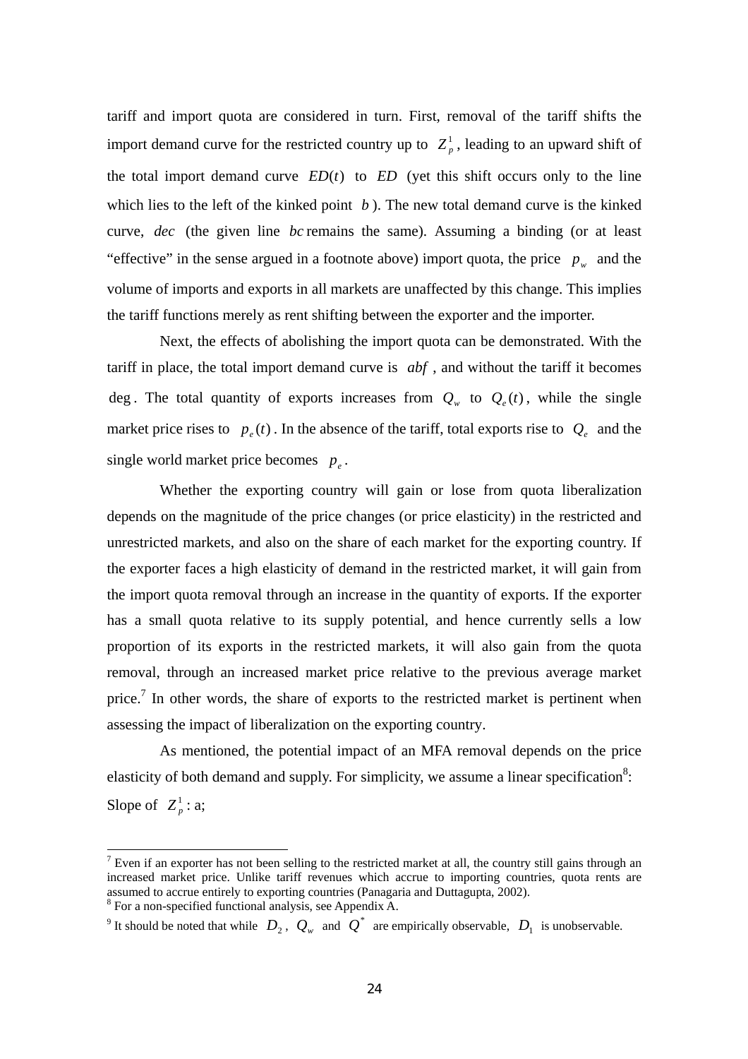tariff and import quota are considered in turn. First, removal of the tariff shifts the import demand curve for the restricted country up to $Z_p^1$, leading to an upward shift of the total import demand curve $ED(t)$ to $ED$ (yet this shift occurs only to the line which lies to the left of the kinked point $b$). The new total demand curve is the kinked curve, $dec$ (the given line $bc$ remains the same). Assuming a binding (or at least "effective" in the sense argued in a footnote above) import quota, the price $p_w$ and the volume of imports and exports in all markets are unaffected by this change. This implies the tariff functions merely as rent shifting between the exporter and the importer.

Next, the effects of abolishing the import quota can be demonstrated. With the tariff in place, the total import demand curve is $abf$, and without the tariff it becomes $\deg$. The total quantity of exports increases from $Q_w$ to $Q_e(t)$, while the single market price rises to $p_e(t)$. In the absence of the tariff, total exports rise to $Q_e$ and the single world market price becomes $p_e$.

Whether the exporting country will gain or lose from quota liberalization depends on the magnitude of the price changes (or price elasticity) in the restricted and unrestricted markets, and also on the share of each market for the exporting country. If the exporter faces a high elasticity of demand in the restricted market, it will gain from the import quota removal through an increase in the quantity of exports. If the exporter has a small quota relative to its supply potential, and hence currently sells a low proportion of its exports in the restricted markets, it will also gain from the quota removal, through an increased market price relative to the previous average market price.[7] In other words, the share of exports to the restricted market is pertinent when assessing the impact of liberalization on the exporting country.

As mentioned, the potential impact of an MFA removal depends on the price elasticity of both demand and supply. For simplicity, we assume a linear specification[8]:

Slope of $Z_p^1$: a;

---

[7] Even if an exporter has not been selling to the restricted market at all, the country still gains through an increased market price. Unlike tariff revenues which accrue to importing countries, quota rents are assumed to accrue entirely to exporting countries (Panagaria and Duttagupta, 2002).

[8] For a non-specified functional analysis, see Appendix A.

[9] It should be noted that while $D_2$, $Q_w$ and $Q^*$ are empirically observable, $D_1$ is unobservable.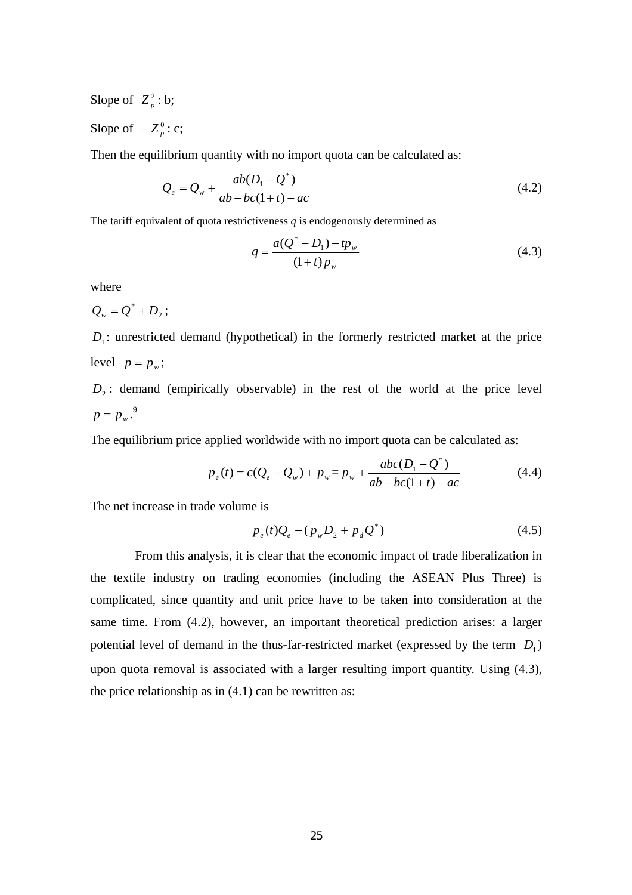Slope of $Z_p^2$: b;

Slope of $-Z_p^0$: c;

Then the equilibrium quantity with no import quota can be calculated as:

$$Q_e = Q_w + \frac{ab(D_1 - Q^*)}{ab - bc(1+t) - ac} \tag{4.2}$$

The tariff equivalent of quota restrictiveness *q* is endogenously determined as

$$q = \frac{a(Q^* - D_1) - tp_w}{(1+t)\,p_w} \tag{4.3}$$

where

$Q_w = Q^* + D_2$;

$D_1$: unrestricted demand (hypothetical) in the formerly restricted market at the price level $p = p_w$;

$D_2$: demand (empirically observable) in the rest of the world at the price level $p = p_w$.[9]

The equilibrium price applied worldwide with no import quota can be calculated as:

$$p_e(t) = c(Q_e - Q_w) + p_w = p_w + \frac{abc(D_1 - Q^*)}{ab - bc(1+t) - ac} \tag{4.4}$$

The net increase in trade volume is

$$p_e(t)Q_e - (p_w D_2 + p_d Q^*) \tag{4.5}$$

From this analysis, it is clear that the economic impact of trade liberalization in the textile industry on trading economies (including the ASEAN Plus Three) is complicated, since quantity and unit price have to be taken into consideration at the same time. From (4.2), however, an important theoretical prediction arises: a larger potential level of demand in the thus-far-restricted market (expressed by the term $D_1$) upon quota removal is associated with a larger resulting import quantity. Using (4.3), the price relationship as in (4.1) can be rewritten as: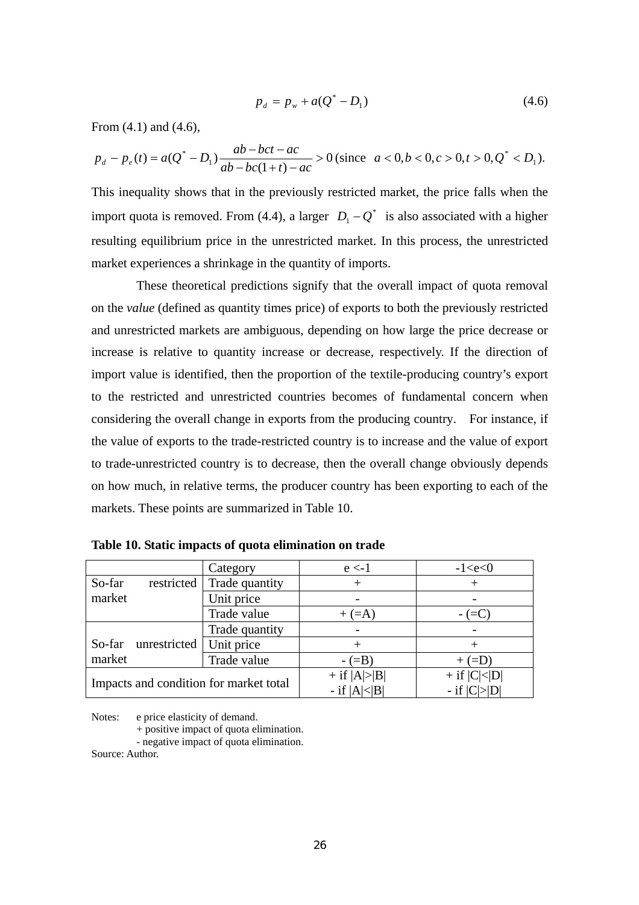$$p_d = p_w + a(Q^* - D_1) \tag{4.6}$$

From (4.1) and (4.6),

$$p_d - p_e(t) = a(Q^* - D_1)\frac{ab - bct - ac}{ab - bc(1+t) - ac} > 0 \text{ (since } a < 0, b < 0, c > 0, t > 0, Q^* < D_1\text{).}$$

This inequality shows that in the previously restricted market, the price falls when the import quota is removed. From (4.4), a larger $D_1 - Q^*$ is also associated with a higher resulting equilibrium price in the unrestricted market. In this process, the unrestricted market experiences a shrinkage in the quantity of imports.

These theoretical predictions signify that the overall impact of quota removal on the *value* (defined as quantity times price) of exports to both the previously restricted and unrestricted markets are ambiguous, depending on how large the price decrease or increase is relative to quantity increase or decrease, respectively. If the direction of import value is identified, then the proportion of the textile-producing country's export to the restricted and unrestricted countries becomes of fundamental concern when considering the overall change in exports from the producing country. For instance, if the value of exports to the trade-restricted country is to increase and the value of export to trade-unrestricted country is to decrease, then the overall change obviously depends on how much, in relative terms, the producer country has been exporting to each of the markets. These points are summarized in Table 10.

**Table 10. Static impacts of quota elimination on trade**

| | Category | e <-1 | -1<e<0 |
|---|---|---|---|
| So-far restricted market | Trade quantity | + | + |
| | Unit price | - | - |
| | Trade value | + (=A) | - (=C) |
| So-far unrestricted market | Trade quantity | - | - |
| | Unit price | + | + |
| | Trade value | - (=B) | + (=D) |
| Impacts and condition for market total | | + if \|A\|>\|B\|<br>- if \|A\|<\|B\| | + if \|C\|<\|D\|<br>- if \|C\|>\|D\| |

Notes: e price elasticity of demand.
+ positive impact of quota elimination.
- negative impact of quota elimination.

Source: Author.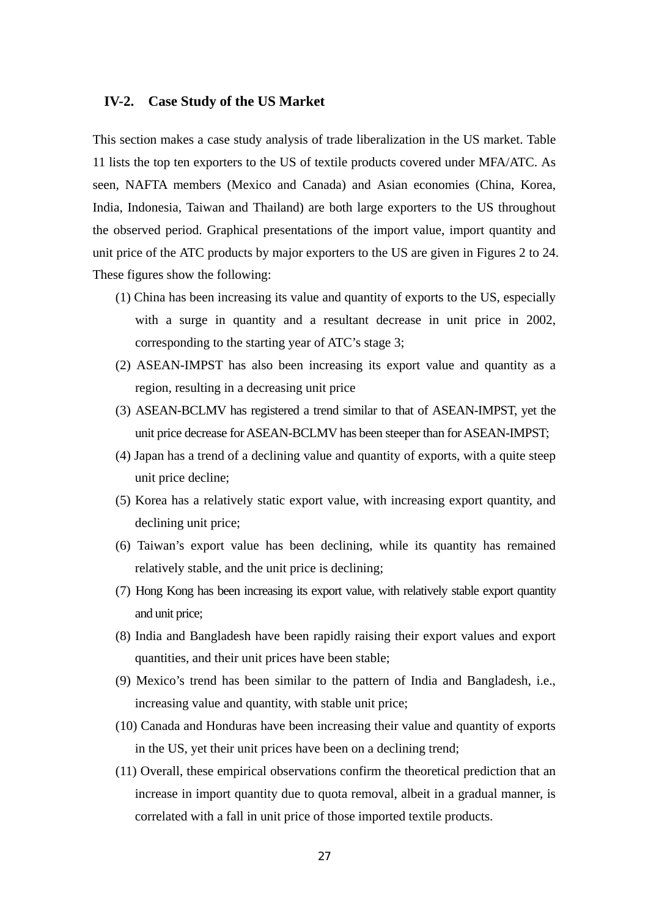### IV-2. Case Study of the US Market

This section makes a case study analysis of trade liberalization in the US market. Table 11 lists the top ten exporters to the US of textile products covered under MFA/ATC. As seen, NAFTA members (Mexico and Canada) and Asian economies (China, Korea, India, Indonesia, Taiwan and Thailand) are both large exporters to the US throughout the observed period. Graphical presentations of the import value, import quantity and unit price of the ATC products by major exporters to the US are given in Figures 2 to 24. These figures show the following:

(1) China has been increasing its value and quantity of exports to the US, especially with a surge in quantity and a resultant decrease in unit price in 2002, corresponding to the starting year of ATC's stage 3;

(2) ASEAN-IMPST has also been increasing its export value and quantity as a region, resulting in a decreasing unit price

(3) ASEAN-BCLMV has registered a trend similar to that of ASEAN-IMPST, yet the unit price decrease for ASEAN-BCLMV has been steeper than for ASEAN-IMPST;

(4) Japan has a trend of a declining value and quantity of exports, with a quite steep unit price decline;

(5) Korea has a relatively static export value, with increasing export quantity, and declining unit price;

(6) Taiwan's export value has been declining, while its quantity has remained relatively stable, and the unit price is declining;

(7) Hong Kong has been increasing its export value, with relatively stable export quantity and unit price;

(8) India and Bangladesh have been rapidly raising their export values and export quantities, and their unit prices have been stable;

(9) Mexico's trend has been similar to the pattern of India and Bangladesh, i.e., increasing value and quantity, with stable unit price;

(10) Canada and Honduras have been increasing their value and quantity of exports in the US, yet their unit prices have been on a declining trend;

(11) Overall, these empirical observations confirm the theoretical prediction that an increase in import quantity due to quota removal, albeit in a gradual manner, is correlated with a fall in unit price of those imported textile products.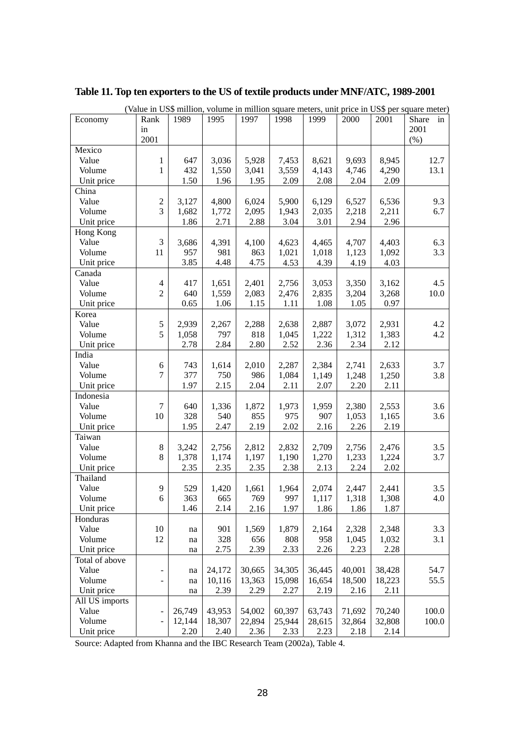**Table 11. Top ten exporters to the US of textile products under MNF/ATC, 1989-2001**

(Value in US$ million, volume in million square meters, unit price in US$ per square meter)

| Economy | Rank in 2001 | 1989 | 1995 | 1997 | 1998 | 1999 | 2000 | 2001 | Share in 2001 (%) |
|---|---|---|---|---|---|---|---|---|---|
| Mexico | | | | | | | | | |
| Value | 1 | 647 | 3,036 | 5,928 | 7,453 | 8,621 | 9,693 | 8,945 | 12.7 |
| Volume | 1 | 432 | 1,550 | 3,041 | 3,559 | 4,143 | 4,746 | 4,290 | 13.1 |
| Unit price | | 1.50 | 1.96 | 1.95 | 2.09 | 2.08 | 2.04 | 2.09 | |
| China | | | | | | | | | |
| Value | 2 | 3,127 | 4,800 | 6,024 | 5,900 | 6,129 | 6,527 | 6,536 | 9.3 |
| Volume | 3 | 1,682 | 1,772 | 2,095 | 1,943 | 2,035 | 2,218 | 2,211 | 6.7 |
| Unit price | | 1.86 | 2.71 | 2.88 | 3.04 | 3.01 | 2.94 | 2.96 | |
| Hong Kong | | | | | | | | | |
| Value | 3 | 3,686 | 4,391 | 4,100 | 4,623 | 4,465 | 4,707 | 4,403 | 6.3 |
| Volume | 11 | 957 | 981 | 863 | 1,021 | 1,018 | 1,123 | 1,092 | 3.3 |
| Unit price | | 3.85 | 4.48 | 4.75 | 4.53 | 4.39 | 4.19 | 4.03 | |
| Canada | | | | | | | | | |
| Value | 4 | 417 | 1,651 | 2,401 | 2,756 | 3,053 | 3,350 | 3,162 | 4.5 |
| Volume | 2 | 640 | 1,559 | 2,083 | 2,476 | 2,835 | 3,204 | 3,268 | 10.0 |
| Unit price | | 0.65 | 1.06 | 1.15 | 1.11 | 1.08 | 1.05 | 0.97 | |
| Korea | | | | | | | | | |
| Value | 5 | 2,939 | 2,267 | 2,288 | 2,638 | 2,887 | 3,072 | 2,931 | 4.2 |
| Volume | 5 | 1,058 | 797 | 818 | 1,045 | 1,222 | 1,312 | 1,383 | 4.2 |
| Unit price | | 2.78 | 2.84 | 2.80 | 2.52 | 2.36 | 2.34 | 2.12 | |
| India | | | | | | | | | |
| Value | 6 | 743 | 1,614 | 2,010 | 2,287 | 2,384 | 2,741 | 2,633 | 3.7 |
| Volume | 7 | 377 | 750 | 986 | 1,084 | 1,149 | 1,248 | 1,250 | 3.8 |
| Unit price | | 1.97 | 2.15 | 2.04 | 2.11 | 2.07 | 2.20 | 2.11 | |
| Indonesia | | | | | | | | | |
| Value | 7 | 640 | 1,336 | 1,872 | 1,973 | 1,959 | 2,380 | 2,553 | 3.6 |
| Volume | 10 | 328 | 540 | 855 | 975 | 907 | 1,053 | 1,165 | 3.6 |
| Unit price | | 1.95 | 2.47 | 2.19 | 2.02 | 2.16 | 2.26 | 2.19 | |
| Taiwan | | | | | | | | | |
| Value | 8 | 3,242 | 2,756 | 2,812 | 2,832 | 2,709 | 2,756 | 2,476 | 3.5 |
| Volume | 8 | 1,378 | 1,174 | 1,197 | 1,190 | 1,270 | 1,233 | 1,224 | 3.7 |
| Unit price | | 2.35 | 2.35 | 2.35 | 2.38 | 2.13 | 2.24 | 2.02 | |
| Thailand | | | | | | | | | |
| Value | 9 | 529 | 1,420 | 1,661 | 1,964 | 2,074 | 2,447 | 2,441 | 3.5 |
| Volume | 6 | 363 | 665 | 769 | 997 | 1,117 | 1,318 | 1,308 | 4.0 |
| Unit price | | 1.46 | 2.14 | 2.16 | 1.97 | 1.86 | 1.86 | 1.87 | |
| Honduras | | | | | | | | | |
| Value | 10 | na | 901 | 1,569 | 1,879 | 2,164 | 2,328 | 2,348 | 3.3 |
| Volume | 12 | na | 328 | 656 | 808 | 958 | 1,045 | 1,032 | 3.1 |
| Unit price | | na | 2.75 | 2.39 | 2.33 | 2.26 | 2.23 | 2.28 | |
| Total of above | | | | | | | | | |
| Value | - | na | 24,172 | 30,665 | 34,305 | 36,445 | 40,001 | 38,428 | 54.7 |
| Volume | - | na | 10,116 | 13,363 | 15,098 | 16,654 | 18,500 | 18,223 | 55.5 |
| Unit price | | na | 2.39 | 2.29 | 2.27 | 2.19 | 2.16 | 2.11 | |
| All US imports | | | | | | | | | |
| Value | - | 26,749 | 43,953 | 54,002 | 60,397 | 63,743 | 71,692 | 70,240 | 100.0 |
| Volume | - | 12,144 | 18,307 | 22,894 | 25,944 | 28,615 | 32,864 | 32,808 | 100.0 |
| Unit price | | 2.20 | 2.40 | 2.36 | 2.33 | 2.23 | 2.18 | 2.14 | |

Source: Adapted from Khanna and the IBC Research Team (2002a), Table 4.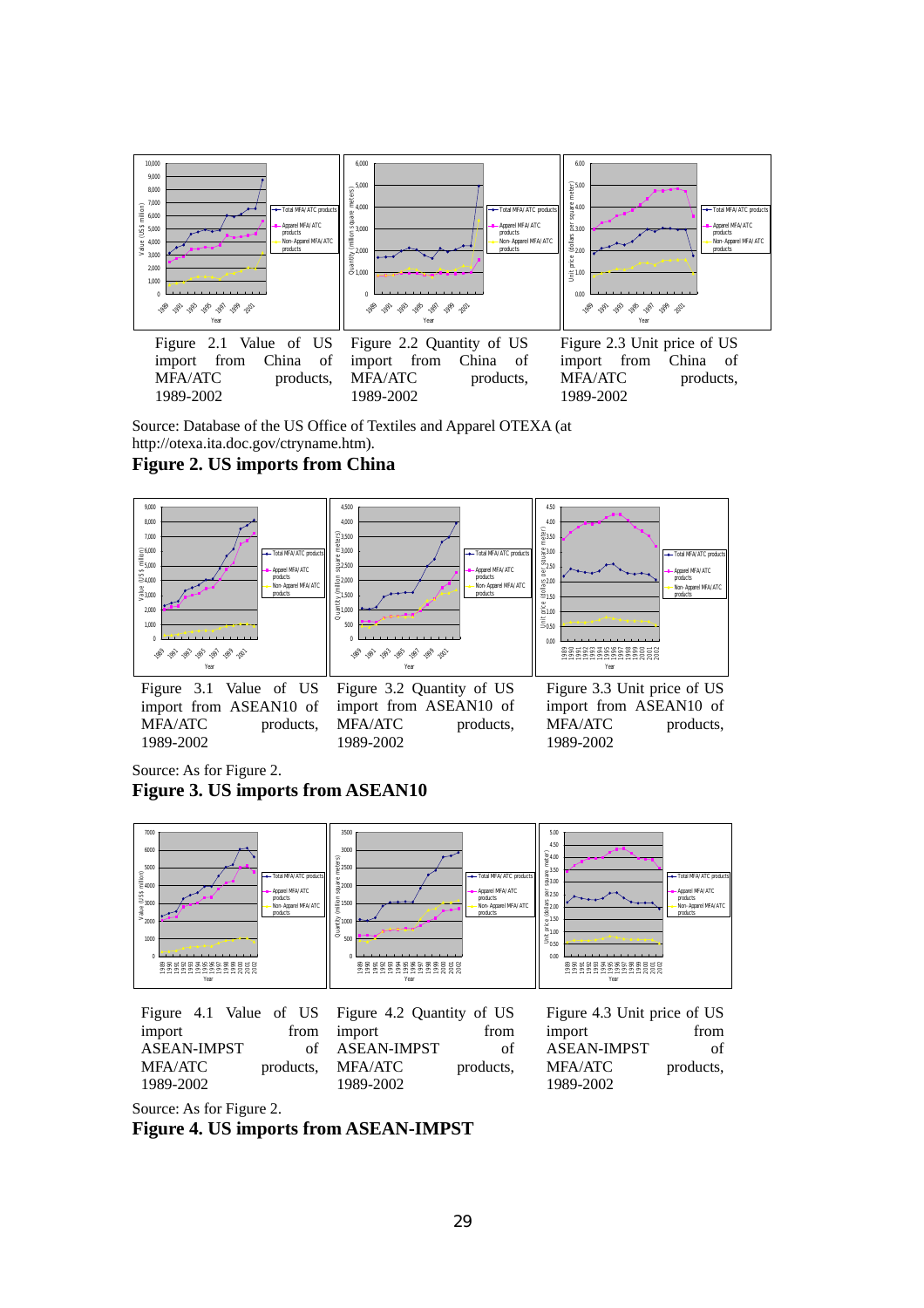Figure 2.1 Value of US import from China of MFA/ATC products, 1989-2002

Figure 2.2 Quantity of US import from China of MFA/ATC products, 1989-2002

Figure 2.3 Unit price of US import from China of MFA/ATC products, 1989-2002

Source: Database of the US Office of Textiles and Apparel OTEXA (at http://otexa.ita.doc.gov/ctryname.htm).

**Figure 2. US imports from China**

Figure 3.1 Value of US import from ASEAN10 of MFA/ATC products, 1989-2002

Figure 3.2 Quantity of US import from ASEAN10 of MFA/ATC products, 1989-2002

Figure 3.3 Unit price of US import from ASEAN10 of MFA/ATC products, 1989-2002

Source: As for Figure 2.

**Figure 3. US imports from ASEAN10**

Figure 4.1 Value of US import from ASEAN-IMPST of MFA/ATC products, 1989-2002

Figure 4.2 Quantity of US import from ASEAN-IMPST of MFA/ATC products, 1989-2002

Figure 4.3 Unit price of US import from ASEAN-IMPST of MFA/ATC products, 1989-2002

Source: As for Figure 2.

**Figure 4. US imports from ASEAN-IMPST**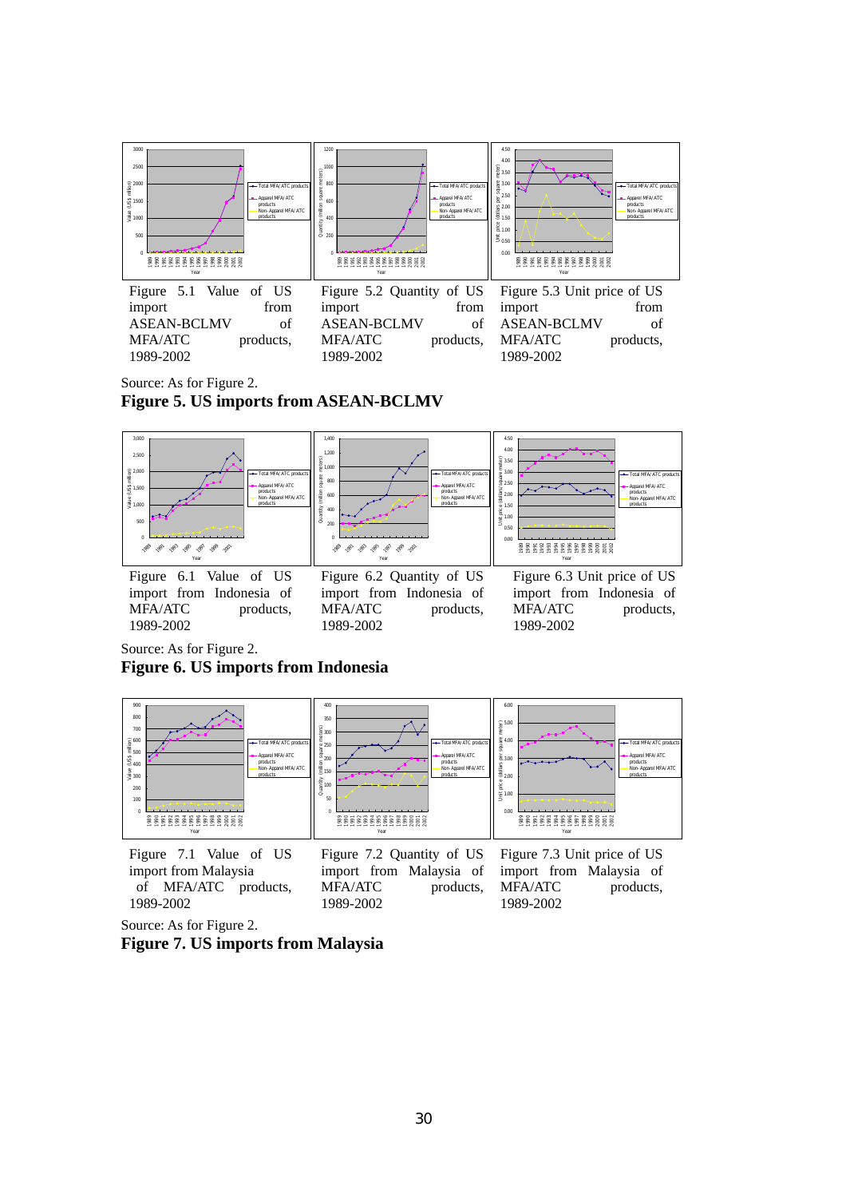Figure 5.1 Value of US import from ASEAN-BCLMV of MFA/ATC products, 1989-2002

Figure 5.2 Quantity of US import from ASEAN-BCLMV of MFA/ATC products, 1989-2002

Figure 5.3 Unit price of US import from ASEAN-BCLMV of MFA/ATC products, 1989-2002

Source: As for Figure 2.

**Figure 5. US imports from ASEAN-BCLMV**

Figure 6.1 Value of US import from Indonesia of MFA/ATC products, 1989-2002

Figure 6.2 Quantity of US import from Indonesia of MFA/ATC products, 1989-2002

Figure 6.3 Unit price of US import from Indonesia of MFA/ATC products, 1989-2002

Source: As for Figure 2.

**Figure 6. US imports from Indonesia**

Figure 7.1 Value of US import from Malaysia of MFA/ATC products, 1989-2002

Figure 7.2 Quantity of US import from Malaysia of MFA/ATC products, 1989-2002

Figure 7.3 Unit price of US import from Malaysia of MFA/ATC products, 1989-2002

Source: As for Figure 2.

**Figure 7. US imports from Malaysia**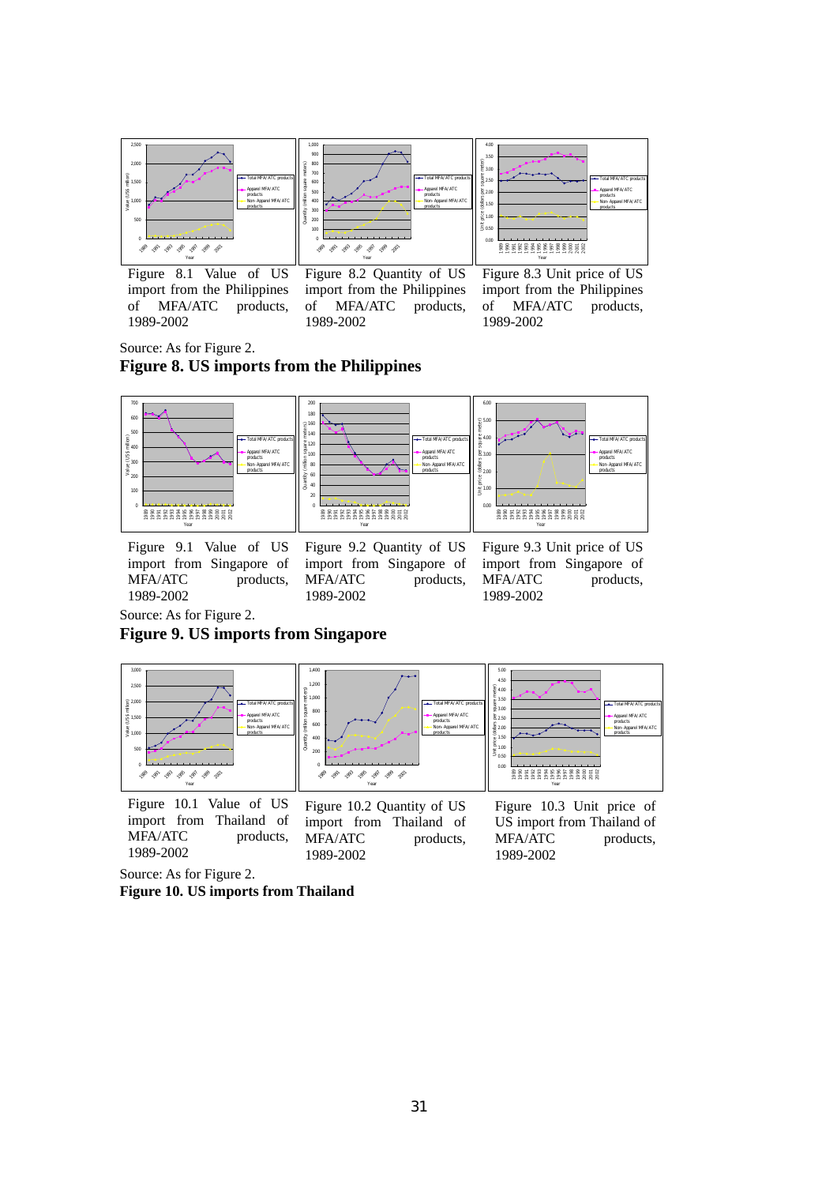Figure 8.1 Value of US import from the Philippines of MFA/ATC products, 1989-2002

Figure 8.2 Quantity of US import from the Philippines of MFA/ATC products, 1989-2002

Figure 8.3 Unit price of US import from the Philippines of MFA/ATC products, 1989-2002

Source: As for Figure 2.

**Figure 8. US imports from the Philippines**

Figure 9.1 Value of US import from Singapore of MFA/ATC products, 1989-2002

Figure 9.2 Quantity of US import from Singapore of MFA/ATC products, 1989-2002

Figure 9.3 Unit price of US import from Singapore of MFA/ATC products, 1989-2002

Source: As for Figure 2.

**Figure 9. US imports from Singapore**

Figure 10.1 Value of US import from Thailand of MFA/ATC products, 1989-2002

Figure 10.2 Quantity of US import from Thailand of MFA/ATC products, 1989-2002

Figure 10.3 Unit price of US import from Thailand of MFA/ATC products, 1989-2002

Source: As for Figure 2.

**Figure 10. US imports from Thailand**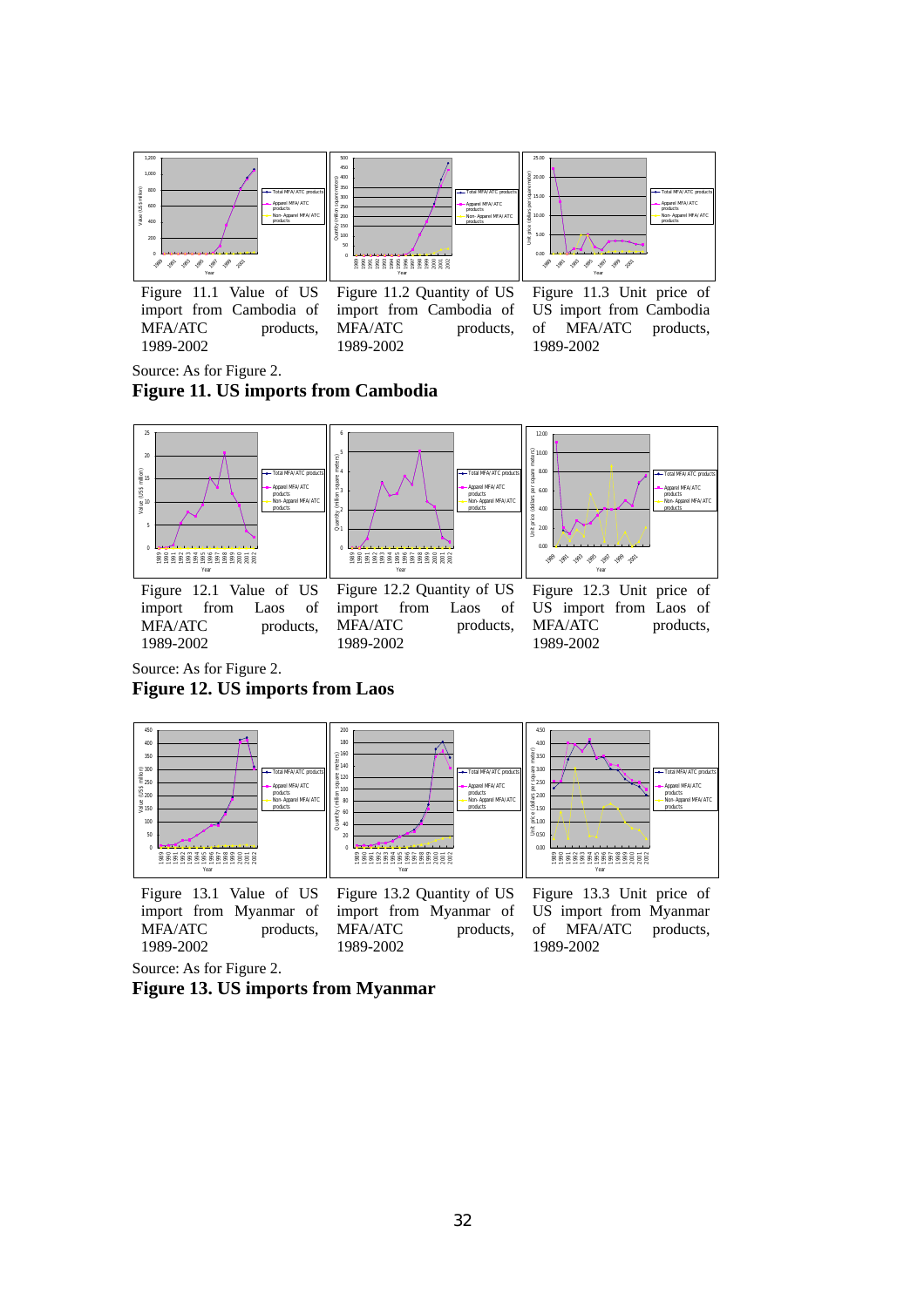Figure 11.1 Value of US import from Cambodia of MFA/ATC products, 1989-2002

Figure 11.2 Quantity of US import from Cambodia of MFA/ATC products, 1989-2002

Figure 11.3 Unit price of US import from Cambodia of MFA/ATC products, 1989-2002

Source: As for Figure 2.

**Figure 11. US imports from Cambodia**

Figure 12.1 Value of US import from Laos of MFA/ATC products, 1989-2002

Figure 12.2 Quantity of US import from Laos of MFA/ATC products, 1989-2002

Figure 12.3 Unit price of US import from Laos of MFA/ATC products, 1989-2002

Source: As for Figure 2.

**Figure 12. US imports from Laos**

Figure 13.1 Value of US import from Myanmar of MFA/ATC products, 1989-2002

Figure 13.2 Quantity of US import from Myanmar of MFA/ATC products, 1989-2002

Figure 13.3 Unit price of US import from Myanmar of MFA/ATC products, 1989-2002

Source: As for Figure 2.

**Figure 13. US imports from Myanmar**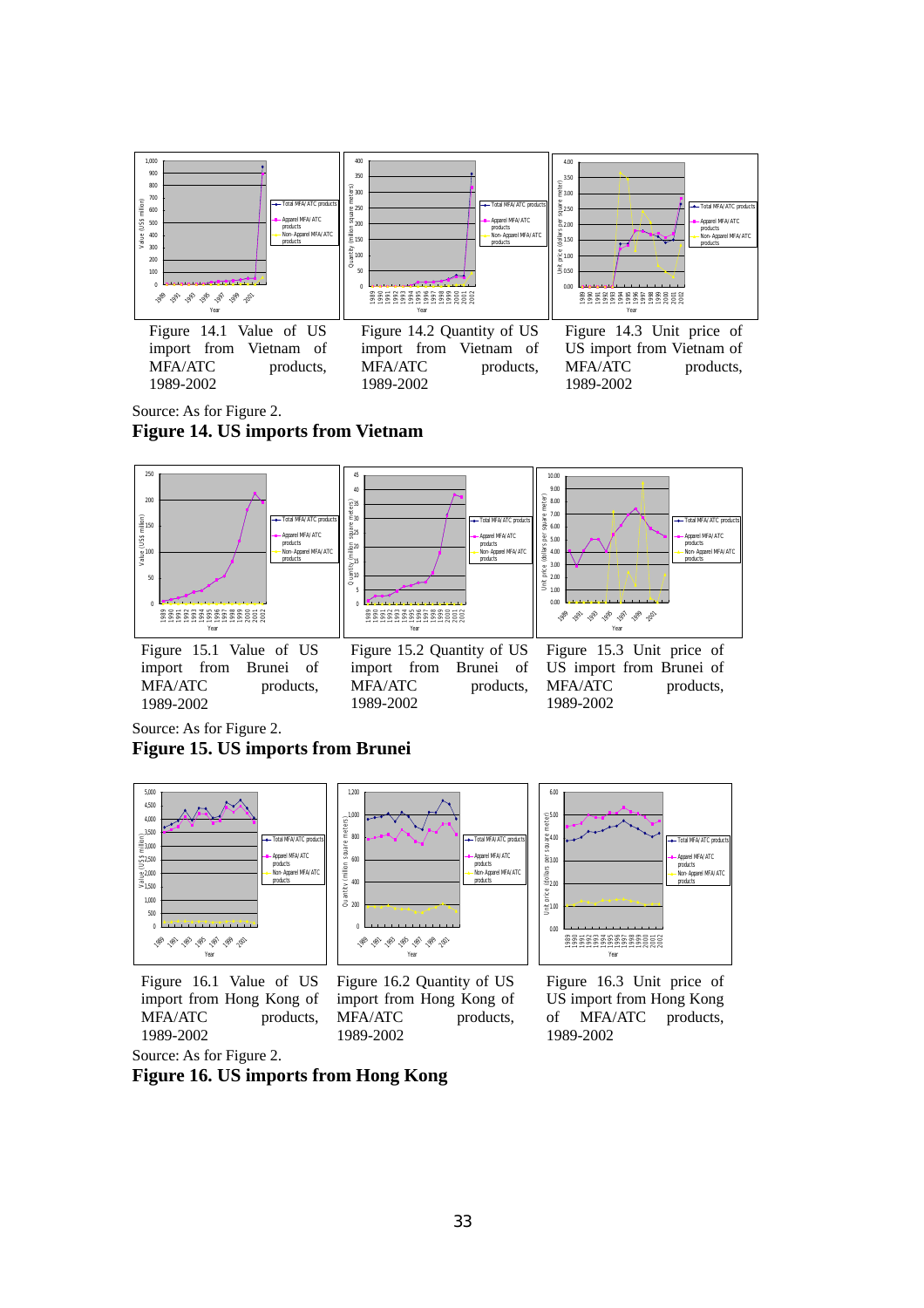Figure 14.1 Value of US import from Vietnam of MFA/ATC products, 1989-2002

Figure 14.2 Quantity of US import from Vietnam of MFA/ATC products, 1989-2002

Figure 14.3 Unit price of US import from Vietnam of MFA/ATC products, 1989-2002

Source: As for Figure 2.

**Figure 14. US imports from Vietnam**

Figure 15.1 Value of US import from Brunei of MFA/ATC products, 1989-2002

Figure 15.2 Quantity of US import from Brunei of MFA/ATC products, 1989-2002

Figure 15.3 Unit price of US import from Brunei of MFA/ATC products, 1989-2002

Source: As for Figure 2.

**Figure 15. US imports from Brunei**

Figure 16.1 Value of US import from Hong Kong of MFA/ATC products, 1989-2002

Figure 16.2 Quantity of US import from Hong Kong of MFA/ATC products, 1989-2002

Figure 16.3 Unit price of US import from Hong Kong of MFA/ATC products, 1989-2002

Source: As for Figure 2.

**Figure 16. US imports from Hong Kong**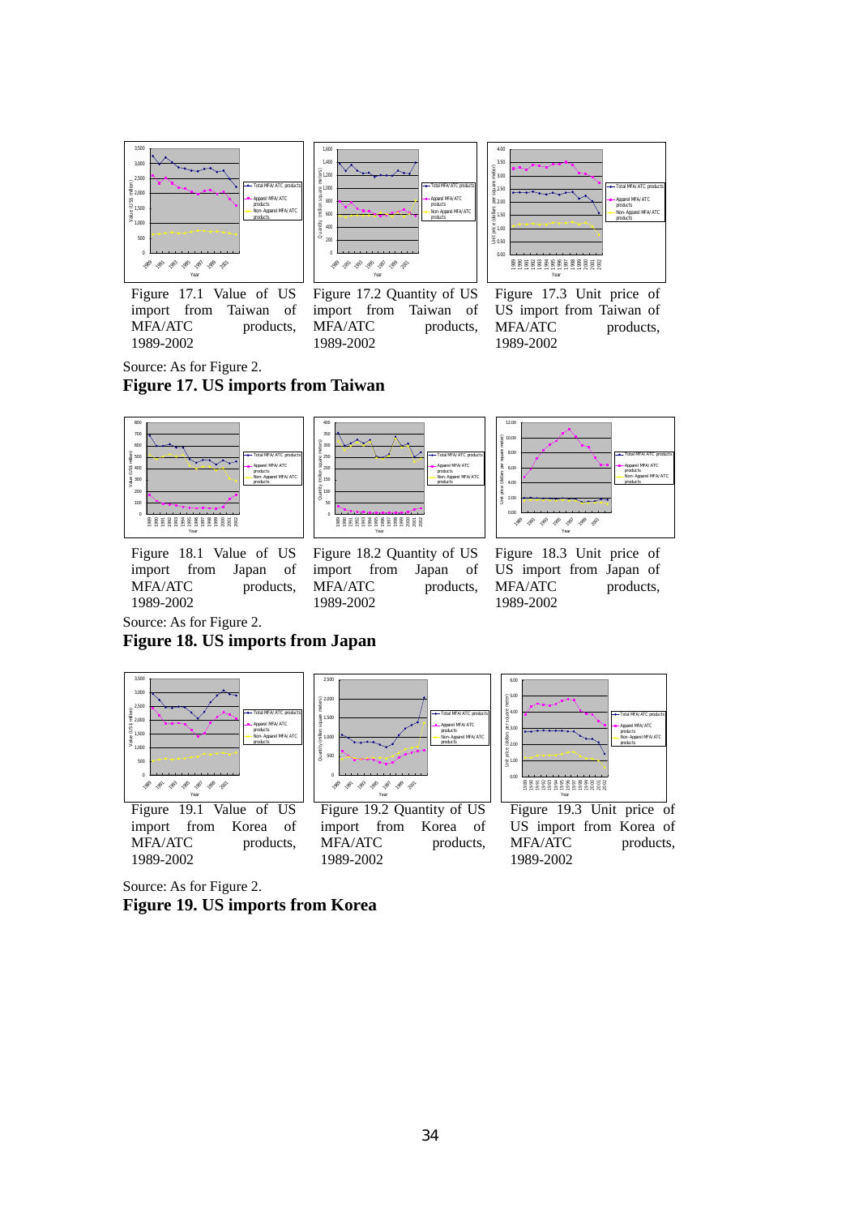Figure 17.1 Value of US import from Taiwan of MFA/ATC products, 1989-2002

Figure 17.2 Quantity of US import from Taiwan of MFA/ATC products, 1989-2002

Figure 17.3 Unit price of US import from Taiwan of MFA/ATC products, 1989-2002

Source: As for Figure 2.

**Figure 17. US imports from Taiwan**

Figure 18.1 Value of US import from Japan of MFA/ATC products, 1989-2002

Figure 18.2 Quantity of US import from Japan of MFA/ATC products, 1989-2002

Figure 18.3 Unit price of US import from Japan of MFA/ATC products, 1989-2002

Source: As for Figure 2.

**Figure 18. US imports from Japan**

Figure 19.1 Value of US import from Korea of MFA/ATC products, 1989-2002

Figure 19.2 Quantity of US import from Korea of MFA/ATC products, 1989-2002

Figure 19.3 Unit price of US import from Korea of MFA/ATC products, 1989-2002

Source: As for Figure 2.

**Figure 19. US imports from Korea**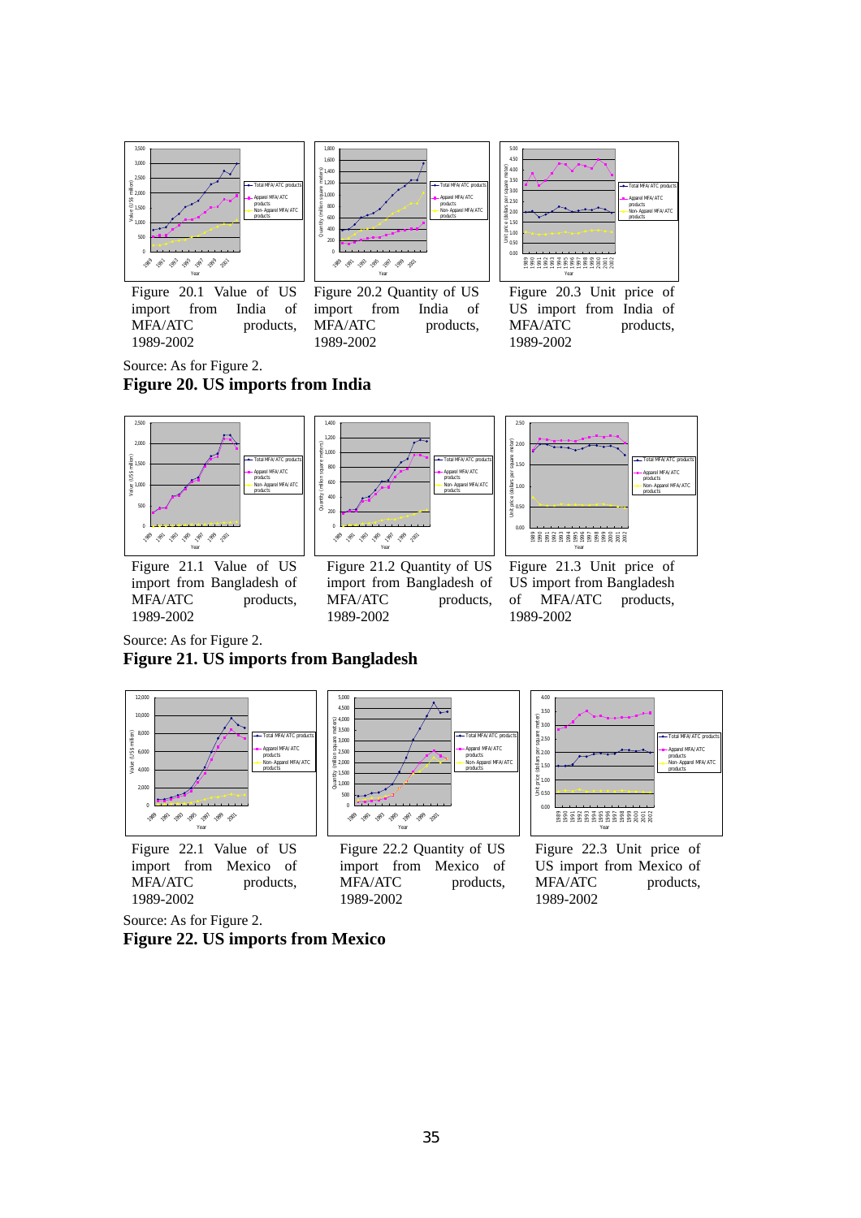Figure 20.1 Value of US import from India of MFA/ATC products, 1989-2002

Figure 20.2 Quantity of US import from India of MFA/ATC products, 1989-2002

Figure 20.3 Unit price of US import from India of MFA/ATC products, 1989-2002

Source: As for Figure 2.

**Figure 20. US imports from India**

Figure 21.1 Value of US import from Bangladesh of MFA/ATC products, 1989-2002

Figure 21.2 Quantity of US import from Bangladesh of MFA/ATC products, 1989-2002

Figure 21.3 Unit price of US import from Bangladesh of MFA/ATC products, 1989-2002

Source: As for Figure 2.

**Figure 21. US imports from Bangladesh**

Figure 22.1 Value of US import from Mexico of MFA/ATC products, 1989-2002

Figure 22.2 Quantity of US import from Mexico of MFA/ATC products, 1989-2002

Figure 22.3 Unit price of US import from Mexico of MFA/ATC products, 1989-2002

Source: As for Figure 2.

**Figure 22. US imports from Mexico**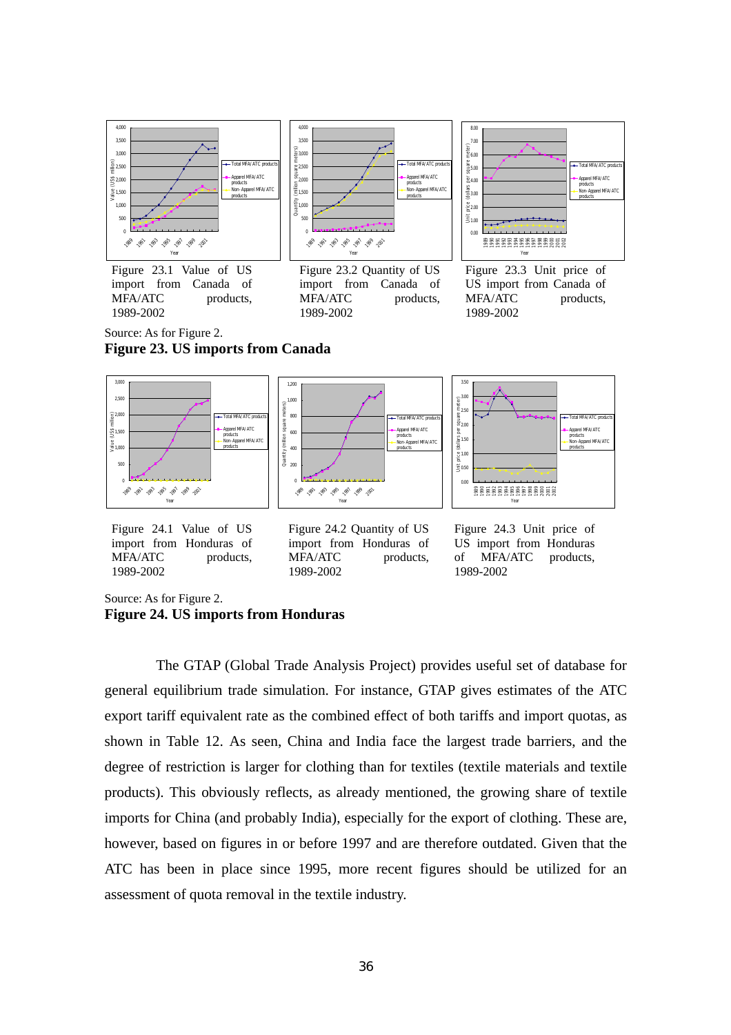Figure 23.1 Value of US import from Canada of MFA/ATC products, 1989-2002

Figure 23.2 Quantity of US import from Canada of MFA/ATC products, 1989-2002

Figure 23.3 Unit price of US import from Canada of MFA/ATC products, 1989-2002

Source: As for Figure 2.

**Figure 23. US imports from Canada**

Figure 24.1 Value of US import from Honduras of MFA/ATC products, 1989-2002

Figure 24.2 Quantity of US import from Honduras of MFA/ATC products, 1989-2002

Figure 24.3 Unit price of US import from Honduras of MFA/ATC products, 1989-2002

Source: As for Figure 2.

**Figure 24. US imports from Honduras**

The GTAP (Global Trade Analysis Project) provides useful set of database for general equilibrium trade simulation. For instance, GTAP gives estimates of the ATC export tariff equivalent rate as the combined effect of both tariffs and import quotas, as shown in Table 12. As seen, China and India face the largest trade barriers, and the degree of restriction is larger for clothing than for textiles (textile materials and textile products). This obviously reflects, as already mentioned, the growing share of textile imports for China (and probably India), especially for the export of clothing. These are, however, based on figures in or before 1997 and are therefore outdated. Given that the ATC has been in place since 1995, more recent figures should be utilized for an assessment of quota removal in the textile industry.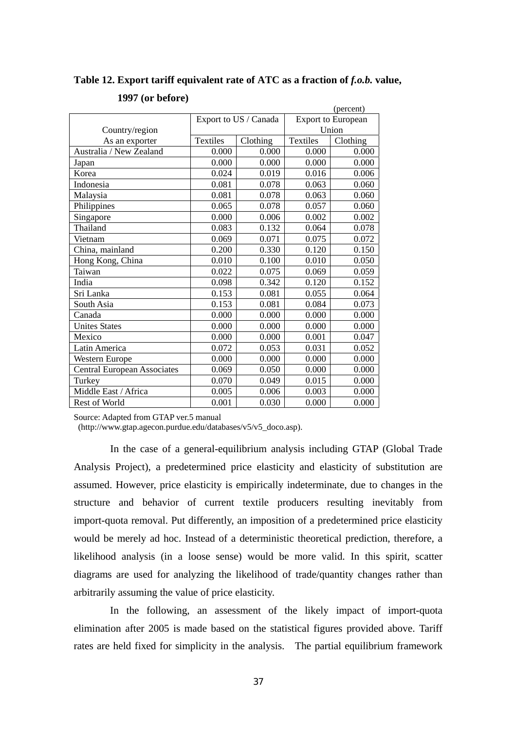**Table 12. Export tariff equivalent rate of ATC as a fraction of *f.o.b.* value, 1997 (or before)**

(percent)

| Country/region As an exporter | Export to US / Canada | | Export to European Union | |
|---|---|---|---|---|
| | Textiles | Clothing | Textiles | Clothing |
| Australia / New Zealand | 0.000 | 0.000 | 0.000 | 0.000 |
| Japan | 0.000 | 0.000 | 0.000 | 0.000 |
| Korea | 0.024 | 0.019 | 0.016 | 0.006 |
| Indonesia | 0.081 | 0.078 | 0.063 | 0.060 |
| Malaysia | 0.081 | 0.078 | 0.063 | 0.060 |
| Philippines | 0.065 | 0.078 | 0.057 | 0.060 |
| Singapore | 0.000 | 0.006 | 0.002 | 0.002 |
| Thailand | 0.083 | 0.132 | 0.064 | 0.078 |
| Vietnam | 0.069 | 0.071 | 0.075 | 0.072 |
| China, mainland | 0.200 | 0.330 | 0.120 | 0.150 |
| Hong Kong, China | 0.010 | 0.100 | 0.010 | 0.050 |
| Taiwan | 0.022 | 0.075 | 0.069 | 0.059 |
| India | 0.098 | 0.342 | 0.120 | 0.152 |
| Sri Lanka | 0.153 | 0.081 | 0.055 | 0.064 |
| South Asia | 0.153 | 0.081 | 0.084 | 0.073 |
| Canada | 0.000 | 0.000 | 0.000 | 0.000 |
| Unites States | 0.000 | 0.000 | 0.000 | 0.000 |
| Mexico | 0.000 | 0.000 | 0.001 | 0.047 |
| Latin America | 0.072 | 0.053 | 0.031 | 0.052 |
| Western Europe | 0.000 | 0.000 | 0.000 | 0.000 |
| Central European Associates | 0.069 | 0.050 | 0.000 | 0.000 |
| Turkey | 0.070 | 0.049 | 0.015 | 0.000 |
| Middle East / Africa | 0.005 | 0.006 | 0.003 | 0.000 |
| Rest of World | 0.001 | 0.030 | 0.000 | 0.000 |

Source: Adapted from GTAP ver.5 manual (http://www.gtap.agecon.purdue.edu/databases/v5/v5_doco.asp).

In the case of a general-equilibrium analysis including GTAP (Global Trade Analysis Project), a predetermined price elasticity and elasticity of substitution are assumed. However, price elasticity is empirically indeterminate, due to changes in the structure and behavior of current textile producers resulting inevitably from import-quota removal. Put differently, an imposition of a predetermined price elasticity would be merely ad hoc. Instead of a deterministic theoretical prediction, therefore, a likelihood analysis (in a loose sense) would be more valid. In this spirit, scatter diagrams are used for analyzing the likelihood of trade/quantity changes rather than arbitrarily assuming the value of price elasticity.

In the following, an assessment of the likely impact of import-quota elimination after 2005 is made based on the statistical figures provided above. Tariff rates are held fixed for simplicity in the analysis. The partial equilibrium framework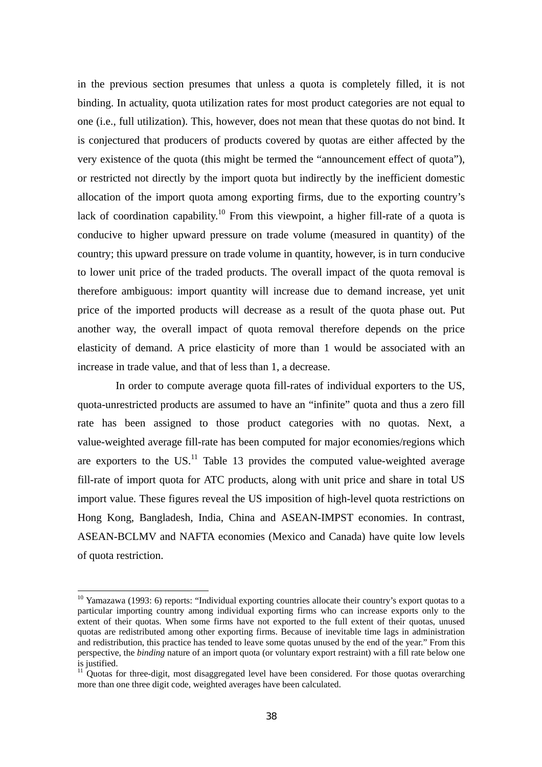in the previous section presumes that unless a quota is completely filled, it is not binding. In actuality, quota utilization rates for most product categories are not equal to one (i.e., full utilization). This, however, does not mean that these quotas do not bind. It is conjectured that producers of products covered by quotas are either affected by the very existence of the quota (this might be termed the "announcement effect of quota"), or restricted not directly by the import quota but indirectly by the inefficient domestic allocation of the import quota among exporting firms, due to the exporting country's lack of coordination capability.[10] From this viewpoint, a higher fill-rate of a quota is conducive to higher upward pressure on trade volume (measured in quantity) of the country; this upward pressure on trade volume in quantity, however, is in turn conducive to lower unit price of the traded products. The overall impact of the quota removal is therefore ambiguous: import quantity will increase due to demand increase, yet unit price of the imported products will decrease as a result of the quota phase out. Put another way, the overall impact of quota removal therefore depends on the price elasticity of demand. A price elasticity of more than 1 would be associated with an increase in trade value, and that of less than 1, a decrease.

In order to compute average quota fill-rates of individual exporters to the US, quota-unrestricted products are assumed to have an "infinite" quota and thus a zero fill rate has been assigned to those product categories with no quotas. Next, a value-weighted average fill-rate has been computed for major economies/regions which are exporters to the US.[11] Table 13 provides the computed value-weighted average fill-rate of import quota for ATC products, along with unit price and share in total US import value. These figures reveal the US imposition of high-level quota restrictions on Hong Kong, Bangladesh, India, China and ASEAN-IMPST economies. In contrast, ASEAN-BCLMV and NAFTA economies (Mexico and Canada) have quite low levels of quota restriction.

[10] Yamazawa (1993: 6) reports: "Individual exporting countries allocate their country's export quotas to a particular importing country among individual exporting firms who can increase exports only to the extent of their quotas. When some firms have not exported to the full extent of their quotas, unused quotas are redistributed among other exporting firms. Because of inevitable time lags in administration and redistribution, this practice has tended to leave some quotas unused by the end of the year." From this perspective, the *binding* nature of an import quota (or voluntary export restraint) with a fill rate below one is justified.

[11] Quotas for three-digit, most disaggregated level have been considered. For those quotas overarching more than one three digit code, weighted averages have been calculated.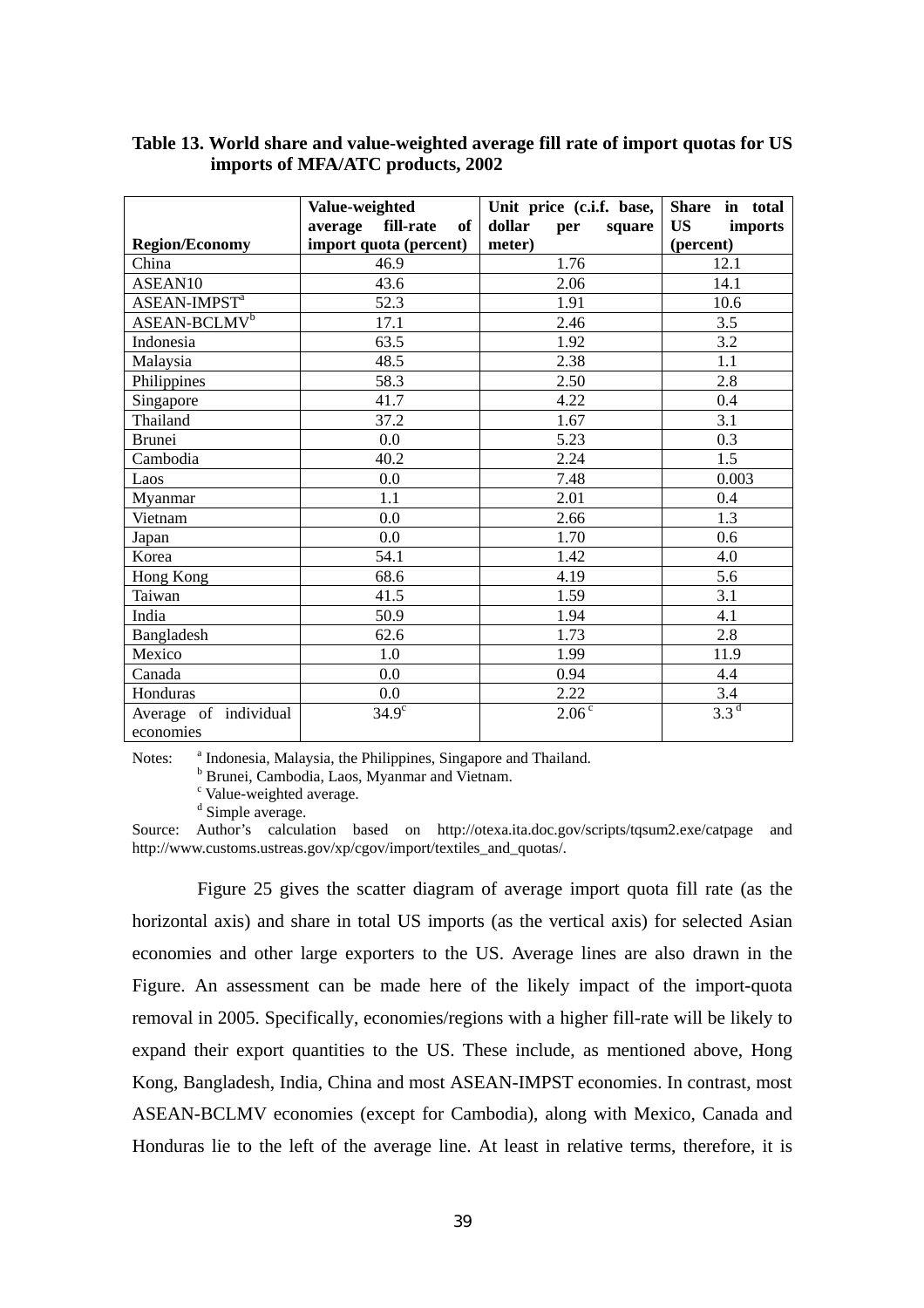**Table 13. World share and value-weighted average fill rate of import quotas for US imports of MFA/ATC products, 2002**

| Region/Economy | Value-weighted average fill-rate of import quota (percent) | Unit price (c.i.f. base, dollar per square meter) | Share in total US imports (percent) |
|---|---|---|---|
| China | 46.9 | 1.76 | 12.1 |
| ASEAN10 | 43.6 | 2.06 | 14.1 |
| ASEAN-IMPST[a] | 52.3 | 1.91 | 10.6 |
| ASEAN-BCLMV[b] | 17.1 | 2.46 | 3.5 |
| Indonesia | 63.5 | 1.92 | 3.2 |
| Malaysia | 48.5 | 2.38 | 1.1 |
| Philippines | 58.3 | 2.50 | 2.8 |
| Singapore | 41.7 | 4.22 | 0.4 |
| Thailand | 37.2 | 1.67 | 3.1 |
| Brunei | 0.0 | 5.23 | 0.3 |
| Cambodia | 40.2 | 2.24 | 1.5 |
| Laos | 0.0 | 7.48 | 0.003 |
| Myanmar | 1.1 | 2.01 | 0.4 |
| Vietnam | 0.0 | 2.66 | 1.3 |
| Japan | 0.0 | 1.70 | 0.6 |
| Korea | 54.1 | 1.42 | 4.0 |
| Hong Kong | 68.6 | 4.19 | 5.6 |
| Taiwan | 41.5 | 1.59 | 3.1 |
| India | 50.9 | 1.94 | 4.1 |
| Bangladesh | 62.6 | 1.73 | 2.8 |
| Mexico | 1.0 | 1.99 | 11.9 |
| Canada | 0.0 | 0.94 | 4.4 |
| Honduras | 0.0 | 2.22 | 3.4 |
| Average of individual economies | 34.9[c] | 2.06[c] | 3.3[d] |

Notes: [a] Indonesia, Malaysia, the Philippines, Singapore and Thailand.
[b] Brunei, Cambodia, Laos, Myanmar and Vietnam.
[c] Value-weighted average.
[d] Simple average.

Source: Author's calculation based on http://otexa.ita.doc.gov/scripts/tqsum2.exe/catpage and http://www.customs.ustreas.gov/xp/cgov/import/textiles_and_quotas/.

Figure 25 gives the scatter diagram of average import quota fill rate (as the horizontal axis) and share in total US imports (as the vertical axis) for selected Asian economies and other large exporters to the US. Average lines are also drawn in the Figure. An assessment can be made here of the likely impact of the import-quota removal in 2005. Specifically, economies/regions with a higher fill-rate will be likely to expand their export quantities to the US. These include, as mentioned above, Hong Kong, Bangladesh, India, China and most ASEAN-IMPST economies. In contrast, most ASEAN-BCLMV economies (except for Cambodia), along with Mexico, Canada and Honduras lie to the left of the average line. At least in relative terms, therefore, it is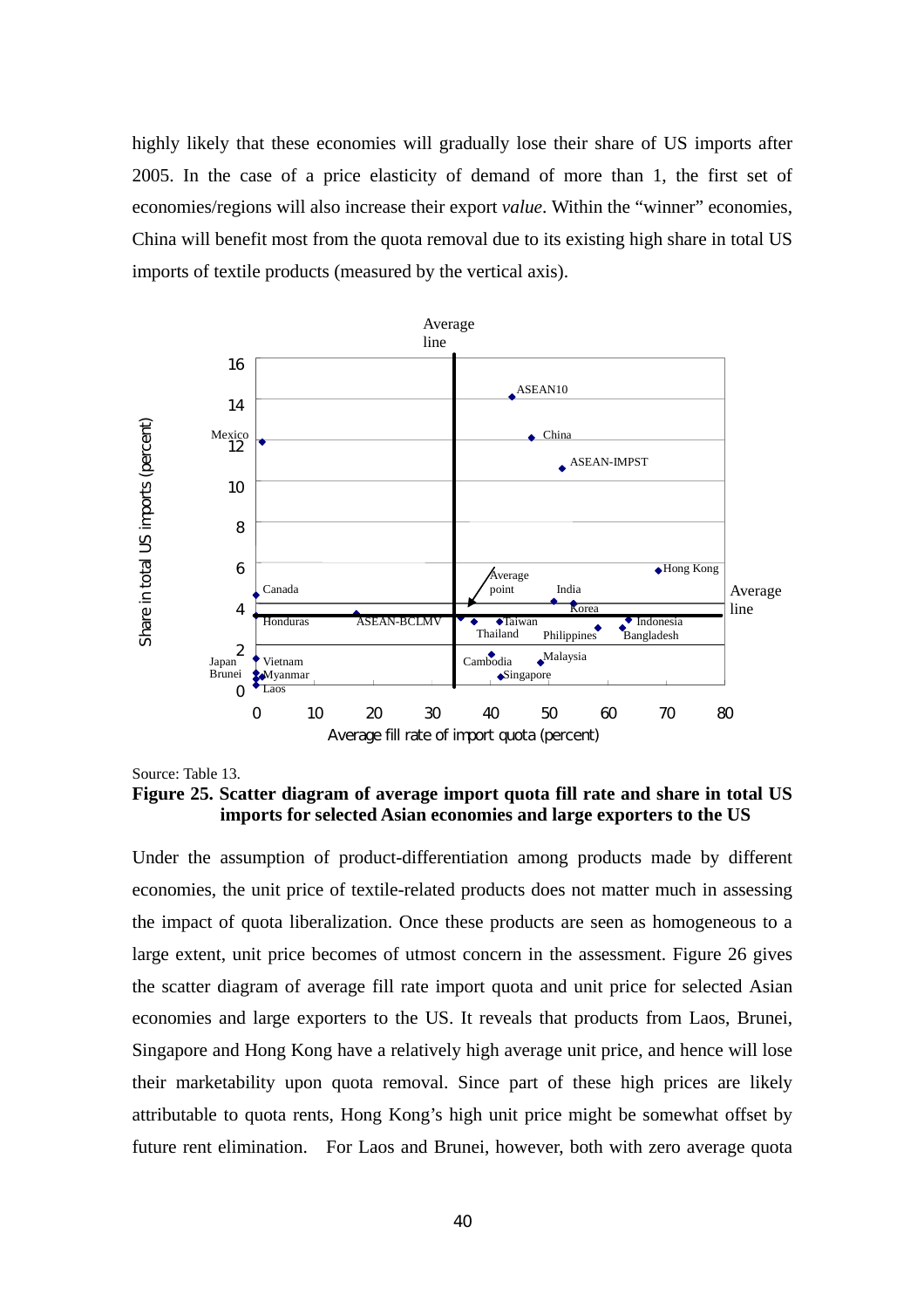highly likely that these economies will gradually lose their share of US imports after 2005. In the case of a price elasticity of demand of more than 1, the first set of economies/regions will also increase their export *value*. Within the "winner" economies, China will benefit most from the quota removal due to its existing high share in total US imports of textile products (measured by the vertical axis).

Source: Table 13.

**Figure 25. Scatter diagram of average import quota fill rate and share in total US imports for selected Asian economies and large exporters to the US**

Under the assumption of product-differentiation among products made by different economies, the unit price of textile-related products does not matter much in assessing the impact of quota liberalization. Once these products are seen as homogeneous to a large extent, unit price becomes of utmost concern in the assessment. Figure 26 gives the scatter diagram of average fill rate import quota and unit price for selected Asian economies and large exporters to the US. It reveals that products from Laos, Brunei, Singapore and Hong Kong have a relatively high average unit price, and hence will lose their marketability upon quota removal. Since part of these high prices are likely attributable to quota rents, Hong Kong's high unit price might be somewhat offset by future rent elimination. For Laos and Brunei, however, both with zero average quota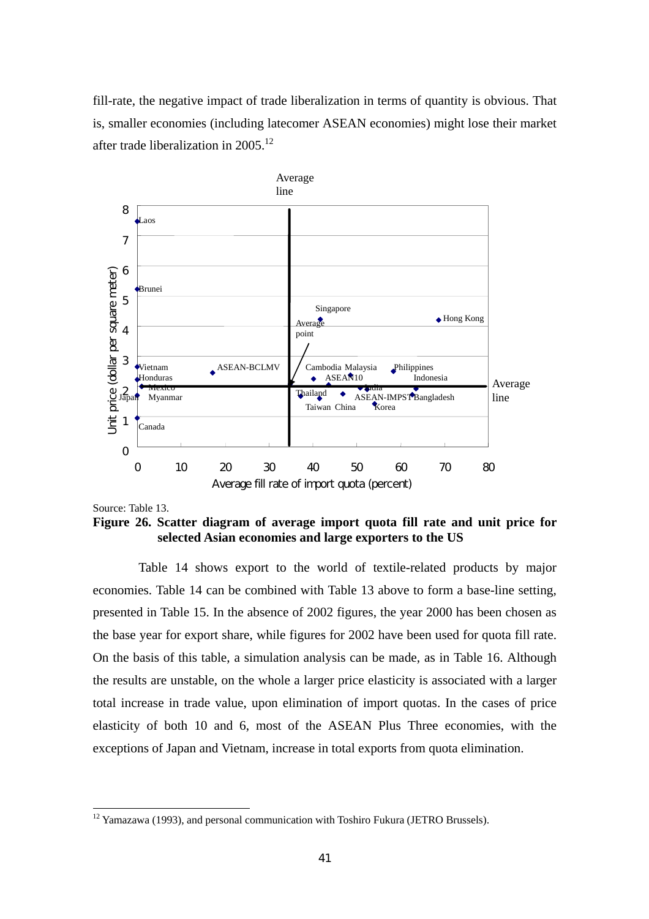fill-rate, the negative impact of trade liberalization in terms of quantity is obvious. That is, smaller economies (including latecomer ASEAN economies) might lose their market after trade liberalization in 2005.[12]

Source: Table 13.

**Figure 26. Scatter diagram of average import quota fill rate and unit price for selected Asian economies and large exporters to the US**

Table 14 shows export to the world of textile-related products by major economies. Table 14 can be combined with Table 13 above to form a base-line setting, presented in Table 15. In the absence of 2002 figures, the year 2000 has been chosen as the base year for export share, while figures for 2002 have been used for quota fill rate. On the basis of this table, a simulation analysis can be made, as in Table 16. Although the results are unstable, on the whole a larger price elasticity is associated with a larger total increase in trade value, upon elimination of import quotas. In the cases of price elasticity of both 10 and 6, most of the ASEAN Plus Three economies, with the exceptions of Japan and Vietnam, increase in total exports from quota elimination.

[12] Yamazawa (1993), and personal communication with Toshiro Fukura (JETRO Brussels).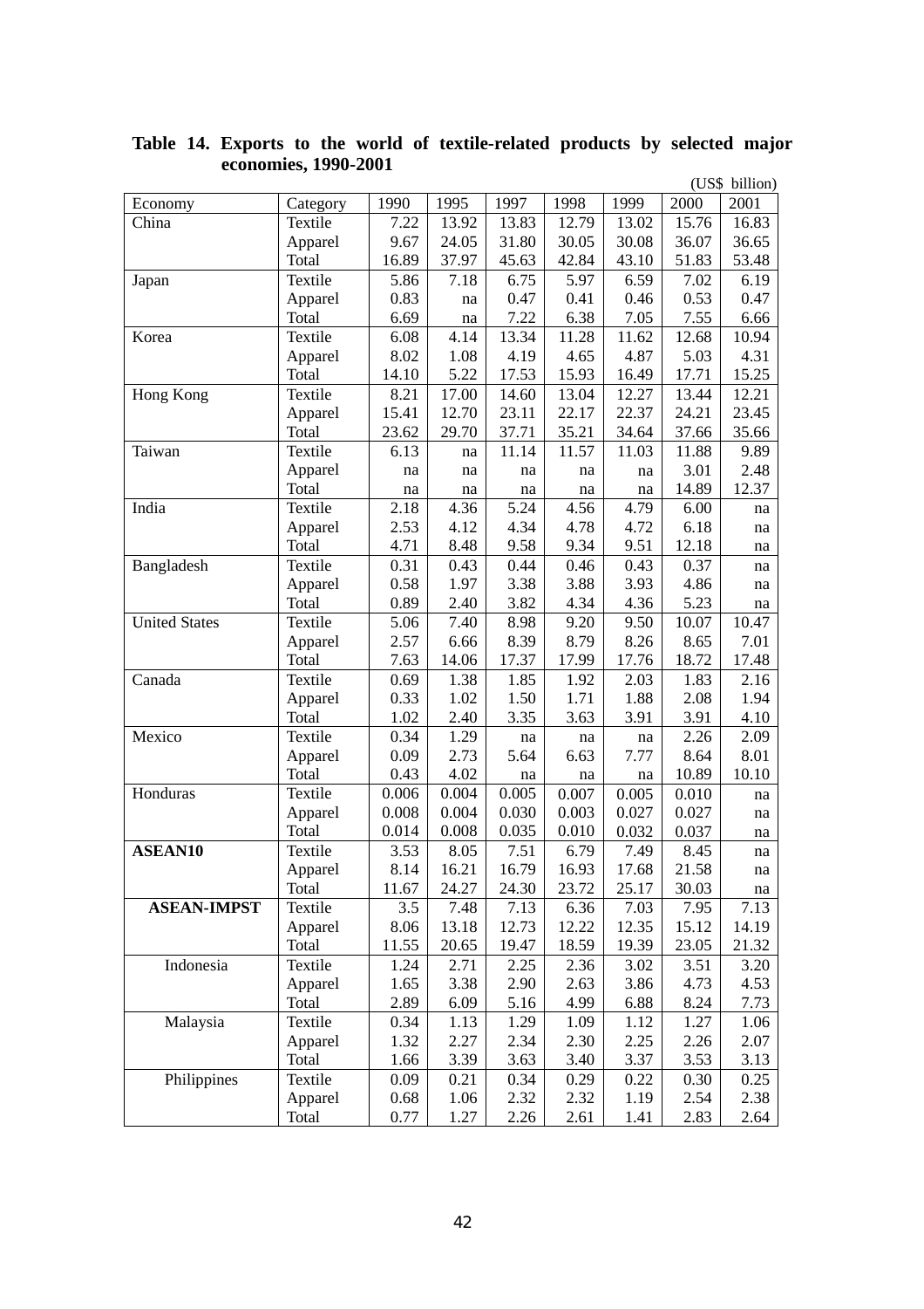**Table 14. Exports to the world of textile-related products by selected major economies, 1990-2001**

(US$ billion)

| Economy | Category | 1990 | 1995 | 1997 | 1998 | 1999 | 2000 | 2001 |
|---|---|---|---|---|---|---|---|---|
| China | Textile | 7.22 | 13.92 | 13.83 | 12.79 | 13.02 | 15.76 | 16.83 |
| | Apparel | 9.67 | 24.05 | 31.80 | 30.05 | 30.08 | 36.07 | 36.65 |
| | Total | 16.89 | 37.97 | 45.63 | 42.84 | 43.10 | 51.83 | 53.48 |
| Japan | Textile | 5.86 | 7.18 | 6.75 | 5.97 | 6.59 | 7.02 | 6.19 |
| | Apparel | 0.83 | na | 0.47 | 0.41 | 0.46 | 0.53 | 0.47 |
| | Total | 6.69 | na | 7.22 | 6.38 | 7.05 | 7.55 | 6.66 |
| Korea | Textile | 6.08 | 4.14 | 13.34 | 11.28 | 11.62 | 12.68 | 10.94 |
| | Apparel | 8.02 | 1.08 | 4.19 | 4.65 | 4.87 | 5.03 | 4.31 |
| | Total | 14.10 | 5.22 | 17.53 | 15.93 | 16.49 | 17.71 | 15.25 |
| Hong Kong | Textile | 8.21 | 17.00 | 14.60 | 13.04 | 12.27 | 13.44 | 12.21 |
| | Apparel | 15.41 | 12.70 | 23.11 | 22.17 | 22.37 | 24.21 | 23.45 |
| | Total | 23.62 | 29.70 | 37.71 | 35.21 | 34.64 | 37.66 | 35.66 |
| Taiwan | Textile | 6.13 | na | 11.14 | 11.57 | 11.03 | 11.88 | 9.89 |
| | Apparel | na | na | na | na | na | 3.01 | 2.48 |
| | Total | na | na | na | na | na | 14.89 | 12.37 |
| India | Textile | 2.18 | 4.36 | 5.24 | 4.56 | 4.79 | 6.00 | na |
| | Apparel | 2.53 | 4.12 | 4.34 | 4.78 | 4.72 | 6.18 | na |
| | Total | 4.71 | 8.48 | 9.58 | 9.34 | 9.51 | 12.18 | na |
| Bangladesh | Textile | 0.31 | 0.43 | 0.44 | 0.46 | 0.43 | 0.37 | na |
| | Apparel | 0.58 | 1.97 | 3.38 | 3.88 | 3.93 | 4.86 | na |
| | Total | 0.89 | 2.40 | 3.82 | 4.34 | 4.36 | 5.23 | na |
| United States | Textile | 5.06 | 7.40 | 8.98 | 9.20 | 9.50 | 10.07 | 10.47 |
| | Apparel | 2.57 | 6.66 | 8.39 | 8.79 | 8.26 | 8.65 | 7.01 |
| | Total | 7.63 | 14.06 | 17.37 | 17.99 | 17.76 | 18.72 | 17.48 |
| Canada | Textile | 0.69 | 1.38 | 1.85 | 1.92 | 2.03 | 1.83 | 2.16 |
| | Apparel | 0.33 | 1.02 | 1.50 | 1.71 | 1.88 | 2.08 | 1.94 |
| | Total | 1.02 | 2.40 | 3.35 | 3.63 | 3.91 | 3.91 | 4.10 |
| Mexico | Textile | 0.34 | 1.29 | na | na | na | 2.26 | 2.09 |
| | Apparel | 0.09 | 2.73 | 5.64 | 6.63 | 7.77 | 8.64 | 8.01 |
| | Total | 0.43 | 4.02 | na | na | na | 10.89 | 10.10 |
| Honduras | Textile | 0.006 | 0.004 | 0.005 | 0.007 | 0.005 | 0.010 | na |
| | Apparel | 0.008 | 0.004 | 0.030 | 0.003 | 0.027 | 0.027 | na |
| | Total | 0.014 | 0.008 | 0.035 | 0.010 | 0.032 | 0.037 | na |
| **ASEAN10** | Textile | 3.53 | 8.05 | 7.51 | 6.79 | 7.49 | 8.45 | na |
| | Apparel | 8.14 | 16.21 | 16.79 | 16.93 | 17.68 | 21.58 | na |
| | Total | 11.67 | 24.27 | 24.30 | 23.72 | 25.17 | 30.03 | na |
| **ASEAN-IMPST** | Textile | 3.5 | 7.48 | 7.13 | 6.36 | 7.03 | 7.95 | 7.13 |
| | Apparel | 8.06 | 13.18 | 12.73 | 12.22 | 12.35 | 15.12 | 14.19 |
| | Total | 11.55 | 20.65 | 19.47 | 18.59 | 19.39 | 23.05 | 21.32 |
| Indonesia | Textile | 1.24 | 2.71 | 2.25 | 2.36 | 3.02 | 3.51 | 3.20 |
| | Apparel | 1.65 | 3.38 | 2.90 | 2.63 | 3.86 | 4.73 | 4.53 |
| | Total | 2.89 | 6.09 | 5.16 | 4.99 | 6.88 | 8.24 | 7.73 |
| Malaysia | Textile | 0.34 | 1.13 | 1.29 | 1.09 | 1.12 | 1.27 | 1.06 |
| | Apparel | 1.32 | 2.27 | 2.34 | 2.30 | 2.25 | 2.26 | 2.07 |
| | Total | 1.66 | 3.39 | 3.63 | 3.40 | 3.37 | 3.53 | 3.13 |
| Philippines | Textile | 0.09 | 0.21 | 0.34 | 0.29 | 0.22 | 0.30 | 0.25 |
| | Apparel | 0.68 | 1.06 | 2.32 | 2.32 | 1.19 | 2.54 | 2.38 |
| | Total | 0.77 | 1.27 | 2.26 | 2.61 | 1.41 | 2.83 | 2.64 |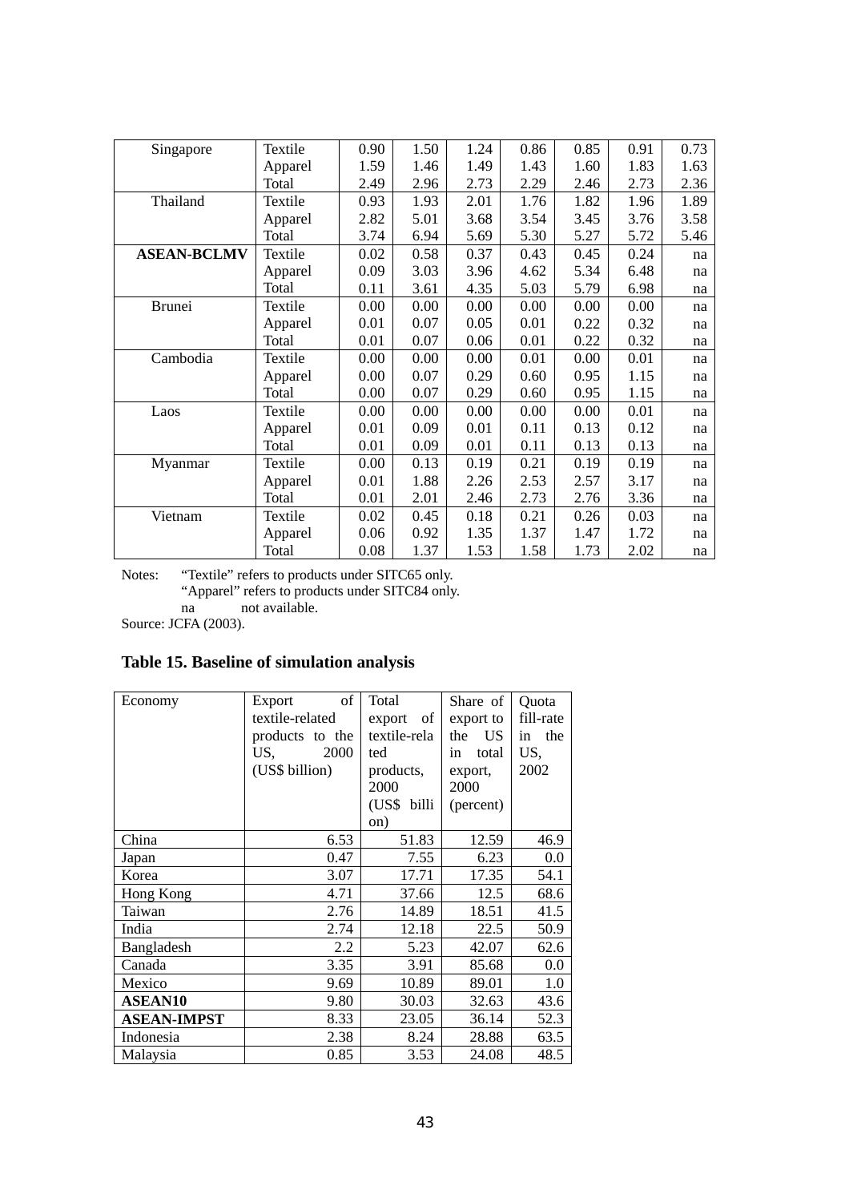| Singapore | Textile | 0.90 | 1.50 | 1.24 | 0.86 | 0.85 | 0.91 | 0.73 |
|---|---|---|---|---|---|---|---|---|
| | Apparel | 1.59 | 1.46 | 1.49 | 1.43 | 1.60 | 1.83 | 1.63 |
| | Total | 2.49 | 2.96 | 2.73 | 2.29 | 2.46 | 2.73 | 2.36 |
| Thailand | Textile | 0.93 | 1.93 | 2.01 | 1.76 | 1.82 | 1.96 | 1.89 |
| | Apparel | 2.82 | 5.01 | 3.68 | 3.54 | 3.45 | 3.76 | 3.58 |
| | Total | 3.74 | 6.94 | 5.69 | 5.30 | 5.27 | 5.72 | 5.46 |
| **ASEAN-BCLMV** | Textile | 0.02 | 0.58 | 0.37 | 0.43 | 0.45 | 0.24 | na |
| | Apparel | 0.09 | 3.03 | 3.96 | 4.62 | 5.34 | 6.48 | na |
| | Total | 0.11 | 3.61 | 4.35 | 5.03 | 5.79 | 6.98 | na |
| Brunei | Textile | 0.00 | 0.00 | 0.00 | 0.00 | 0.00 | 0.00 | na |
| | Apparel | 0.01 | 0.07 | 0.05 | 0.01 | 0.22 | 0.32 | na |
| | Total | 0.01 | 0.07 | 0.06 | 0.01 | 0.22 | 0.32 | na |
| Cambodia | Textile | 0.00 | 0.00 | 0.00 | 0.01 | 0.00 | 0.01 | na |
| | Apparel | 0.00 | 0.07 | 0.29 | 0.60 | 0.95 | 1.15 | na |
| | Total | 0.00 | 0.07 | 0.29 | 0.60 | 0.95 | 1.15 | na |
| Laos | Textile | 0.00 | 0.00 | 0.00 | 0.00 | 0.00 | 0.01 | na |
| | Apparel | 0.01 | 0.09 | 0.01 | 0.11 | 0.13 | 0.12 | na |
| | Total | 0.01 | 0.09 | 0.01 | 0.11 | 0.13 | 0.13 | na |
| Myanmar | Textile | 0.00 | 0.13 | 0.19 | 0.21 | 0.19 | 0.19 | na |
| | Apparel | 0.01 | 1.88 | 2.26 | 2.53 | 2.57 | 3.17 | na |
| | Total | 0.01 | 2.01 | 2.46 | 2.73 | 2.76 | 3.36 | na |
| Vietnam | Textile | 0.02 | 0.45 | 0.18 | 0.21 | 0.26 | 0.03 | na |
| | Apparel | 0.06 | 0.92 | 1.35 | 1.37 | 1.47 | 1.72 | na |
| | Total | 0.08 | 1.37 | 1.53 | 1.58 | 1.73 | 2.02 | na |

Notes: "Textile" refers to products under SITC65 only.
"Apparel" refers to products under SITC84 only.
na not available.

Source: JCFA (2003).

## Table 15. Baseline of simulation analysis

| Economy | Export of textile-related products to the US, 2000 (US$ billion) | Total export of textile-related products, 2000 (US$ billion) | Share of export to the US in total export, 2000 (percent) | Quota fill-rate in the US, 2002 |
|---|---|---|---|---|
| China | 6.53 | 51.83 | 12.59 | 46.9 |
| Japan | 0.47 | 7.55 | 6.23 | 0.0 |
| Korea | 3.07 | 17.71 | 17.35 | 54.1 |
| Hong Kong | 4.71 | 37.66 | 12.5 | 68.6 |
| Taiwan | 2.76 | 14.89 | 18.51 | 41.5 |
| India | 2.74 | 12.18 | 22.5 | 50.9 |
| Bangladesh | 2.2 | 5.23 | 42.07 | 62.6 |
| Canada | 3.35 | 3.91 | 85.68 | 0.0 |
| Mexico | 9.69 | 10.89 | 89.01 | 1.0 |
| **ASEAN10** | 9.80 | 30.03 | 32.63 | 43.6 |
| **ASEAN-IMPST** | 8.33 | 23.05 | 36.14 | 52.3 |
| Indonesia | 2.38 | 8.24 | 28.88 | 63.5 |
| Malaysia | 0.85 | 3.53 | 24.08 | 48.5 |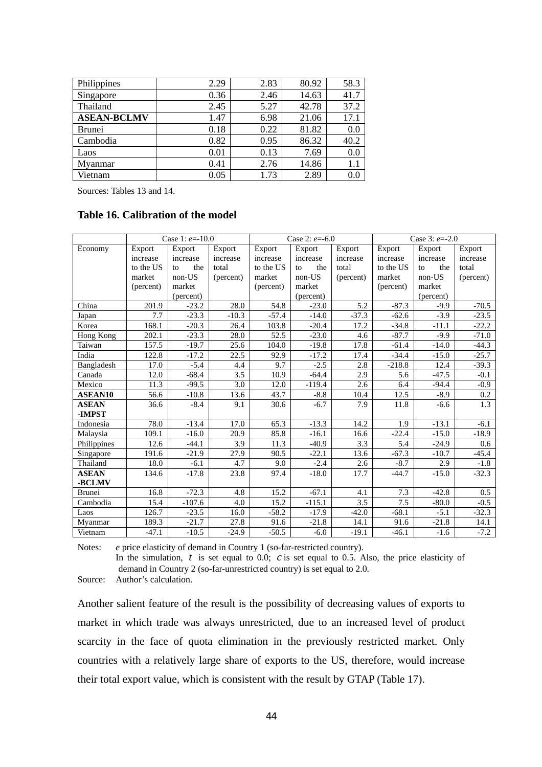| Philippines | 2.29 | 2.83 | 80.92 | 58.3 |
|---|---|---|---|---|
| Singapore | 0.36 | 2.46 | 14.63 | 41.7 |
| Thailand | 2.45 | 5.27 | 42.78 | 37.2 |
| **ASEAN-BCLMV** | 1.47 | 6.98 | 21.06 | 17.1 |
| Brunei | 0.18 | 0.22 | 81.82 | 0.0 |
| Cambodia | 0.82 | 0.95 | 86.32 | 40.2 |
| Laos | 0.01 | 0.13 | 7.69 | 0.0 |
| Myanmar | 0.41 | 2.76 | 14.86 | 1.1 |
| Vietnam | 0.05 | 1.73 | 2.89 | 0.0 |

Sources: Tables 13 and 14.

**Table 16. Calibration of the model**

| | Case 1: $e$=-10.0 | | | Case 2: $e$=-6.0 | | | Case 3: $e$=-2.0 | | |
|---|---|---|---|---|---|---|---|---|---|
| Economy | Export increase to the US market (percent) | Export increase to the non-US market (percent) | Export increase total (percent) | Export increase to the US market (percent) | Export increase to the non-US market (percent) | Export increase total (percent) | Export increase to the US market (percent) | Export increase to the non-US market (percent) | Export increase total (percent) |
| China | 201.9 | -23.2 | 28.0 | 54.8 | -23.0 | 5.2 | -87.3 | -9.9 | -70.5 |
| Japan | 7.7 | -23.3 | -10.3 | -57.4 | -14.0 | -37.3 | -62.6 | -3.9 | -23.5 |
| Korea | 168.1 | -20.3 | 26.4 | 103.8 | -20.4 | 17.2 | -34.8 | -11.1 | -22.2 |
| Hong Kong | 202.1 | -23.3 | 28.0 | 52.5 | -23.0 | 4.6 | -87.7 | -9.9 | -71.0 |
| Taiwan | 157.5 | -19.7 | 25.6 | 104.0 | -19.8 | 17.8 | -61.4 | -14.0 | -44.3 |
| India | 122.8 | -17.2 | 22.5 | 92.9 | -17.2 | 17.4 | -34.4 | -15.0 | -25.7 |
| Bangladesh | 17.0 | -5.4 | 4.4 | 9.7 | -2.5 | 2.8 | -218.8 | 12.4 | -39.3 |
| Canada | 12.0 | -68.4 | 3.5 | 10.9 | -64.4 | 2.9 | 5.6 | -47.5 | -0.1 |
| Mexico | 11.3 | -99.5 | 3.0 | 12.0 | -119.4 | 2.6 | 6.4 | -94.4 | -0.9 |
| **ASEAN10** | 56.6 | -10.8 | 13.6 | 43.7 | -8.8 | 10.4 | 12.5 | -8.9 | 0.2 |
| **ASEAN -IMPST** | 36.6 | -8.4 | 9.1 | 30.6 | -6.7 | 7.9 | 11.8 | -6.6 | 1.3 |
| Indonesia | 78.0 | -13.4 | 17.0 | 65.3 | -13.3 | 14.2 | 1.9 | -13.1 | -6.1 |
| Malaysia | 109.1 | -16.0 | 20.9 | 85.8 | -16.1 | 16.6 | -22.4 | -15.0 | -18.9 |
| Philippines | 12.6 | -44.1 | 3.9 | 11.3 | -40.9 | 3.3 | 5.4 | -24.9 | 0.6 |
| Singapore | 191.6 | -21.9 | 27.9 | 90.5 | -22.1 | 13.6 | -67.3 | -10.7 | -45.4 |
| Thailand | 18.0 | -6.1 | 4.7 | 9.0 | -2.4 | 2.6 | -8.7 | 2.9 | -1.8 |
| **ASEAN -BCLMV** | 134.6 | -17.8 | 23.8 | 97.4 | -18.0 | 17.7 | -44.7 | -15.0 | -32.3 |
| Brunei | 16.8 | -72.3 | 4.8 | 15.2 | -67.1 | 4.1 | 7.3 | -42.8 | 0.5 |
| Cambodia | 15.4 | -107.6 | 4.0 | 15.2 | -115.1 | 3.5 | 7.5 | -80.0 | -0.5 |
| Laos | 126.7 | -23.5 | 16.0 | -58.2 | -17.9 | -42.0 | -68.1 | -5.1 | -32.3 |
| Myanmar | 189.3 | -21.7 | 27.8 | 91.6 | -21.8 | 14.1 | 91.6 | -21.8 | 14.1 |
| Vietnam | -47.1 | -10.5 | -24.9 | -50.5 | -6.0 | -19.1 | -46.1 | -1.6 | -7.2 |

Notes: $e$ price elasticity of demand in Country 1 (so-far-restricted country).
In the simulation, $t$ is set equal to 0.0; $c$ is set equal to 0.5. Also, the price elasticity of demand in Country 2 (so-far-unrestricted country) is set equal to 2.0.

Source: Author's calculation.

Another salient feature of the result is the possibility of decreasing values of exports to market in which trade was always unrestricted, due to an increased level of product scarcity in the face of quota elimination in the previously restricted market. Only countries with a relatively large share of exports to the US, therefore, would increase their total export value, which is consistent with the result by GTAP (Table 17).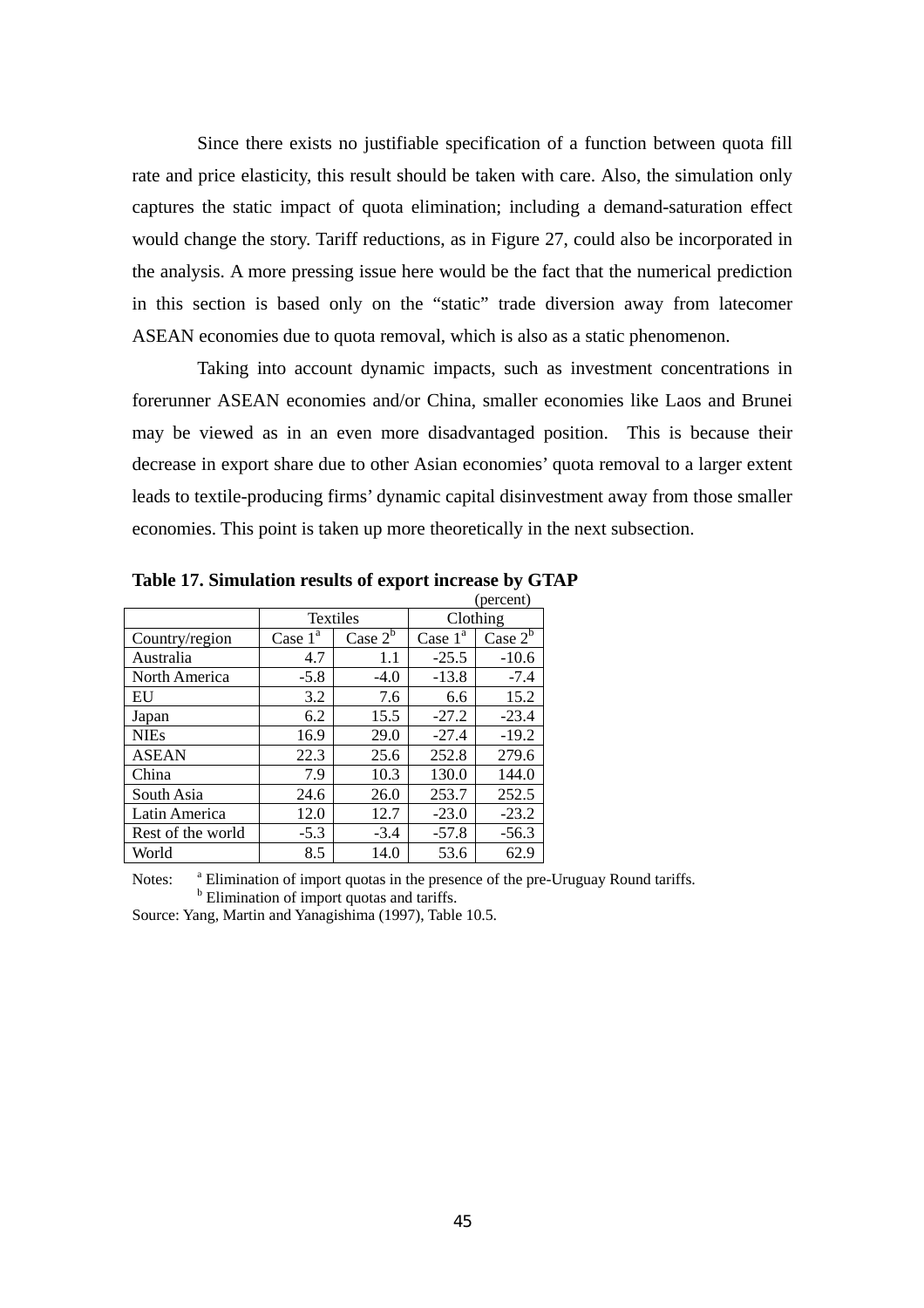Since there exists no justifiable specification of a function between quota fill rate and price elasticity, this result should be taken with care. Also, the simulation only captures the static impact of quota elimination; including a demand-saturation effect would change the story. Tariff reductions, as in Figure 27, could also be incorporated in the analysis. A more pressing issue here would be the fact that the numerical prediction in this section is based only on the "static" trade diversion away from latecomer ASEAN economies due to quota removal, which is also as a static phenomenon.

Taking into account dynamic impacts, such as investment concentrations in forerunner ASEAN economies and/or China, smaller economies like Laos and Brunei may be viewed as in an even more disadvantaged position. This is because their decrease in export share due to other Asian economies' quota removal to a larger extent leads to textile-producing firms' dynamic capital disinvestment away from those smaller economies. This point is taken up more theoretically in the next subsection.

**Table 17. Simulation results of export increase by GTAP**

(percent)

| | Textiles | | Clothing | |
|---|---|---|---|---|
| Country/region | Case 1[a] | Case 2[b] | Case 1[a] | Case 2[b] |
| Australia | 4.7 | 1.1 | -25.5 | -10.6 |
| North America | -5.8 | -4.0 | -13.8 | -7.4 |
| EU | 3.2 | 7.6 | 6.6 | 15.2 |
| Japan | 6.2 | 15.5 | -27.2 | -23.4 |
| NIEs | 16.9 | 29.0 | -27.4 | -19.2 |
| ASEAN | 22.3 | 25.6 | 252.8 | 279.6 |
| China | 7.9 | 10.3 | 130.0 | 144.0 |
| South Asia | 24.6 | 26.0 | 253.7 | 252.5 |
| Latin America | 12.0 | 12.7 | -23.0 | -23.2 |
| Rest of the world | -5.3 | -3.4 | -57.8 | -56.3 |
| World | 8.5 | 14.0 | 53.6 | 62.9 |

Notes: [a] Elimination of import quotas in the presence of the pre-Uruguay Round tariffs.
[b] Elimination of import quotas and tariffs.

Source: Yang, Martin and Yanagishima (1997), Table 10.5.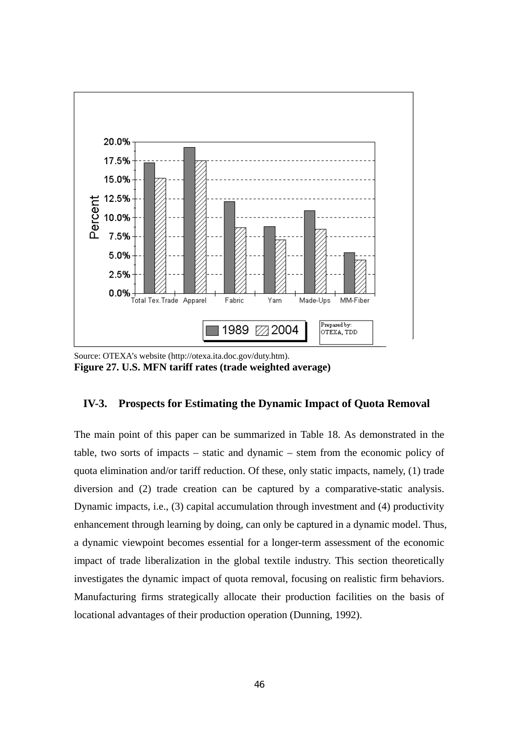Source: OTEXA's website (http://otexa.ita.doc.gov/duty.htm).

**Figure 27. U.S. MFN tariff rates (trade weighted average)**

## IV-3. Prospects for Estimating the Dynamic Impact of Quota Removal

The main point of this paper can be summarized in Table 18. As demonstrated in the table, two sorts of impacts – static and dynamic – stem from the economic policy of quota elimination and/or tariff reduction. Of these, only static impacts, namely, (1) trade diversion and (2) trade creation can be captured by a comparative-static analysis. Dynamic impacts, i.e., (3) capital accumulation through investment and (4) productivity enhancement through learning by doing, can only be captured in a dynamic model. Thus, a dynamic viewpoint becomes essential for a longer-term assessment of the economic impact of trade liberalization in the global textile industry. This section theoretically investigates the dynamic impact of quota removal, focusing on realistic firm behaviors. Manufacturing firms strategically allocate their production facilities on the basis of locational advantages of their production operation (Dunning, 1992).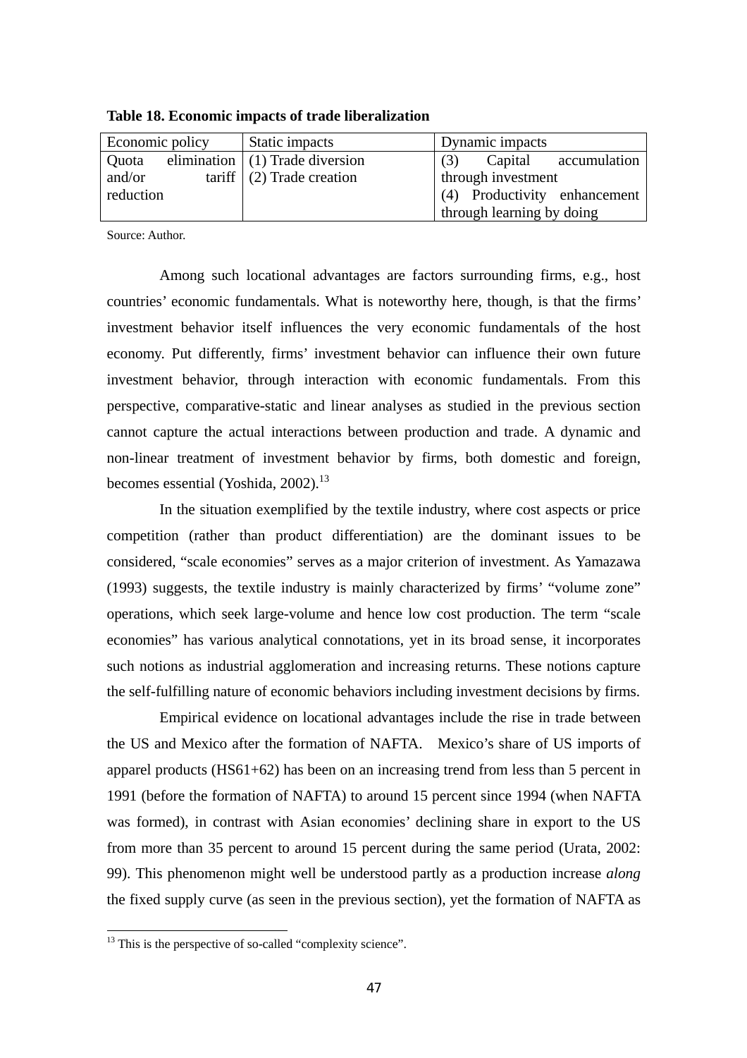**Table 18. Economic impacts of trade liberalization**

| Economic policy | Static impacts | Dynamic impacts |
|---|---|---|
| Quota elimination and/or tariff reduction | (1) Trade diversion<br>(2) Trade creation | (3) Capital accumulation through investment<br>(4) Productivity enhancement through learning by doing |

Source: Author.

Among such locational advantages are factors surrounding firms, e.g., host countries' economic fundamentals. What is noteworthy here, though, is that the firms' investment behavior itself influences the very economic fundamentals of the host economy. Put differently, firms' investment behavior can influence their own future investment behavior, through interaction with economic fundamentals. From this perspective, comparative-static and linear analyses as studied in the previous section cannot capture the actual interactions between production and trade. A dynamic and non-linear treatment of investment behavior by firms, both domestic and foreign, becomes essential (Yoshida, 2002).[13]

In the situation exemplified by the textile industry, where cost aspects or price competition (rather than product differentiation) are the dominant issues to be considered, "scale economies" serves as a major criterion of investment. As Yamazawa (1993) suggests, the textile industry is mainly characterized by firms' "volume zone" operations, which seek large-volume and hence low cost production. The term "scale economies" has various analytical connotations, yet in its broad sense, it incorporates such notions as industrial agglomeration and increasing returns. These notions capture the self-fulfilling nature of economic behaviors including investment decisions by firms.

Empirical evidence on locational advantages include the rise in trade between the US and Mexico after the formation of NAFTA. Mexico's share of US imports of apparel products (HS61+62) has been on an increasing trend from less than 5 percent in 1991 (before the formation of NAFTA) to around 15 percent since 1994 (when NAFTA was formed), in contrast with Asian economies' declining share in export to the US from more than 35 percent to around 15 percent during the same period (Urata, 2002: 99). This phenomenon might well be understood partly as a production increase *along* the fixed supply curve (as seen in the previous section), yet the formation of NAFTA as

[13] This is the perspective of so-called "complexity science".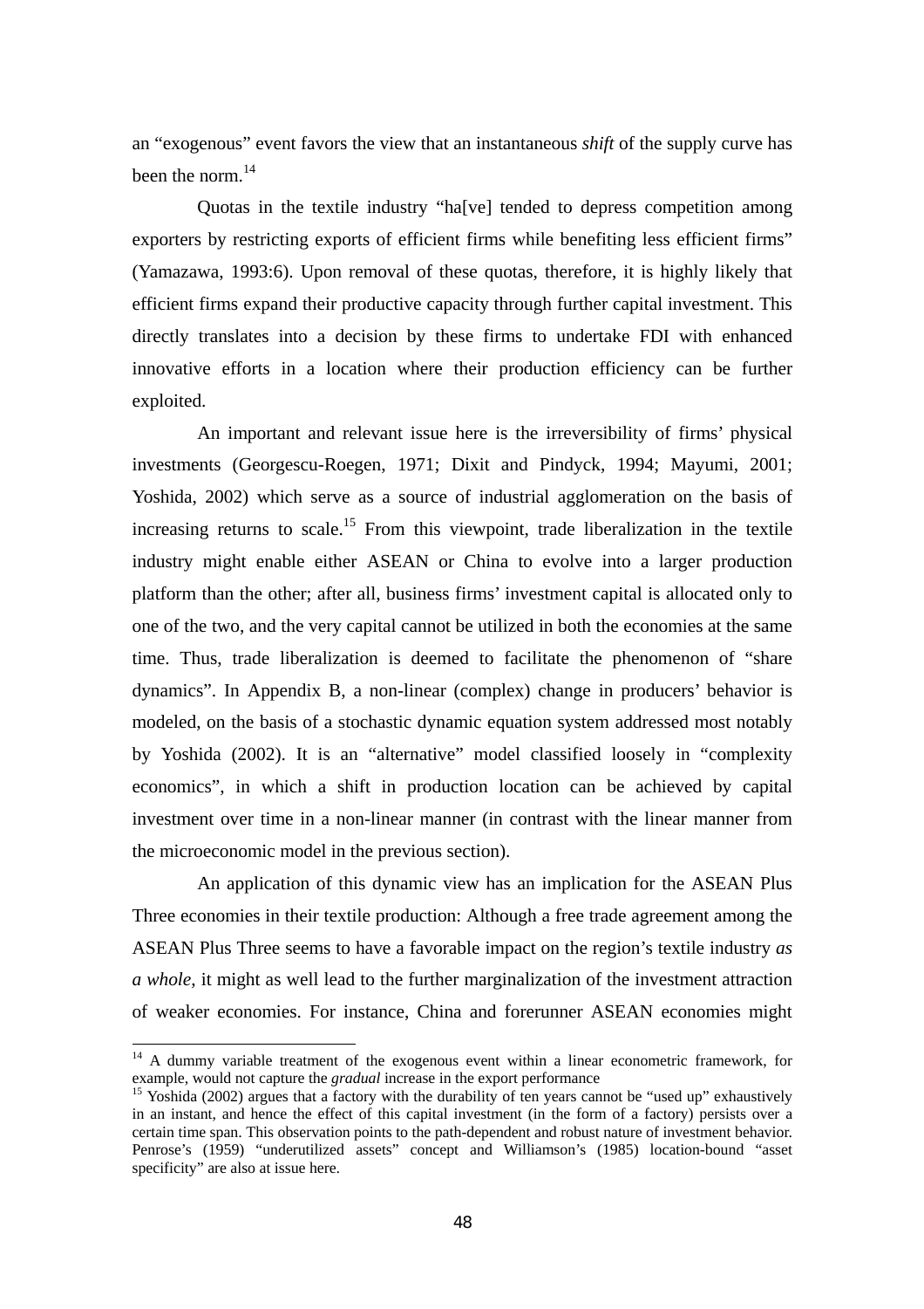an "exogenous" event favors the view that an instantaneous *shift* of the supply curve has been the norm.[14]

Quotas in the textile industry "ha[ve] tended to depress competition among exporters by restricting exports of efficient firms while benefiting less efficient firms" (Yamazawa, 1993:6). Upon removal of these quotas, therefore, it is highly likely that efficient firms expand their productive capacity through further capital investment. This directly translates into a decision by these firms to undertake FDI with enhanced innovative efforts in a location where their production efficiency can be further exploited.

An important and relevant issue here is the irreversibility of firms' physical investments (Georgescu-Roegen, 1971; Dixit and Pindyck, 1994; Mayumi, 2001; Yoshida, 2002) which serve as a source of industrial agglomeration on the basis of increasing returns to scale.[15] From this viewpoint, trade liberalization in the textile industry might enable either ASEAN or China to evolve into a larger production platform than the other; after all, business firms' investment capital is allocated only to one of the two, and the very capital cannot be utilized in both the economies at the same time. Thus, trade liberalization is deemed to facilitate the phenomenon of "share dynamics". In Appendix B, a non-linear (complex) change in producers' behavior is modeled, on the basis of a stochastic dynamic equation system addressed most notably by Yoshida (2002). It is an "alternative" model classified loosely in "complexity economics", in which a shift in production location can be achieved by capital investment over time in a non-linear manner (in contrast with the linear manner from the microeconomic model in the previous section).

An application of this dynamic view has an implication for the ASEAN Plus Three economies in their textile production: Although a free trade agreement among the ASEAN Plus Three seems to have a favorable impact on the region's textile industry *as a whole*, it might as well lead to the further marginalization of the investment attraction of weaker economies. For instance, China and forerunner ASEAN economies might

---

[14] A dummy variable treatment of the exogenous event within a linear econometric framework, for example, would not capture the *gradual* increase in the export performance

[15] Yoshida (2002) argues that a factory with the durability of ten years cannot be "used up" exhaustively in an instant, and hence the effect of this capital investment (in the form of a factory) persists over a certain time span. This observation points to the path-dependent and robust nature of investment behavior. Penrose's (1959) "underutilized assets" concept and Williamson's (1985) location-bound "asset specificity" are also at issue here.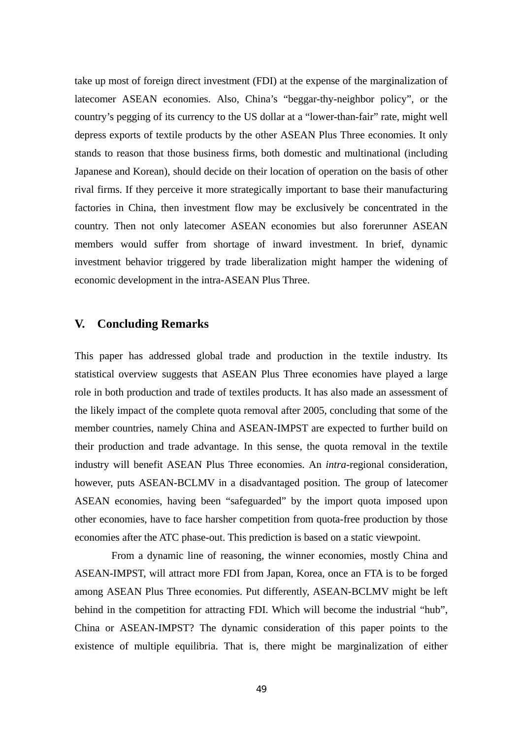take up most of foreign direct investment (FDI) at the expense of the marginalization of latecomer ASEAN economies. Also, China's "beggar-thy-neighbor policy", or the country's pegging of its currency to the US dollar at a "lower-than-fair" rate, might well depress exports of textile products by the other ASEAN Plus Three economies. It only stands to reason that those business firms, both domestic and multinational (including Japanese and Korean), should decide on their location of operation on the basis of other rival firms. If they perceive it more strategically important to base their manufacturing factories in China, then investment flow may be exclusively be concentrated in the country. Then not only latecomer ASEAN economies but also forerunner ASEAN members would suffer from shortage of inward investment. In brief, dynamic investment behavior triggered by trade liberalization might hamper the widening of economic development in the intra-ASEAN Plus Three.

## V. Concluding Remarks

This paper has addressed global trade and production in the textile industry. Its statistical overview suggests that ASEAN Plus Three economies have played a large role in both production and trade of textiles products. It has also made an assessment of the likely impact of the complete quota removal after 2005, concluding that some of the member countries, namely China and ASEAN-IMPST are expected to further build on their production and trade advantage. In this sense, the quota removal in the textile industry will benefit ASEAN Plus Three economies. An *intra*-regional consideration, however, puts ASEAN-BCLMV in a disadvantaged position. The group of latecomer ASEAN economies, having been "safeguarded" by the import quota imposed upon other economies, have to face harsher competition from quota-free production by those economies after the ATC phase-out. This prediction is based on a static viewpoint.

From a dynamic line of reasoning, the winner economies, mostly China and ASEAN-IMPST, will attract more FDI from Japan, Korea, once an FTA is to be forged among ASEAN Plus Three economies. Put differently, ASEAN-BCLMV might be left behind in the competition for attracting FDI. Which will become the industrial "hub", China or ASEAN-IMPST? The dynamic consideration of this paper points to the existence of multiple equilibria. That is, there might be marginalization of either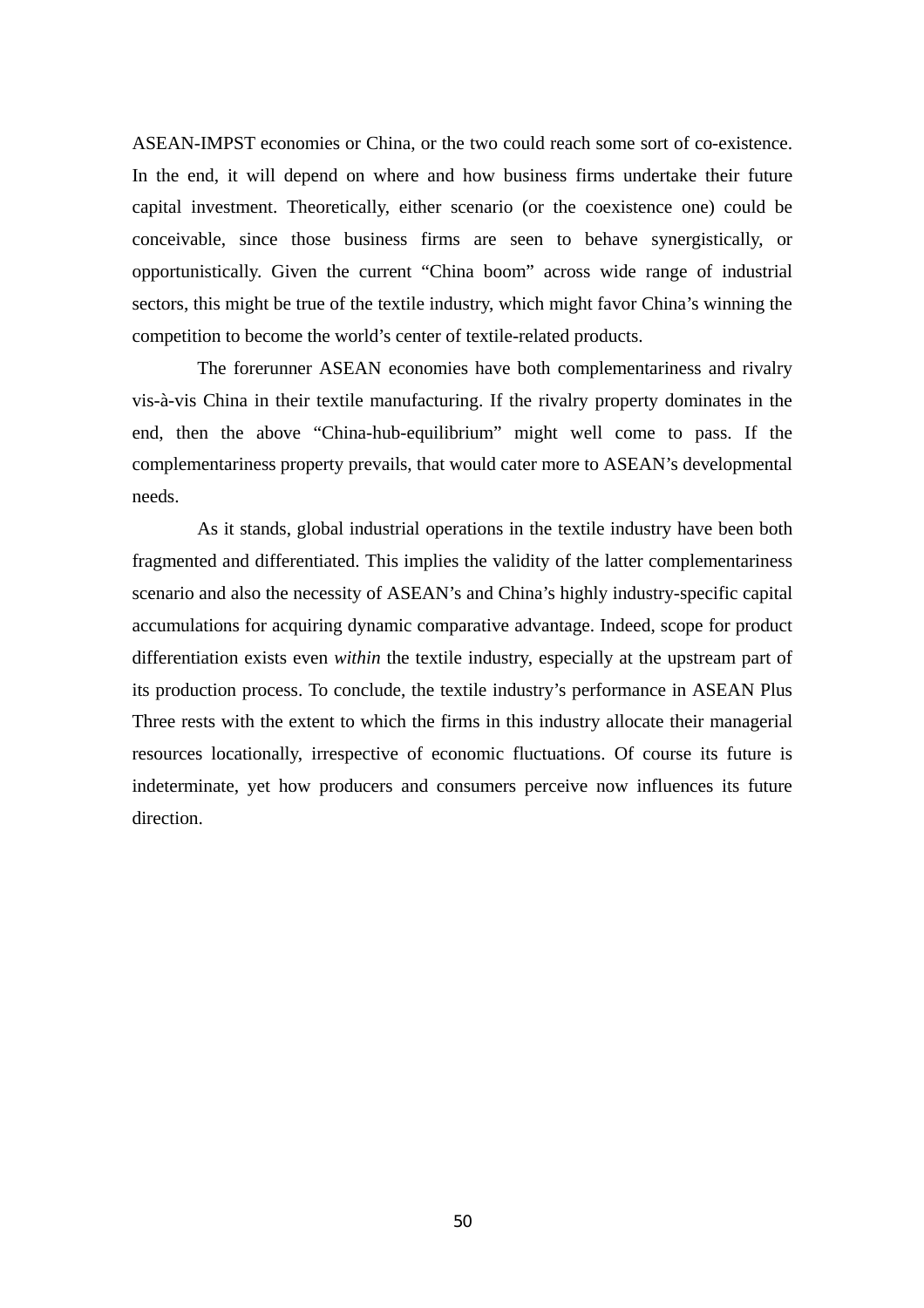ASEAN-IMPST economies or China, or the two could reach some sort of co-existence. In the end, it will depend on where and how business firms undertake their future capital investment. Theoretically, either scenario (or the coexistence one) could be conceivable, since those business firms are seen to behave synergistically, or opportunistically. Given the current "China boom" across wide range of industrial sectors, this might be true of the textile industry, which might favor China's winning the competition to become the world's center of textile-related products.

The forerunner ASEAN economies have both complementariness and rivalry vis-à-vis China in their textile manufacturing. If the rivalry property dominates in the end, then the above "China-hub-equilibrium" might well come to pass. If the complementariness property prevails, that would cater more to ASEAN's developmental needs.

As it stands, global industrial operations in the textile industry have been both fragmented and differentiated. This implies the validity of the latter complementariness scenario and also the necessity of ASEAN's and China's highly industry-specific capital accumulations for acquiring dynamic comparative advantage. Indeed, scope for product differentiation exists even *within* the textile industry, especially at the upstream part of its production process. To conclude, the textile industry's performance in ASEAN Plus Three rests with the extent to which the firms in this industry allocate their managerial resources locationally, irrespective of economic fluctuations. Of course its future is indeterminate, yet how producers and consumers perceive now influences its future direction.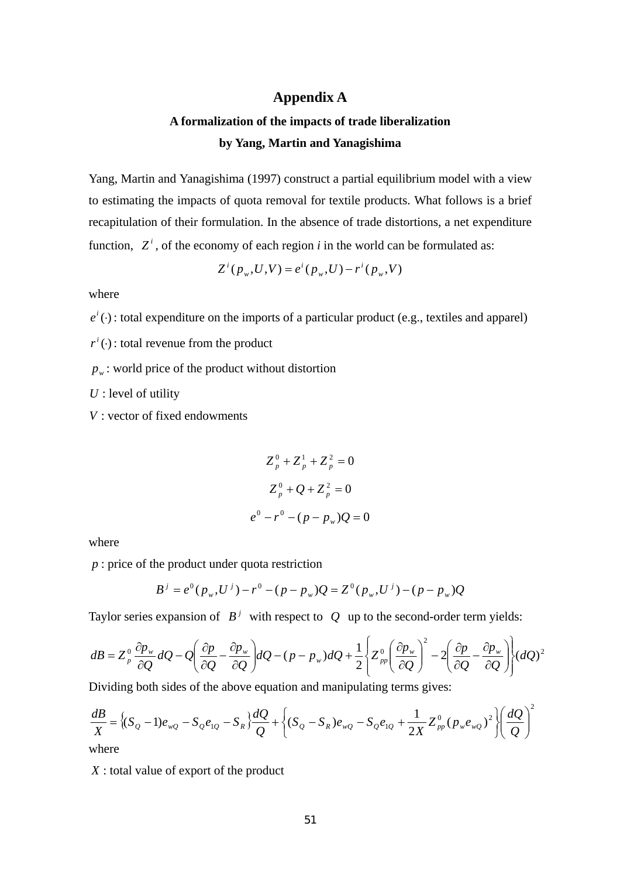# Appendix A

## A formalization of the impacts of trade liberalization by Yang, Martin and Yanagishima

Yang, Martin and Yanagishima (1997) construct a partial equilibrium model with a view to estimating the impacts of quota removal for textile products. What follows is a brief recapitulation of their formulation. In the absence of trade distortions, a net expenditure function, $Z^i$, of the economy of each region *i* in the world can be formulated as:

$$Z^i(p_w, U, V) = e^i(p_w, U) - r^i(p_w, V)$$

where

$e^i(\cdot)$: total expenditure on the imports of a particular product (e.g., textiles and apparel)

$r^i(\cdot)$: total revenue from the product

$p_w$: world price of the product without distortion

$U$ : level of utility

$V$ : vector of fixed endowments

$$Z_p^0 + Z_p^1 + Z_p^2 = 0$$

$$Z_p^0 + Q + Z_p^2 = 0$$

$$e^0 - r^0 - (p - p_w)Q = 0$$

where

$p$ : price of the product under quota restriction

$$B^j = e^0(p_w, U^j) - r^0 - (p - p_w)Q = Z^0(p_w, U^j) - (p - p_w)Q$$

Taylor series expansion of $B^j$ with respect to $Q$ up to the second-order term yields:

$$dB = Z_p^0 \frac{\partial p_w}{\partial Q} dQ - Q\left(\frac{\partial p}{\partial Q} - \frac{\partial p_w}{\partial Q}\right)dQ - (p - p_w)dQ + \frac{1}{2}\left\{Z_{pp}^0\left(\frac{\partial p_w}{\partial Q}\right)^2 - 2\left(\frac{\partial p}{\partial Q} - \frac{\partial p_w}{\partial Q}\right)\right\}(dQ)^2$$

Dividing both sides of the above equation and manipulating terms gives:

$$\frac{dB}{X} = \left\{(S_Q - 1)e_{wQ} - S_Q e_{1Q} - S_R\right\}\frac{dQ}{Q} + \left\{(S_Q - S_R)e_{wQ} - S_Q e_{1Q} + \frac{1}{2X}Z_{pp}^0 (p_w e_{wQ})^2\right\}\left(\frac{dQ}{Q}\right)^2$$

where

$X$ : total value of export of the product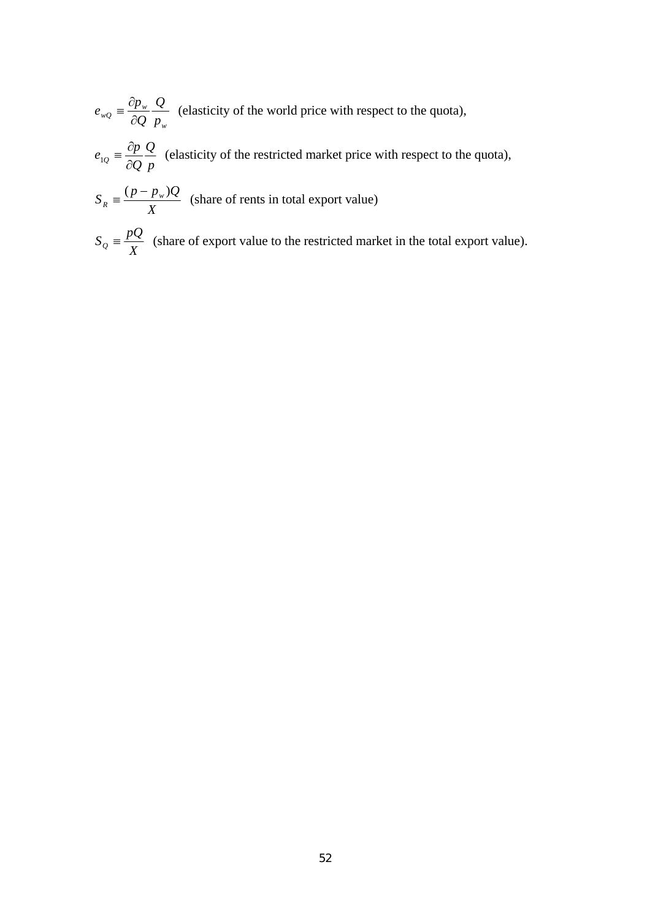$e_{wQ} \equiv \frac{\partial p_w}{\partial Q} \frac{Q}{p_w}$ (elasticity of the world price with respect to the quota),

$e_{1Q} \equiv \frac{\partial p}{\partial Q} \frac{Q}{p}$ (elasticity of the restricted market price with respect to the quota),

$S_R \equiv \frac{(p - p_w)Q}{X}$ (share of rents in total export value)

$S_Q \equiv \frac{pQ}{X}$ (share of export value to the restricted market in the total export value).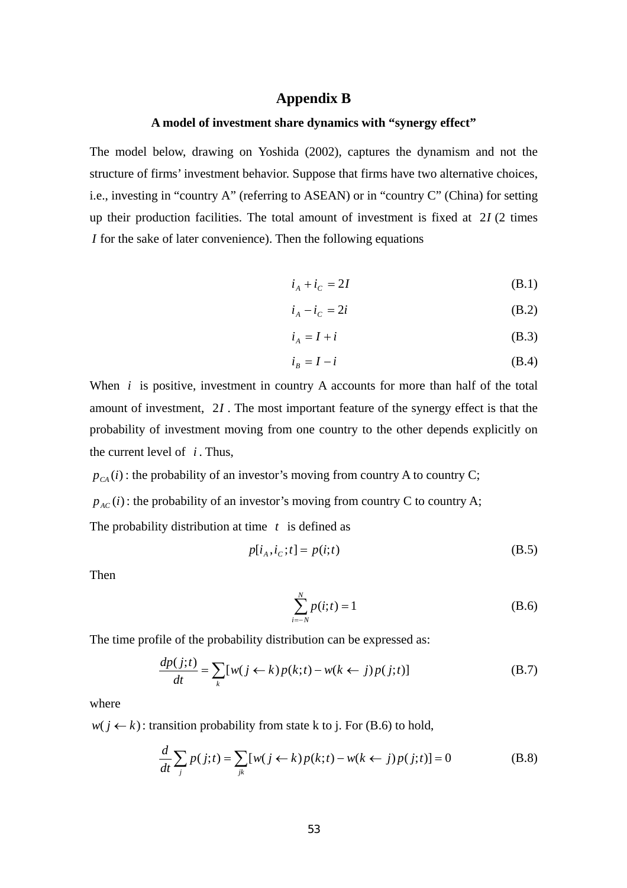# Appendix B

### A model of investment share dynamics with "synergy effect"

The model below, drawing on Yoshida (2002), captures the dynamism and not the structure of firms' investment behavior. Suppose that firms have two alternative choices, i.e., investing in "country A" (referring to ASEAN) or in "country C" (China) for setting up their production facilities. The total amount of investment is fixed at $2I$ (2 times $I$ for the sake of later convenience). Then the following equations

$$i_A + i_C = 2I \tag{B.1}$$

$$i_A - i_C = 2i \tag{B.2}$$

$$i_A = I + i \tag{B.3}$$

$$i_B = I - i \tag{B.4}$$

When $i$ is positive, investment in country A accounts for more than half of the total amount of investment, $2I$. The most important feature of the synergy effect is that the probability of investment moving from one country to the other depends explicitly on the current level of $i$. Thus,

$p_{CA}(i)$: the probability of an investor's moving from country A to country C;

$p_{AC}(i)$: the probability of an investor's moving from country C to country A;

The probability distribution at time $t$ is defined as

$$p[i_A, i_C; t] = p(i;t) \tag{B.5}$$

Then

$$\sum_{i=-N}^{N} p(i;t) = 1 \tag{B.6}$$

The time profile of the probability distribution can be expressed as:

$$\frac{dp(j;t)}{dt} = \sum_k [w(j \leftarrow k)\,p(k;t) - w(k \leftarrow j)\,p(j;t)] \tag{B.7}$$

where

$w(j \leftarrow k)$: transition probability from state k to j. For (B.6) to hold,

$$\frac{d}{dt}\sum_j p(j;t) = \sum_{jk} [w(j \leftarrow k)\,p(k;t) - w(k \leftarrow j)\,p(j;t)] = 0 \tag{B.8}$$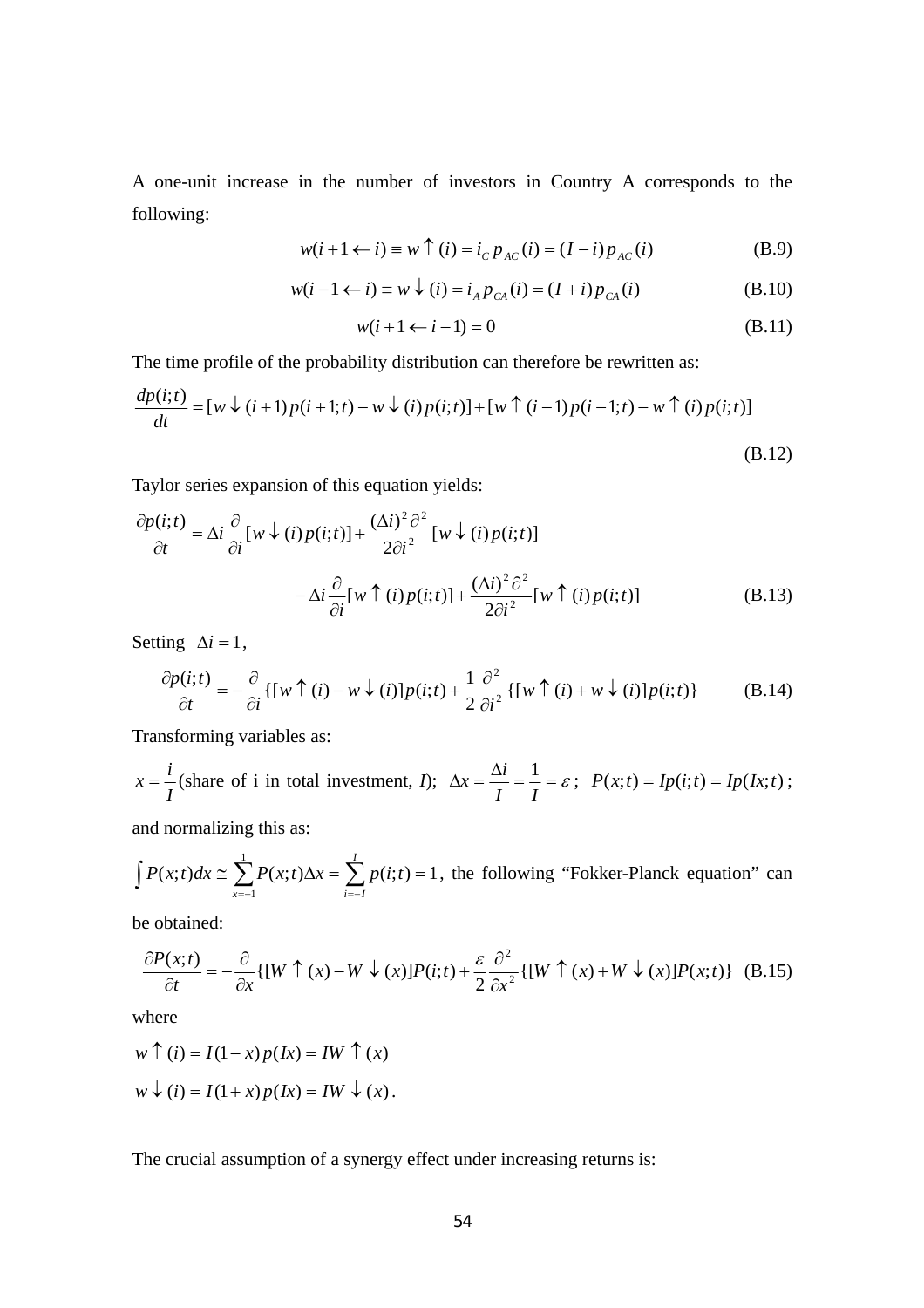A one-unit increase in the number of investors in Country A corresponds to the following:

$$w(i+1 \leftarrow i) \equiv w \uparrow (i) = i_C \, p_{AC}(i) = (I - i) \, p_{AC}(i) \tag{B.9}$$

$$w(i-1 \leftarrow i) \equiv w \downarrow (i) = i_A \, p_{CA}(i) = (I + i) \, p_{CA}(i) \tag{B.10}$$

$$w(i+1 \leftarrow i-1) = 0 \tag{B.11}$$

The time profile of the probability distribution can therefore be rewritten as:

$$\frac{dp(i;t)}{dt} = [w \downarrow (i+1) p(i+1;t) - w \downarrow (i) p(i;t)] + [w \uparrow (i-1) p(i-1;t) - w \uparrow (i) p(i;t)] \tag{B.12}$$

Taylor series expansion of this equation yields:

$$\frac{\partial p(i;t)}{\partial t} = \Delta i \frac{\partial}{\partial i}[w \downarrow (i) p(i;t)] + \frac{(\Delta i)^2 \partial^2}{2 \partial i^2}[w \downarrow (i) p(i;t)]$$

$$- \Delta i \frac{\partial}{\partial i}[w \uparrow (i) p(i;t)] + \frac{(\Delta i)^2 \partial^2}{2 \partial i^2}[w \uparrow (i) p(i;t)] \tag{B.13}$$

Setting $\Delta i = 1$,

$$\frac{\partial p(i;t)}{\partial t} = -\frac{\partial}{\partial i}\{[w \uparrow (i) - w \downarrow (i)] p(i;t) + \frac{1}{2}\frac{\partial^2}{\partial i^2}\{[w \uparrow (i) + w \downarrow (i)] p(i;t)\} \tag{B.14}$$

Transforming variables as:

$x = \dfrac{i}{I}$(share of i in total investment, *I*); $\Delta x = \dfrac{\Delta i}{I} = \dfrac{1}{I} = \varepsilon$ ; $P(x;t) = Ip(i;t) = Ip(Ix;t)$ ;

and normalizing this as:

$\int P(x;t)dx \cong \sum_{x=-1}^{1} P(x;t)\Delta x = \sum_{i=-I}^{I} p(i;t) = 1$, the following "Fokker-Planck equation" can be obtained:

$$\frac{\partial P(x;t)}{\partial t} = -\frac{\partial}{\partial x}\{[W \uparrow (x) - W \downarrow (x)] P(i;t) + \frac{\varepsilon}{2}\frac{\partial^2}{\partial x^2}\{[W \uparrow (x) + W \downarrow (x)] P(x;t)\} \tag{B.15}$$

where

$w \uparrow (i) = I(1-x) p(Ix) = IW \uparrow (x)$

$w \downarrow (i) = I(1+x) p(Ix) = IW \downarrow (x)$.

The crucial assumption of a synergy effect under increasing returns is: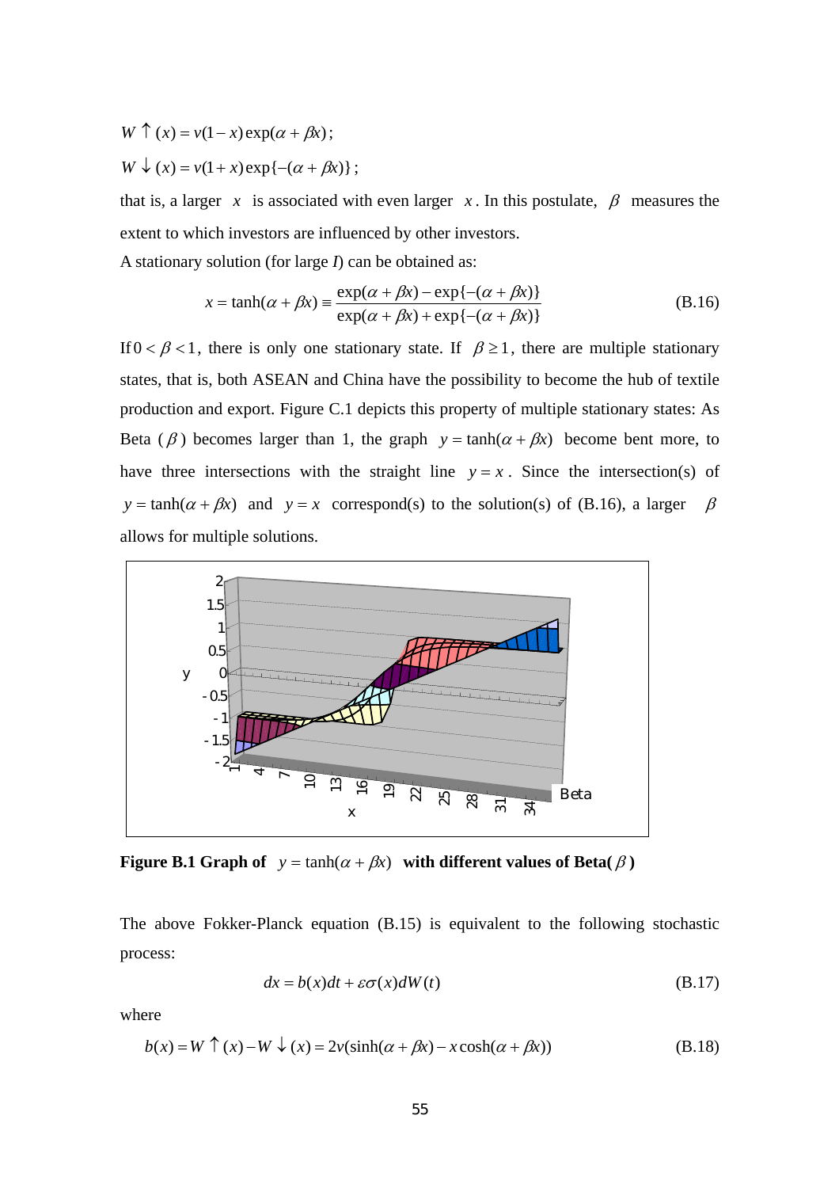$$W\uparrow(x) = v(1-x)\exp(\alpha+\beta x);$$

$$W\downarrow(x) = v(1+x)\exp\{-(\alpha+\beta x)\};$$

that is, a larger $x$ is associated with even larger $x$. In this postulate, $\beta$ measures the extent to which investors are influenced by other investors.

A stationary solution (for large *I*) can be obtained as:

$$x = \tanh(\alpha+\beta x) \equiv \frac{\exp(\alpha+\beta x) - \exp\{-(\alpha+\beta x)\}}{\exp(\alpha+\beta x) + \exp\{-(\alpha+\beta x)\}} \tag{B.16}$$

If $0 < \beta < 1$, there is only one stationary state. If $\beta \geq 1$, there are multiple stationary states, that is, both ASEAN and China have the possibility to become the hub of textile production and export. Figure C.1 depicts this property of multiple stationary states: As Beta ($\beta$) becomes larger than 1, the graph $y = \tanh(\alpha+\beta x)$ become bent more, to have three intersections with the straight line $y = x$. Since the intersection(s) of $y = \tanh(\alpha+\beta x)$ and $y = x$ correspond(s) to the solution(s) of (B.16), a larger $\beta$ allows for multiple solutions.

**Figure B.1 Graph of $y = \tanh(\alpha+\beta x)$ with different values of Beta($\beta$)**

The above Fokker-Planck equation (B.15) is equivalent to the following stochastic process:

$$dx = b(x)dt + \varepsilon\sigma(x)dW(t) \tag{B.17}$$

where

$$b(x) = W\uparrow(x) - W\downarrow(x) = 2v(\sinh(\alpha+\beta x) - x\cosh(\alpha+\beta x)) \tag{B.18}$$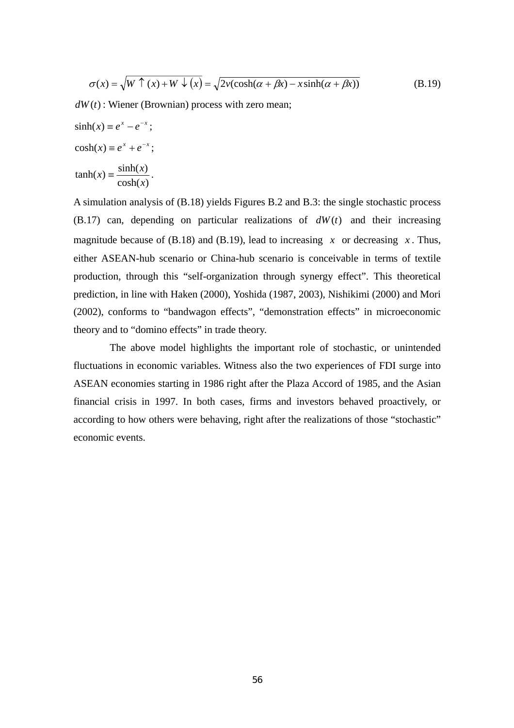$$\sigma(x) = \sqrt{W \uparrow (x) + W \downarrow (x)} = \sqrt{2v(\cosh(\alpha + \beta x) - x \sinh(\alpha + \beta x))} \tag{B.19}$$

$dW(t)$ : Wiener (Brownian) process with zero mean;

$\sinh(x) \equiv e^{x} - e^{-x}$;

$\cosh(x) \equiv e^{x} + e^{-x}$;

$\tanh(x) \equiv \dfrac{\sinh(x)}{\cosh(x)}$.

A simulation analysis of (B.18) yields Figures B.2 and B.3: the single stochastic process (B.17) can, depending on particular realizations of $dW(t)$ and their increasing magnitude because of (B.18) and (B.19), lead to increasing $x$ or decreasing $x$. Thus, either ASEAN-hub scenario or China-hub scenario is conceivable in terms of textile production, through this "self-organization through synergy effect". This theoretical prediction, in line with Haken (2000), Yoshida (1987, 2003), Nishikimi (2000) and Mori (2002), conforms to "bandwagon effects", "demonstration effects" in microeconomic theory and to "domino effects" in trade theory.

The above model highlights the important role of stochastic, or unintended fluctuations in economic variables. Witness also the two experiences of FDI surge into ASEAN economies starting in 1986 right after the Plaza Accord of 1985, and the Asian financial crisis in 1997. In both cases, firms and investors behaved proactively, or according to how others were behaving, right after the realizations of those "stochastic" economic events.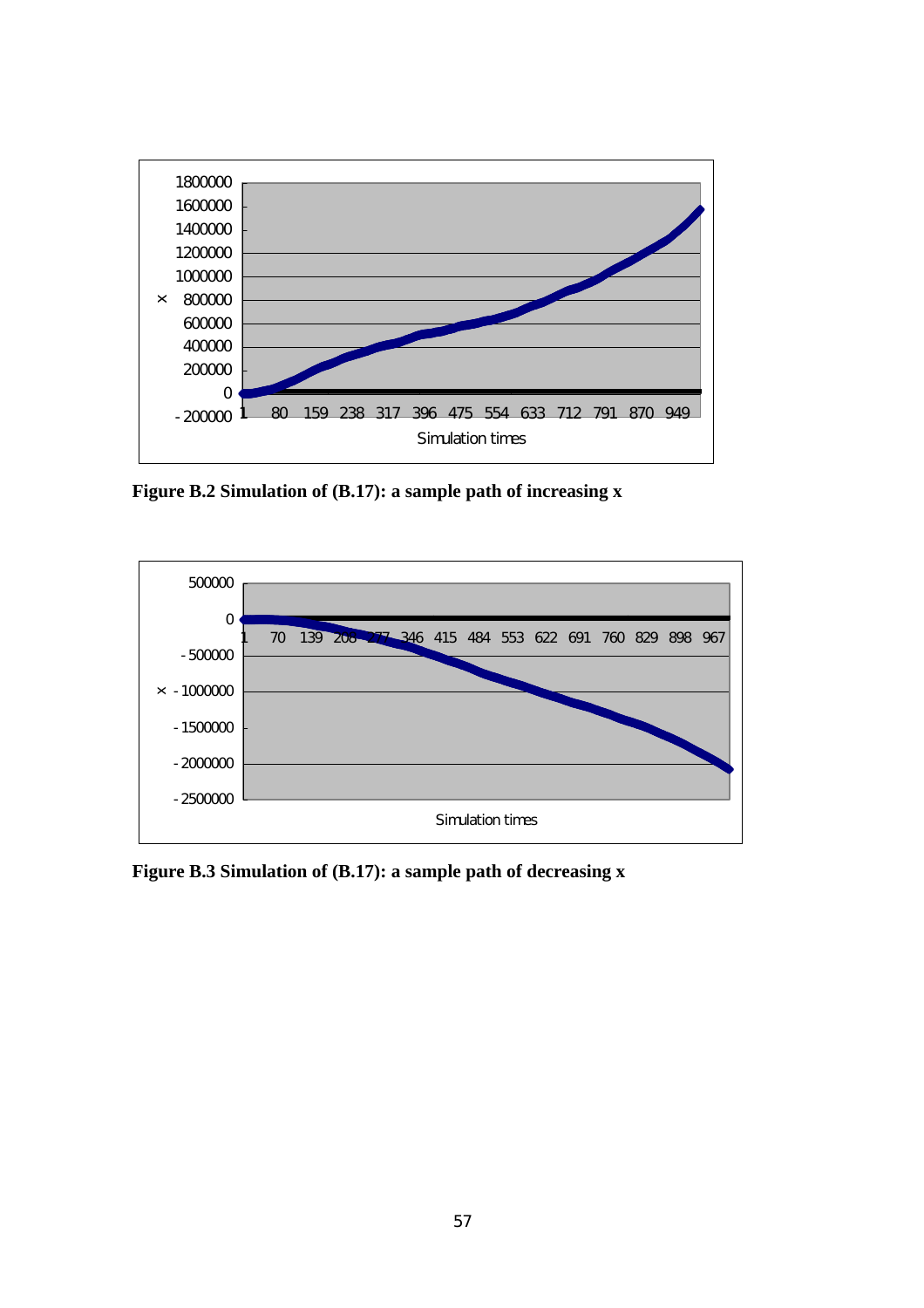**Figure B.2 Simulation of (B.17): a sample path of increasing x**

**Figure B.3 Simulation of (B.17): a sample path of decreasing x**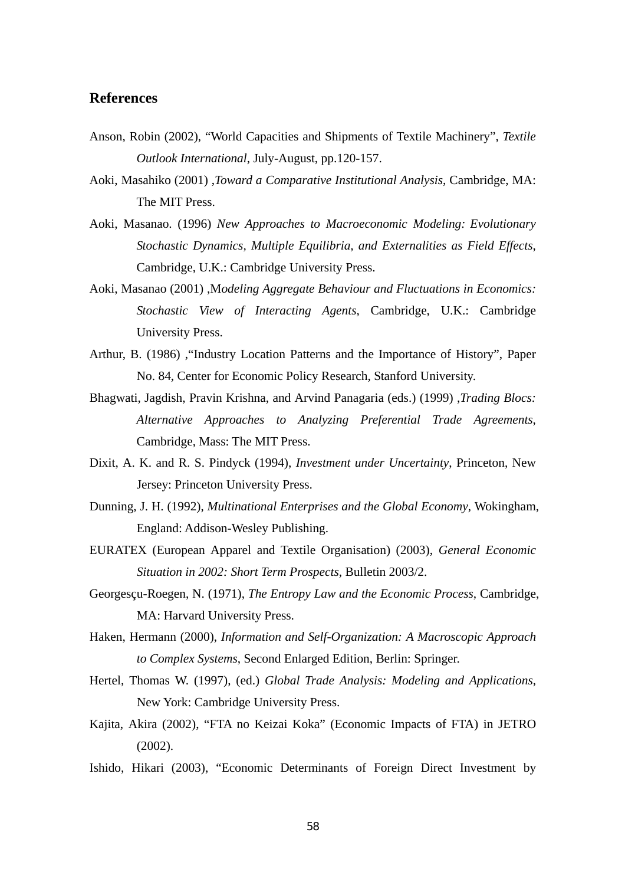## References

Anson, Robin (2002), "World Capacities and Shipments of Textile Machinery", *Textile Outlook International*, July-August, pp.120-157.

Aoki, Masahiko (2001) ,*Toward a Comparative Institutional Analysis*, Cambridge, MA: The MIT Press.

Aoki, Masanao. (1996) *New Approaches to Macroeconomic Modeling: Evolutionary Stochastic Dynamics, Multiple Equilibria, and Externalities as Field Effects*, Cambridge, U.K.: Cambridge University Press.

Aoki, Masanao (2001) ,*Modeling Aggregate Behaviour and Fluctuations in Economics: Stochastic View of Interacting Agents*, Cambridge, U.K.: Cambridge University Press.

Arthur, B. (1986) ,"Industry Location Patterns and the Importance of History", Paper No. 84, Center for Economic Policy Research, Stanford University.

Bhagwati, Jagdish, Pravin Krishna, and Arvind Panagaria (eds.) (1999) ,*Trading Blocs: Alternative Approaches to Analyzing Preferential Trade Agreements*, Cambridge, Mass: The MIT Press.

Dixit, A. K. and R. S. Pindyck (1994), *Investment under Uncertainty*, Princeton, New Jersey: Princeton University Press.

Dunning, J. H. (1992), *Multinational Enterprises and the Global Economy*, Wokingham, England: Addison-Wesley Publishing.

EURATEX (European Apparel and Textile Organisation) (2003), *General Economic Situation in 2002: Short Term Prospects*, Bulletin 2003/2.

Georgesçu-Roegen, N. (1971), *The Entropy Law and the Economic Process*, Cambridge, MA: Harvard University Press.

Haken, Hermann (2000), *Information and Self-Organization: A Macroscopic Approach to Complex Systems*, Second Enlarged Edition, Berlin: Springer.

Hertel, Thomas W. (1997), (ed.) *Global Trade Analysis: Modeling and Applications*, New York: Cambridge University Press.

Kajita, Akira (2002), "FTA no Keizai Koka" (Economic Impacts of FTA) in JETRO (2002).

Ishido, Hikari (2003), "Economic Determinants of Foreign Direct Investment by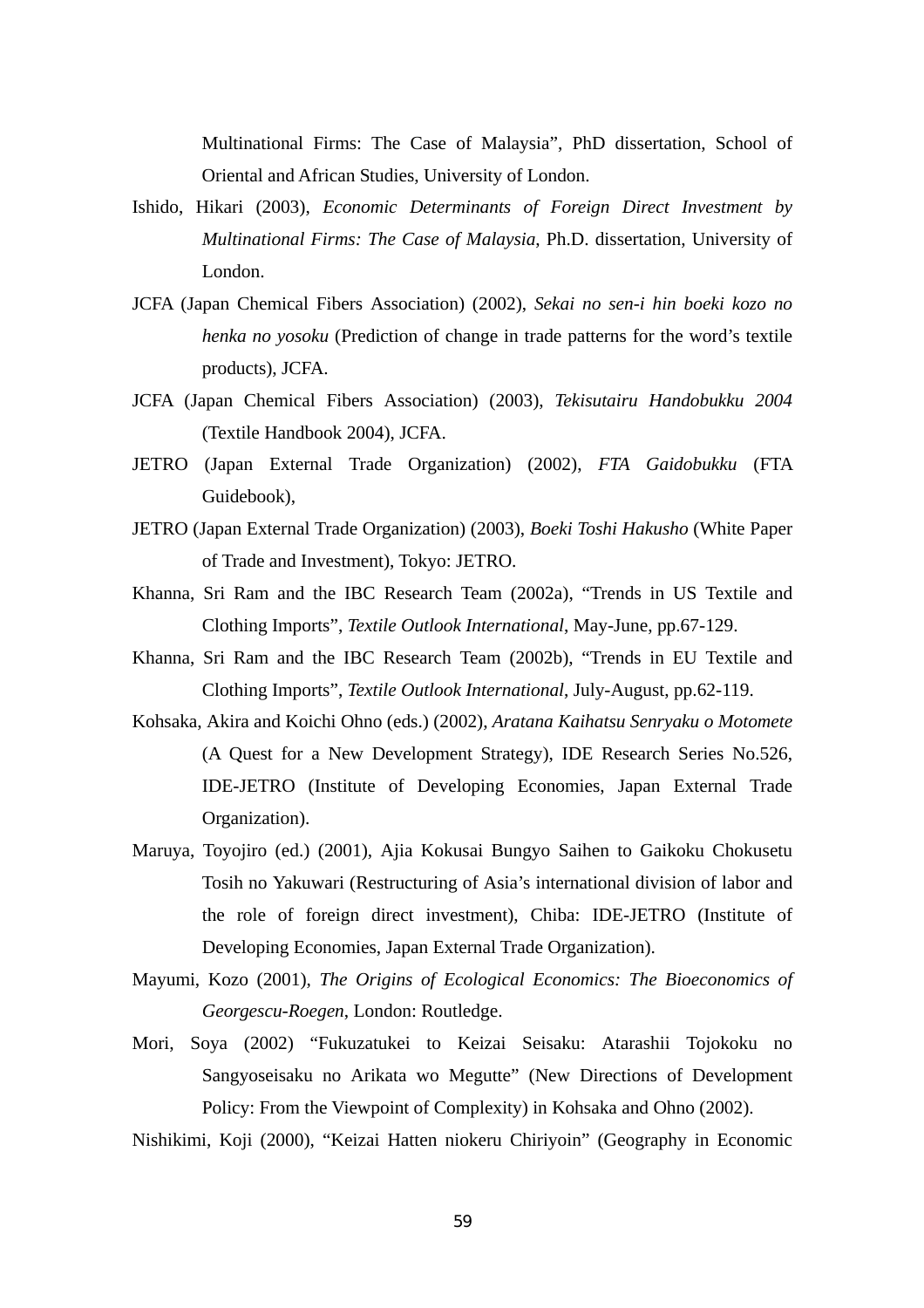Multinational Firms: The Case of Malaysia", PhD dissertation, School of Oriental and African Studies, University of London.

Ishido, Hikari (2003), *Economic Determinants of Foreign Direct Investment by Multinational Firms: The Case of Malaysia*, Ph.D. dissertation, University of London.

JCFA (Japan Chemical Fibers Association) (2002), *Sekai no sen-i hin boeki kozo no henka no yosoku* (Prediction of change in trade patterns for the word's textile products), JCFA.

JCFA (Japan Chemical Fibers Association) (2003), *Tekisutairu Handobukku 2004* (Textile Handbook 2004), JCFA.

JETRO (Japan External Trade Organization) (2002), *FTA Gaidobukku* (FTA Guidebook),

JETRO (Japan External Trade Organization) (2003), *Boeki Toshi Hakusho* (White Paper of Trade and Investment), Tokyo: JETRO.

Khanna, Sri Ram and the IBC Research Team (2002a), "Trends in US Textile and Clothing Imports", *Textile Outlook International*, May-June, pp.67-129.

Khanna, Sri Ram and the IBC Research Team (2002b), "Trends in EU Textile and Clothing Imports", *Textile Outlook International*, July-August, pp.62-119.

Kohsaka, Akira and Koichi Ohno (eds.) (2002), *Aratana Kaihatsu Senryaku o Motomete* (A Quest for a New Development Strategy), IDE Research Series No.526, IDE-JETRO (Institute of Developing Economies, Japan External Trade Organization).

Maruya, Toyojiro (ed.) (2001), Ajia Kokusai Bungyo Saihen to Gaikoku Chokusetu Tosih no Yakuwari (Restructuring of Asia's international division of labor and the role of foreign direct investment), Chiba: IDE-JETRO (Institute of Developing Economies, Japan External Trade Organization).

Mayumi, Kozo (2001), *The Origins of Ecological Economics: The Bioeconomics of Georgescu-Roegen*, London: Routledge.

Mori, Soya (2002) "Fukuzatukei to Keizai Seisaku: Atarashii Tojokoku no Sangyoseisaku no Arikata wo Megutte" (New Directions of Development Policy: From the Viewpoint of Complexity) in Kohsaka and Ohno (2002).

Nishikimi, Koji (2000), "Keizai Hatten niokeru Chiriyoin" (Geography in Economic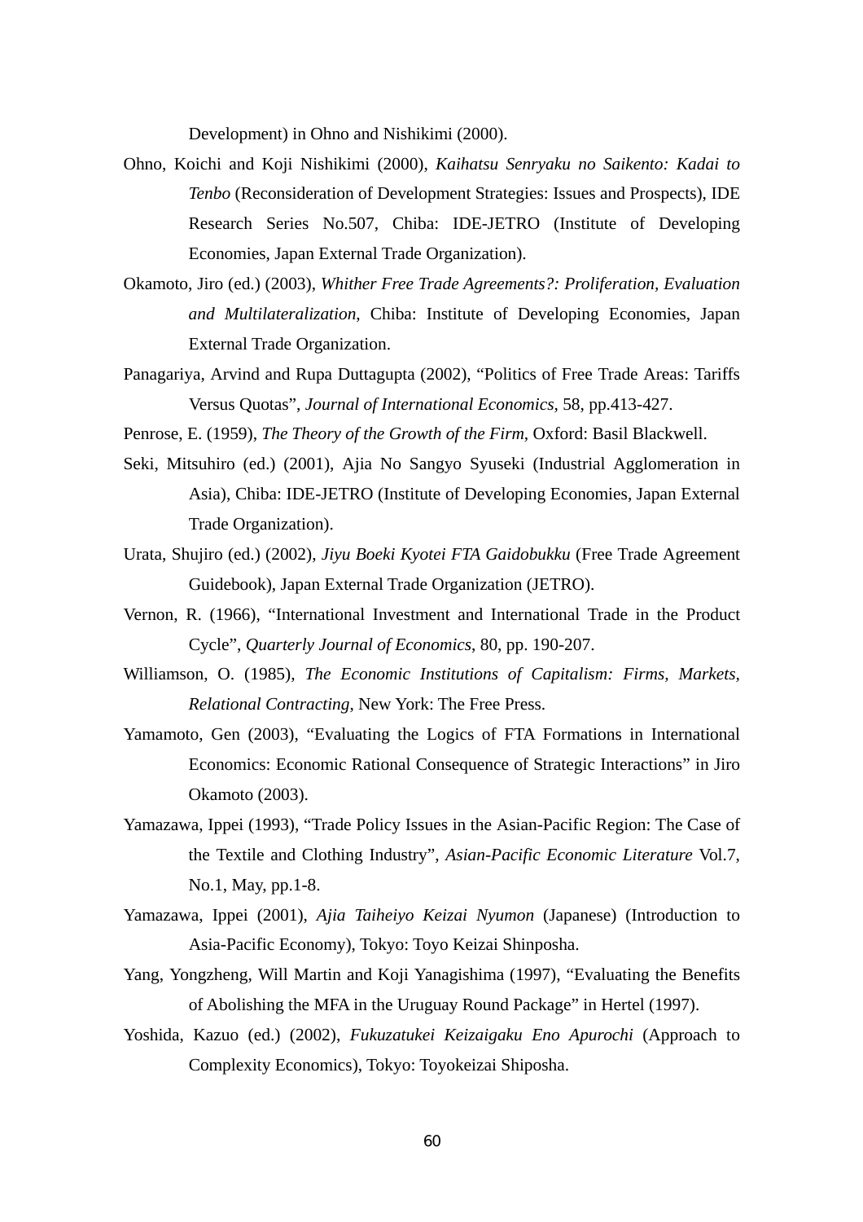Development) in Ohno and Nishikimi (2000).

Ohno, Koichi and Koji Nishikimi (2000), *Kaihatsu Senryaku no Saikento: Kadai to Tenbo* (Reconsideration of Development Strategies: Issues and Prospects), IDE Research Series No.507, Chiba: IDE-JETRO (Institute of Developing Economies, Japan External Trade Organization).

Okamoto, Jiro (ed.) (2003), *Whither Free Trade Agreements?: Proliferation, Evaluation and Multilateralization*, Chiba: Institute of Developing Economies, Japan External Trade Organization.

Panagariya, Arvind and Rupa Duttagupta (2002), "Politics of Free Trade Areas: Tariffs Versus Quotas", *Journal of International Economics*, 58, pp.413-427.

Penrose, E. (1959), *The Theory of the Growth of the Firm*, Oxford: Basil Blackwell.

Seki, Mitsuhiro (ed.) (2001), Ajia No Sangyo Syuseki (Industrial Agglomeration in Asia), Chiba: IDE-JETRO (Institute of Developing Economies, Japan External Trade Organization).

Urata, Shujiro (ed.) (2002), *Jiyu Boeki Kyotei FTA Gaidobukku* (Free Trade Agreement Guidebook), Japan External Trade Organization (JETRO).

Vernon, R. (1966), "International Investment and International Trade in the Product Cycle", *Quarterly Journal of Economics*, 80, pp. 190-207.

Williamson, O. (1985), *The Economic Institutions of Capitalism: Firms, Markets, Relational Contracting*, New York: The Free Press.

Yamamoto, Gen (2003), "Evaluating the Logics of FTA Formations in International Economics: Economic Rational Consequence of Strategic Interactions" in Jiro Okamoto (2003).

Yamazawa, Ippei (1993), "Trade Policy Issues in the Asian-Pacific Region: The Case of the Textile and Clothing Industry", *Asian-Pacific Economic Literature* Vol.7, No.1, May, pp.1-8.

Yamazawa, Ippei (2001), *Ajia Taiheiyo Keizai Nyumon* (Japanese) (Introduction to Asia-Pacific Economy), Tokyo: Toyo Keizai Shinposha.

Yang, Yongzheng, Will Martin and Koji Yanagishima (1997), "Evaluating the Benefits of Abolishing the MFA in the Uruguay Round Package" in Hertel (1997).

Yoshida, Kazuo (ed.) (2002), *Fukuzatukei Keizaigaku Eno Apurochi* (Approach to Complexity Economics), Tokyo: Toyokeizai Shiposha.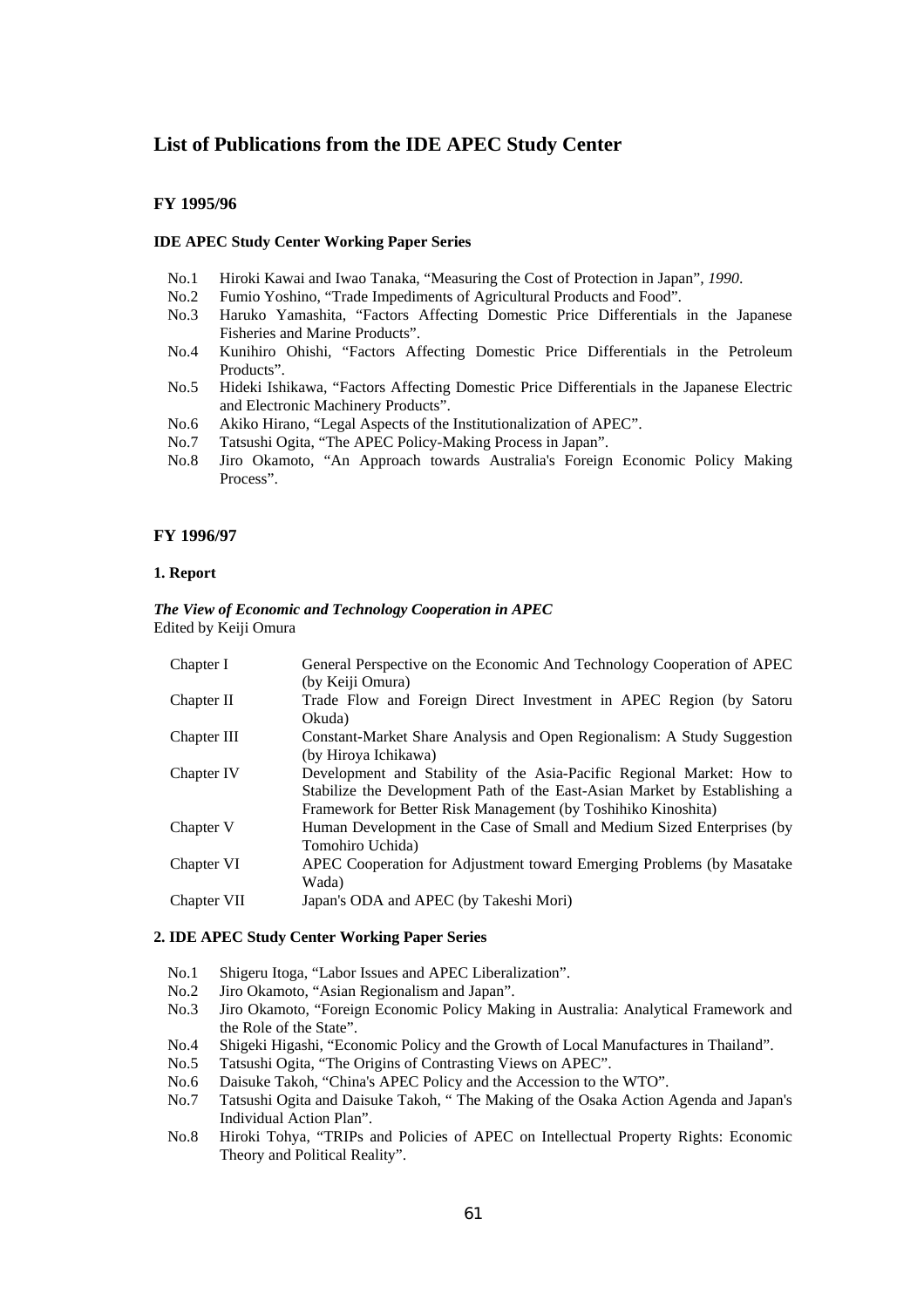# List of Publications from the IDE APEC Study Center

## FY 1995/96

### IDE APEC Study Center Working Paper Series

- No.1 Hiroki Kawai and Iwao Tanaka, "Measuring the Cost of Protection in Japan", *1990*.
- No.2 Fumio Yoshino, "Trade Impediments of Agricultural Products and Food".
- No.3 Haruko Yamashita, "Factors Affecting Domestic Price Differentials in the Japanese Fisheries and Marine Products".
- No.4 Kunihiro Ohishi, "Factors Affecting Domestic Price Differentials in the Petroleum Products".
- No.5 Hideki Ishikawa, "Factors Affecting Domestic Price Differentials in the Japanese Electric and Electronic Machinery Products".
- No.6 Akiko Hirano, "Legal Aspects of the Institutionalization of APEC".
- No.7 Tatsushi Ogita, "The APEC Policy-Making Process in Japan".
- No.8 Jiro Okamoto, "An Approach towards Australia's Foreign Economic Policy Making Process".

## FY 1996/97

### 1. Report

***The View of Economic and Technology Cooperation in APEC***
Edited by Keiji Omura

| | |
|---|---|
| Chapter I | General Perspective on the Economic And Technology Cooperation of APEC (by Keiji Omura) |
| Chapter II | Trade Flow and Foreign Direct Investment in APEC Region (by Satoru Okuda) |
| Chapter III | Constant-Market Share Analysis and Open Regionalism: A Study Suggestion (by Hiroya Ichikawa) |
| Chapter IV | Development and Stability of the Asia-Pacific Regional Market: How to Stabilize the Development Path of the East-Asian Market by Establishing a Framework for Better Risk Management (by Toshihiko Kinoshita) |
| Chapter V | Human Development in the Case of Small and Medium Sized Enterprises (by Tomohiro Uchida) |
| Chapter VI | APEC Cooperation for Adjustment toward Emerging Problems (by Masatake Wada) |
| Chapter VII | Japan's ODA and APEC (by Takeshi Mori) |

### 2. IDE APEC Study Center Working Paper Series

- No.1 Shigeru Itoga, "Labor Issues and APEC Liberalization".
- No.2 Jiro Okamoto, "Asian Regionalism and Japan".
- No.3 Jiro Okamoto, "Foreign Economic Policy Making in Australia: Analytical Framework and the Role of the State".
- No.4 Shigeki Higashi, "Economic Policy and the Growth of Local Manufactures in Thailand".
- No.5 Tatsushi Ogita, "The Origins of Contrasting Views on APEC".
- No.6 Daisuke Takoh, "China's APEC Policy and the Accession to the WTO".
- No.7 Tatsushi Ogita and Daisuke Takoh, " The Making of the Osaka Action Agenda and Japan's Individual Action Plan".
- No.8 Hiroki Tohya, "TRIPs and Policies of APEC on Intellectual Property Rights: Economic Theory and Political Reality".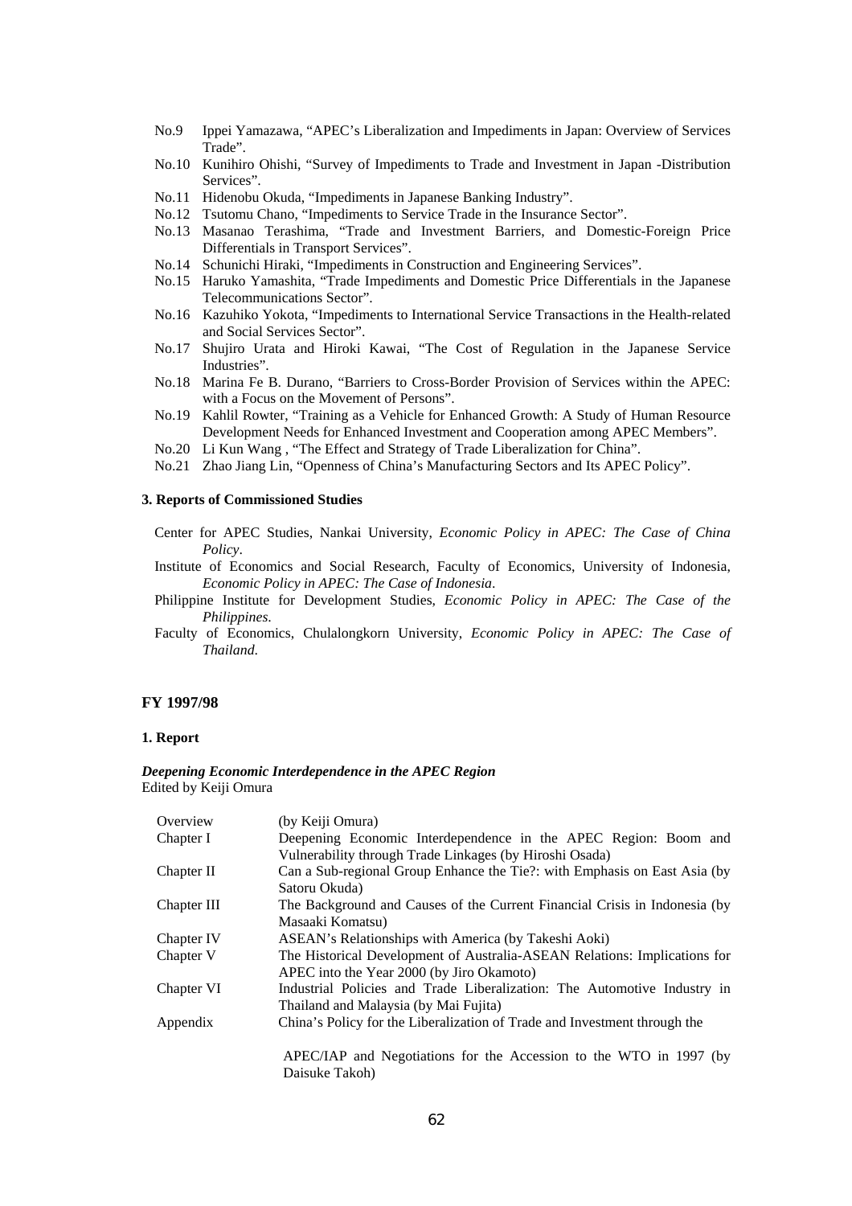No.9 Ippei Yamazawa, "APEC's Liberalization and Impediments in Japan: Overview of Services Trade".

No.10 Kunihiro Ohishi, "Survey of Impediments to Trade and Investment in Japan -Distribution Services".

No.11 Hidenobu Okuda, "Impediments in Japanese Banking Industry".

No.12 Tsutomu Chano, "Impediments to Service Trade in the Insurance Sector".

No.13 Masanao Terashima, "Trade and Investment Barriers, and Domestic-Foreign Price Differentials in Transport Services".

No.14 Schunichi Hiraki, "Impediments in Construction and Engineering Services".

No.15 Haruko Yamashita, "Trade Impediments and Domestic Price Differentials in the Japanese Telecommunications Sector".

No.16 Kazuhiko Yokota, "Impediments to International Service Transactions in the Health-related and Social Services Sector".

No.17 Shujiro Urata and Hiroki Kawai, "The Cost of Regulation in the Japanese Service Industries".

No.18 Marina Fe B. Durano, "Barriers to Cross-Border Provision of Services within the APEC: with a Focus on the Movement of Persons".

No.19 Kahlil Rowter, "Training as a Vehicle for Enhanced Growth: A Study of Human Resource Development Needs for Enhanced Investment and Cooperation among APEC Members".

No.20 Li Kun Wang , "The Effect and Strategy of Trade Liberalization for China".

No.21 Zhao Jiang Lin, "Openness of China's Manufacturing Sectors and Its APEC Policy".

**3. Reports of Commissioned Studies**

Center for APEC Studies, Nankai University, *Economic Policy in APEC: The Case of China Policy*.

Institute of Economics and Social Research, Faculty of Economics, University of Indonesia, *Economic Policy in APEC: The Case of Indonesia*.

Philippine Institute for Development Studies, *Economic Policy in APEC: The Case of the Philippines.*

Faculty of Economics, Chulalongkorn University, *Economic Policy in APEC: The Case of Thailand*.

## FY 1997/98

**1. Report**

***Deepening Economic Interdependence in the APEC Region***
Edited by Keiji Omura

| | |
|---|---|
| Overview | (by Keiji Omura) |
| Chapter I | Deepening Economic Interdependence in the APEC Region: Boom and Vulnerability through Trade Linkages (by Hiroshi Osada) |
| Chapter II | Can a Sub-regional Group Enhance the Tie?: with Emphasis on East Asia (by Satoru Okuda) |
| Chapter III | The Background and Causes of the Current Financial Crisis in Indonesia (by Masaaki Komatsu) |
| Chapter IV | ASEAN's Relationships with America (by Takeshi Aoki) |
| Chapter V | The Historical Development of Australia-ASEAN Relations: Implications for APEC into the Year 2000 (by Jiro Okamoto) |
| Chapter VI | Industrial Policies and Trade Liberalization: The Automotive Industry in Thailand and Malaysia (by Mai Fujita) |
| Appendix | China's Policy for the Liberalization of Trade and Investment through the APEC/IAP and Negotiations for the Accession to the WTO in 1997 (by Daisuke Takoh) |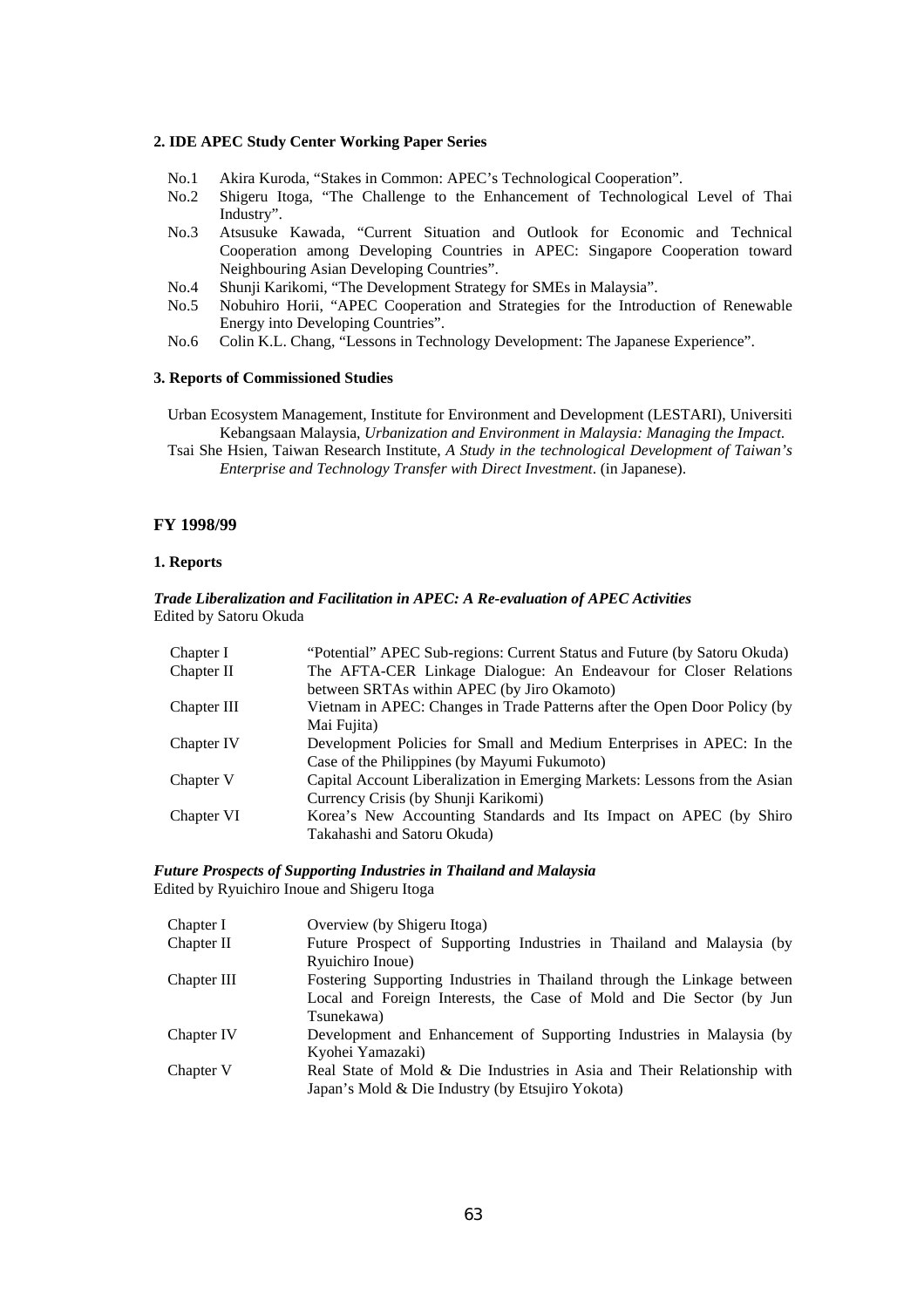**2. IDE APEC Study Center Working Paper Series**

- No.1 Akira Kuroda, "Stakes in Common: APEC's Technological Cooperation".
- No.2 Shigeru Itoga, "The Challenge to the Enhancement of Technological Level of Thai Industry".
- No.3 Atsusuke Kawada, "Current Situation and Outlook for Economic and Technical Cooperation among Developing Countries in APEC: Singapore Cooperation toward Neighbouring Asian Developing Countries".
- No.4 Shunji Karikomi, "The Development Strategy for SMEs in Malaysia".
- No.5 Nobuhiro Horii, "APEC Cooperation and Strategies for the Introduction of Renewable Energy into Developing Countries".
- No.6 Colin K.L. Chang, "Lessons in Technology Development: The Japanese Experience".

**3. Reports of Commissioned Studies**

Urban Ecosystem Management, Institute for Environment and Development (LESTARI), Universiti Kebangsaan Malaysia, *Urbanization and Environment in Malaysia: Managing the Impact*.

Tsai She Hsien, Taiwan Research Institute, *A Study in the technological Development of Taiwan's Enterprise and Technology Transfer with Direct Investment*. (in Japanese).

## FY 1998/99

**1. Reports**

***Trade Liberalization and Facilitation in APEC: A Re-evaluation of APEC Activities***
Edited by Satoru Okuda

| | |
|---|---|
| Chapter I | "Potential" APEC Sub-regions: Current Status and Future (by Satoru Okuda) |
| Chapter II | The AFTA-CER Linkage Dialogue: An Endeavour for Closer Relations between SRTAs within APEC (by Jiro Okamoto) |
| Chapter III | Vietnam in APEC: Changes in Trade Patterns after the Open Door Policy (by Mai Fujita) |
| Chapter IV | Development Policies for Small and Medium Enterprises in APEC: In the Case of the Philippines (by Mayumi Fukumoto) |
| Chapter V | Capital Account Liberalization in Emerging Markets: Lessons from the Asian Currency Crisis (by Shunji Karikomi) |
| Chapter VI | Korea's New Accounting Standards and Its Impact on APEC (by Shiro Takahashi and Satoru Okuda) |

***Future Prospects of Supporting Industries in Thailand and Malaysia***
Edited by Ryuichiro Inoue and Shigeru Itoga

| | |
|---|---|
| Chapter I | Overview (by Shigeru Itoga) |
| Chapter II | Future Prospect of Supporting Industries in Thailand and Malaysia (by Ryuichiro Inoue) |
| Chapter III | Fostering Supporting Industries in Thailand through the Linkage between Local and Foreign Interests, the Case of Mold and Die Sector (by Jun Tsunekawa) |
| Chapter IV | Development and Enhancement of Supporting Industries in Malaysia (by Kyohei Yamazaki) |
| Chapter V | Real State of Mold & Die Industries in Asia and Their Relationship with Japan's Mold & Die Industry (by Etsujiro Yokota) |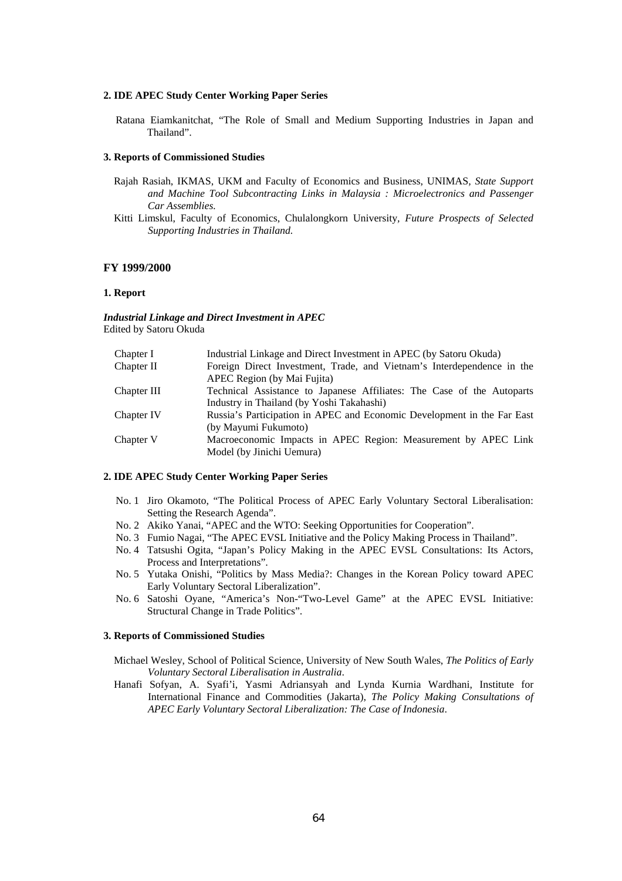**2. IDE APEC Study Center Working Paper Series**

Ratana Eiamkanitchat, “The Role of Small and Medium Supporting Industries in Japan and Thailand”.

**3. Reports of Commissioned Studies**

Rajah Rasiah, IKMAS, UKM and Faculty of Economics and Business, UNIMAS, *State Support and Machine Tool Subcontracting Links in Malaysia : Microelectronics and Passenger Car Assemblies.*

Kitti Limskul, Faculty of Economics, Chulalongkorn University, *Future Prospects of Selected Supporting Industries in Thailand.*

## FY 1999/2000

**1. Report**

***Industrial Linkage and Direct Investment in APEC***
Edited by Satoru Okuda

| | |
|---|---|
| Chapter I | Industrial Linkage and Direct Investment in APEC (by Satoru Okuda) |
| Chapter II | Foreign Direct Investment, Trade, and Vietnam’s Interdependence in the APEC Region (by Mai Fujita) |
| Chapter III | Technical Assistance to Japanese Affiliates: The Case of the Autoparts Industry in Thailand (by Yoshi Takahashi) |
| Chapter IV | Russia’s Participation in APEC and Economic Development in the Far East (by Mayumi Fukumoto) |
| Chapter V | Macroeconomic Impacts in APEC Region: Measurement by APEC Link Model (by Jinichi Uemura) |

**2. IDE APEC Study Center Working Paper Series**

No. 1 Jiro Okamoto, “The Political Process of APEC Early Voluntary Sectoral Liberalisation: Setting the Research Agenda”.

No. 2 Akiko Yanai, “APEC and the WTO: Seeking Opportunities for Cooperation”.

No. 3 Fumio Nagai, “The APEC EVSL Initiative and the Policy Making Process in Thailand”.

No. 4 Tatsushi Ogita, “Japan’s Policy Making in the APEC EVSL Consultations: Its Actors, Process and Interpretations”.

No. 5 Yutaka Onishi, “Politics by Mass Media?: Changes in the Korean Policy toward APEC Early Voluntary Sectoral Liberalization”.

No. 6 Satoshi Oyane, “America’s Non-“Two-Level Game” at the APEC EVSL Initiative: Structural Change in Trade Politics”.

**3. Reports of Commissioned Studies**

Michael Wesley, School of Political Science, University of New South Wales, *The Politics of Early Voluntary Sectoral Liberalisation in Australia*.

Hanafi Sofyan, A. Syafi’i, Yasmi Adriansyah and Lynda Kurnia Wardhani, Institute for International Finance and Commodities (Jakarta), *The Policy Making Consultations of APEC Early Voluntary Sectoral Liberalization: The Case of Indonesia*.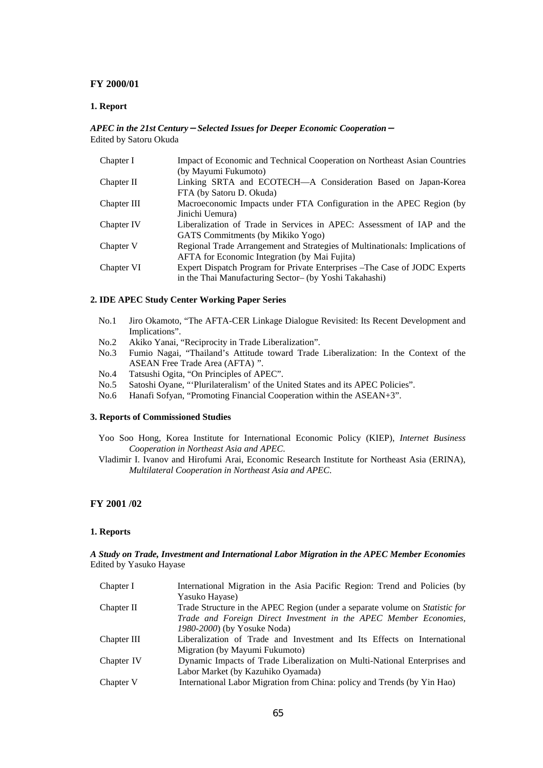## FY 2000/01

### 1. Report

***APEC in the 21st Century*** **─** ***Selected Issues for Deeper Economic Cooperation*** **─**
Edited by Satoru Okuda

| | |
|---|---|
| Chapter I | Impact of Economic and Technical Cooperation on Northeast Asian Countries (by Mayumi Fukumoto) |
| Chapter II | Linking SRTA and ECOTECH—A Consideration Based on Japan-Korea FTA (by Satoru D. Okuda) |
| Chapter III | Macroeconomic Impacts under FTA Configuration in the APEC Region (by Jinichi Uemura) |
| Chapter IV | Liberalization of Trade in Services in APEC: Assessment of IAP and the GATS Commitments (by Mikiko Yogo) |
| Chapter V | Regional Trade Arrangement and Strategies of Multinationals: Implications of AFTA for Economic Integration (by Mai Fujita) |
| Chapter VI | Expert Dispatch Program for Private Enterprises –The Case of JODC Experts in the Thai Manufacturing Sector– (by Yoshi Takahashi) |

### 2. IDE APEC Study Center Working Paper Series

- No.1 Jiro Okamoto, "The AFTA-CER Linkage Dialogue Revisited: Its Recent Development and Implications".
- No.2 Akiko Yanai, "Reciprocity in Trade Liberalization".
- No.3 Fumio Nagai, "Thailand's Attitude toward Trade Liberalization: In the Context of the ASEAN Free Trade Area (AFTA) ".
- No.4 Tatsushi Ogita, "On Principles of APEC".
- No.5 Satoshi Oyane, "'Plurilateralism' of the United States and its APEC Policies".
- No.6 Hanafi Sofyan, "Promoting Financial Cooperation within the ASEAN+3".

### 3. Reports of Commissioned Studies

Yoo Soo Hong, Korea Institute for International Economic Policy (KIEP), *Internet Business Cooperation in Northeast Asia and APEC*.

Vladimir I. Ivanov and Hirofumi Arai, Economic Research Institute for Northeast Asia (ERINA), *Multilateral Cooperation in Northeast Asia and APEC*.

## FY 2001 /02

### 1. Reports

***A Study on Trade, Investment and International Labor Migration in the APEC Member Economies***
Edited by Yasuko Hayase

| | |
|---|---|
| Chapter I | International Migration in the Asia Pacific Region: Trend and Policies (by Yasuko Hayase) |
| Chapter II | Trade Structure in the APEC Region (under a separate volume on *Statistic for Trade and Foreign Direct Investment in the APEC Member Economies, 1980-2000*) (by Yosuke Noda) |
| Chapter III | Liberalization of Trade and Investment and Its Effects on International Migration (by Mayumi Fukumoto) |
| Chapter IV | Dynamic Impacts of Trade Liberalization on Multi-National Enterprises and Labor Market (by Kazuhiko Oyamada) |
| Chapter V | International Labor Migration from China: policy and Trends (by Yin Hao) |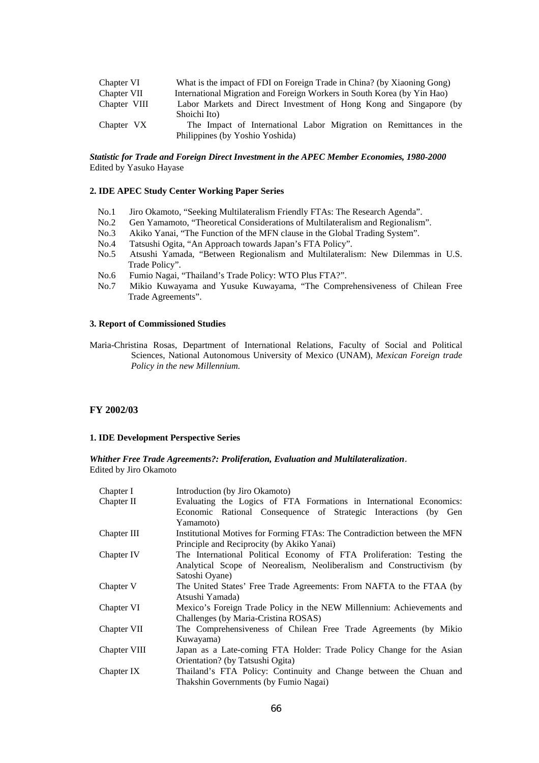| | |
|---|---|
| Chapter VI | What is the impact of FDI on Foreign Trade in China? (by Xiaoning Gong) |
| Chapter VII | International Migration and Foreign Workers in South Korea (by Yin Hao) |
| Chapter VIII | Labor Markets and Direct Investment of Hong Kong and Singapore (by Shoichi Ito) |
| Chapter VX | The Impact of International Labor Migration on Remittances in the Philippines (by Yoshio Yoshida) |

***Statistic for Trade and Foreign Direct Investment in the APEC Member Economies, 1980-2000***
Edited by Yasuko Hayase

**2. IDE APEC Study Center Working Paper Series**

No.1 Jiro Okamoto, "Seeking Multilateralism Friendly FTAs: The Research Agenda".
No.2 Gen Yamamoto, "Theoretical Considerations of Multilateralism and Regionalism".
No.3 Akiko Yanai, "The Function of the MFN clause in the Global Trading System".
No.4 Tatsushi Ogita, "An Approach towards Japan's FTA Policy".
No.5 Atsushi Yamada, "Between Regionalism and Multilateralism: New Dilemmas in U.S. Trade Policy".
No.6 Fumio Nagai, "Thailand's Trade Policy: WTO Plus FTA?".
No.7 Mikio Kuwayama and Yusuke Kuwayama, "The Comprehensiveness of Chilean Free Trade Agreements".

**3. Report of Commissioned Studies**

Maria-Christina Rosas, Department of International Relations, Faculty of Social and Political Sciences, National Autonomous University of Mexico (UNAM), *Mexican Foreign trade Policy in the new Millennium.*

**FY 2002/03**

**1. IDE Development Perspective Series**

***Whither Free Trade Agreements?: Proliferation, Evaluation and Multilateralization*.**
Edited by Jiro Okamoto

| | |
|---|---|
| Chapter I | Introduction (by Jiro Okamoto) |
| Chapter II | Evaluating the Logics of FTA Formations in International Economics: Economic Rational Consequence of Strategic Interactions (by Gen Yamamoto) |
| Chapter III | Institutional Motives for Forming FTAs: The Contradiction between the MFN Principle and Reciprocity (by Akiko Yanai) |
| Chapter IV | The International Political Economy of FTA Proliferation: Testing the Analytical Scope of Neorealism, Neoliberalism and Constructivism (by Satoshi Oyane) |
| Chapter V | The United States' Free Trade Agreements: From NAFTA to the FTAA (by Atsushi Yamada) |
| Chapter VI | Mexico's Foreign Trade Policy in the NEW Millennium: Achievements and Challenges (by Maria-Cristina ROSAS) |
| Chapter VII | The Comprehensiveness of Chilean Free Trade Agreements (by Mikio Kuwayama) |
| Chapter VIII | Japan as a Late-coming FTA Holder: Trade Policy Change for the Asian Orientation? (by Tatsushi Ogita) |
| Chapter IX | Thailand's FTA Policy: Continuity and Change between the Chuan and Thakshin Governments (by Fumio Nagai) |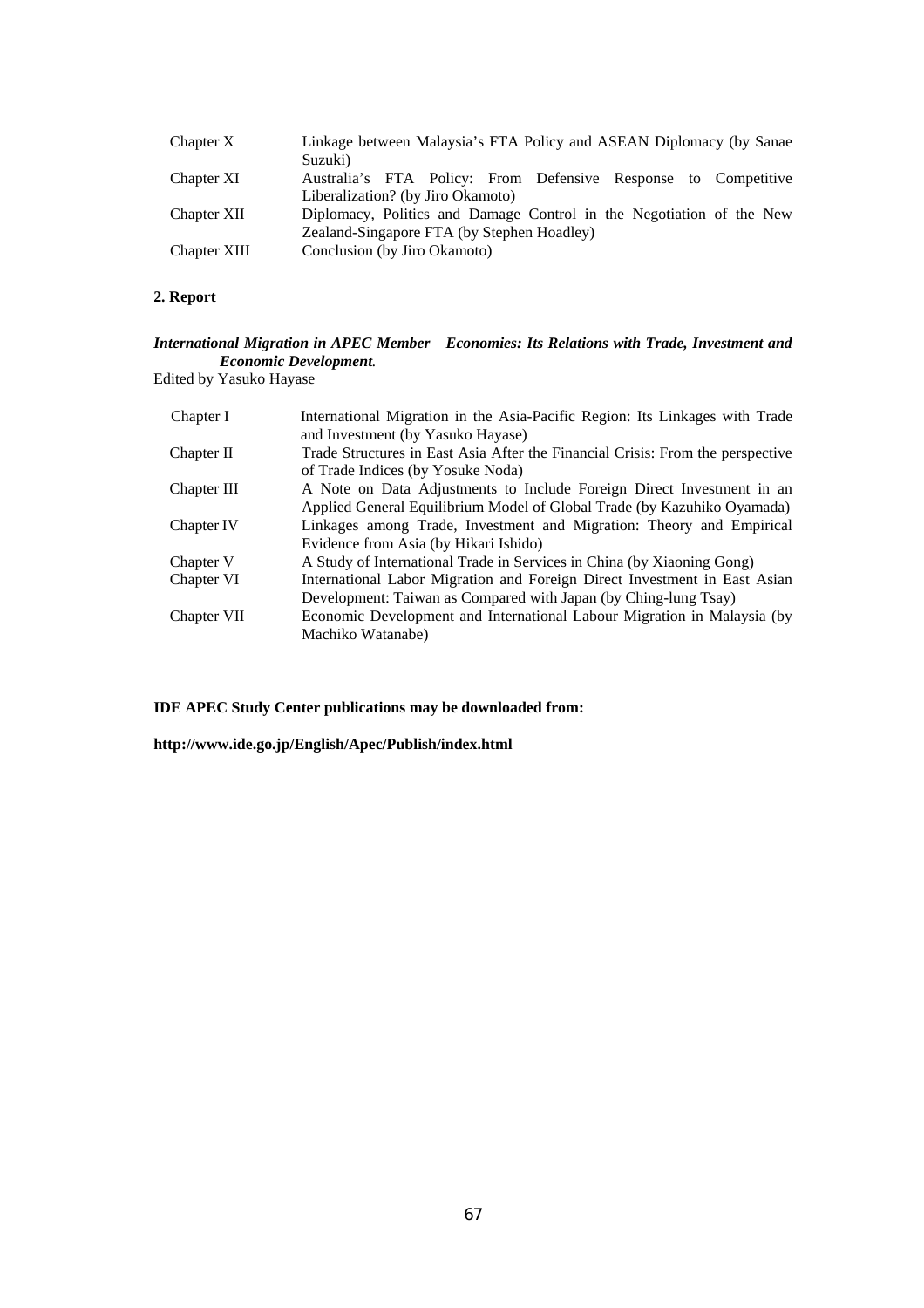| | |
|---|---|
| Chapter X | Linkage between Malaysia's FTA Policy and ASEAN Diplomacy (by Sanae Suzuki) |
| Chapter XI | Australia's FTA Policy: From Defensive Response to Competitive Liberalization? (by Jiro Okamoto) |
| Chapter XII | Diplomacy, Politics and Damage Control in the Negotiation of the New Zealand-Singapore FTA (by Stephen Hoadley) |
| Chapter XIII | Conclusion (by Jiro Okamoto) |

**2. Report**

***International Migration in APEC Member Economies: Its Relations with Trade, Investment and Economic Development.***

Edited by Yasuko Hayase

| | |
|---|---|
| Chapter I | International Migration in the Asia-Pacific Region: Its Linkages with Trade and Investment (by Yasuko Hayase) |
| Chapter II | Trade Structures in East Asia After the Financial Crisis: From the perspective of Trade Indices (by Yosuke Noda) |
| Chapter III | A Note on Data Adjustments to Include Foreign Direct Investment in an Applied General Equilibrium Model of Global Trade (by Kazuhiko Oyamada) |
| Chapter IV | Linkages among Trade, Investment and Migration: Theory and Empirical Evidence from Asia (by Hikari Ishido) |
| Chapter V | A Study of International Trade in Services in China (by Xiaoning Gong) |
| Chapter VI | International Labor Migration and Foreign Direct Investment in East Asian Development: Taiwan as Compared with Japan (by Ching-lung Tsay) |
| Chapter VII | Economic Development and International Labour Migration in Malaysia (by Machiko Watanabe) |

**IDE APEC Study Center publications may be downloaded from:**

**http://www.ide.go.jp/English/Apec/Publish/index.html**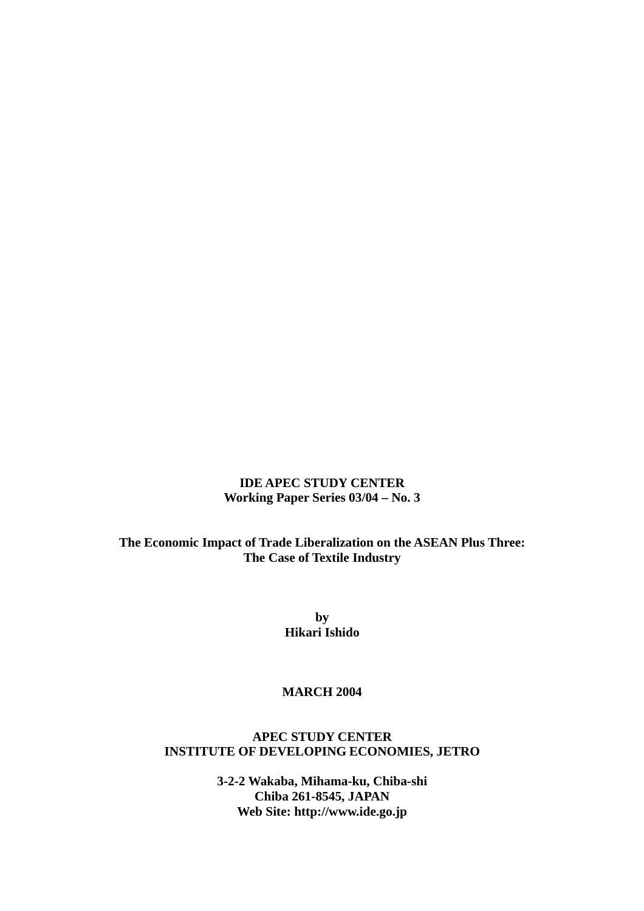**IDE APEC STUDY CENTER**
**Working Paper Series 03/04 – No. 3**

**The Economic Impact of Trade Liberalization on the ASEAN Plus Three: The Case of Textile Industry**

**by**
**Hikari Ishido**

**MARCH 2004**

**APEC STUDY CENTER**
**INSTITUTE OF DEVELOPING ECONOMIES, JETRO**

**3-2-2 Wakaba, Mihama-ku, Chiba-shi**
**Chiba 261-8545, JAPAN**
**Web Site: http://www.ide.go.jp**